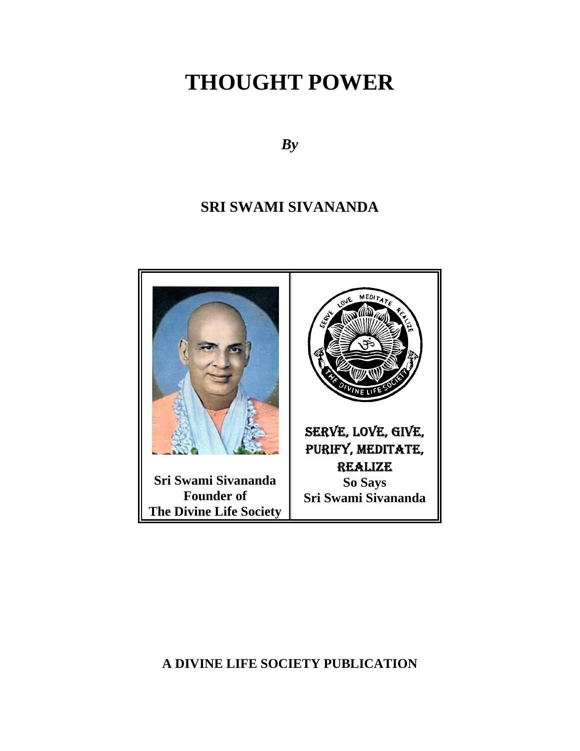# THOUGHT POWER

*By*

## SRI SWAMI SIVANANDA

| Sri Swami Sivananda<br>Founder of<br>The Divine Life Society | SERVE, LOVE, GIVE,<br>PURIFY, MEDITATE,<br>REALIZE<br>So Says<br>Sri Swami Sivananda |
|---|---|

**A DIVINE LIFE SOCIETY PUBLICATION**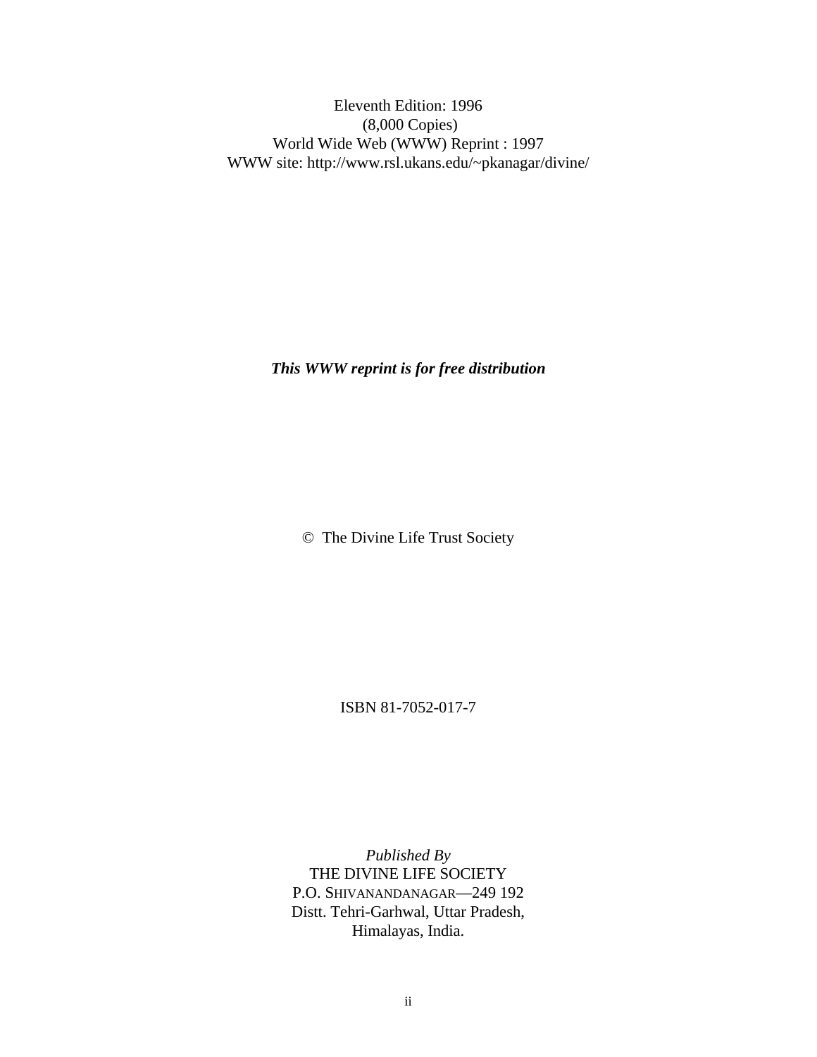Eleventh Edition: 1996
(8,000 Copies)
World Wide Web (WWW) Reprint : 1997
WWW site: http://www.rsl.ukans.edu/~pkanagar/divine/

***This WWW reprint is for free distribution***

© The Divine Life Trust Society

ISBN 81-7052-017-7

*Published By*
THE DIVINE LIFE SOCIETY
P.O. SHIVANANDANAGAR—249 192
Distt. Tehri-Garhwal, Uttar Pradesh,
Himalayas, India.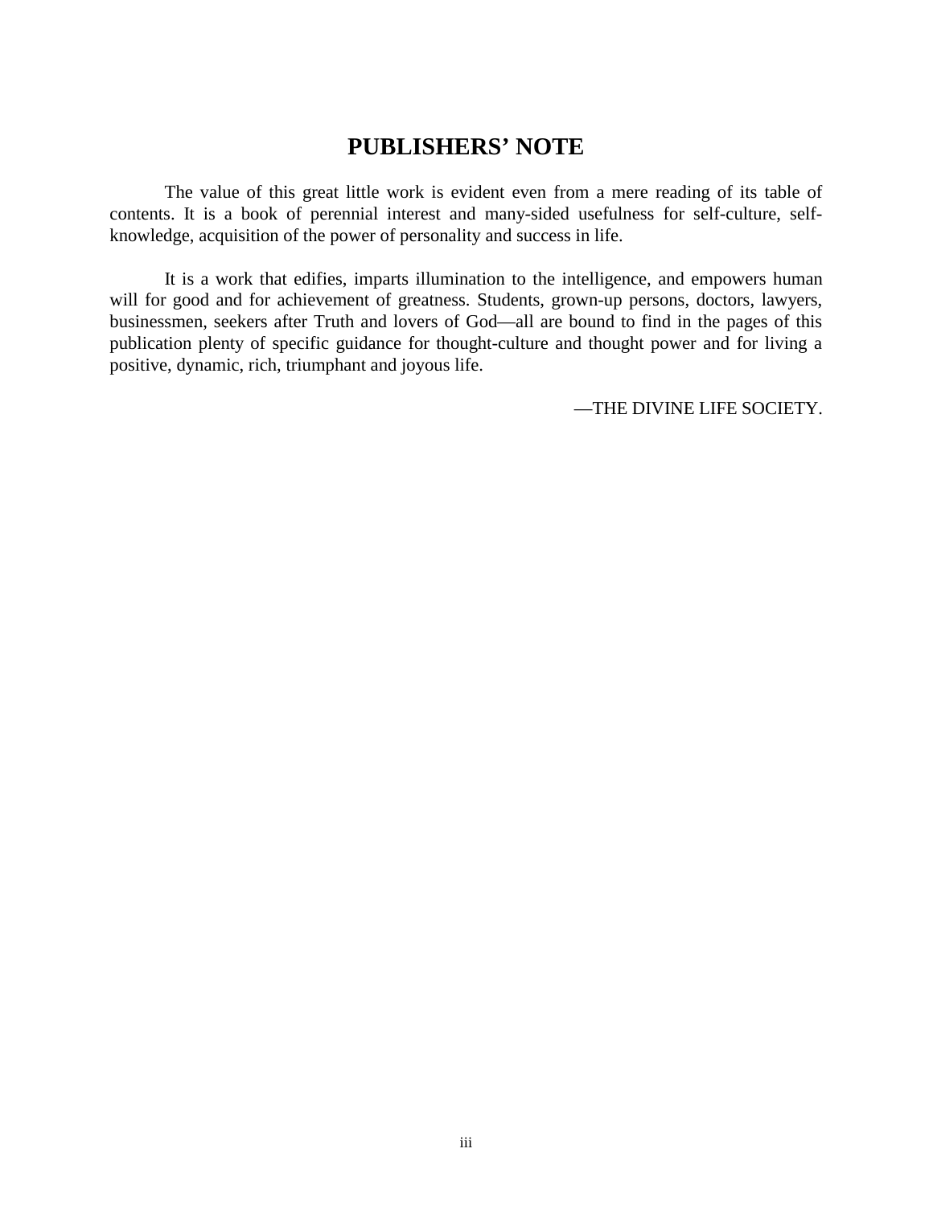# PUBLISHERS' NOTE

The value of this great little work is evident even from a mere reading of its table of contents. It is a book of perennial interest and many-sided usefulness for self-culture, self-knowledge, acquisition of the power of personality and success in life.

It is a work that edifies, imparts illumination to the intelligence, and empowers human will for good and for achievement of greatness. Students, grown-up persons, doctors, lawyers, businessmen, seekers after Truth and lovers of God—all are bound to find in the pages of this publication plenty of specific guidance for thought-culture and thought power and for living a positive, dynamic, rich, triumphant and joyous life.

—THE DIVINE LIFE SOCIETY.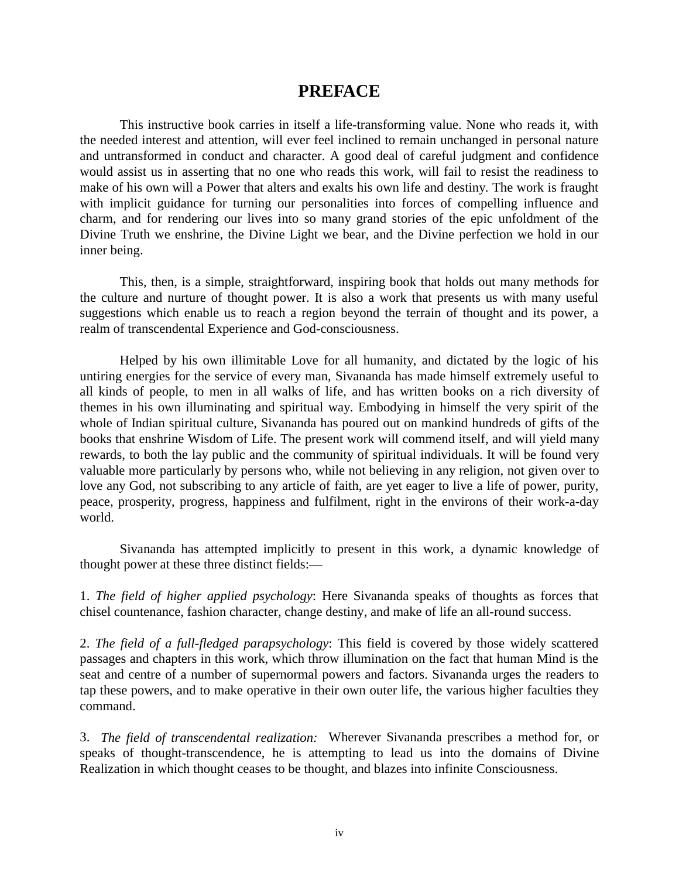# PREFACE

This instructive book carries in itself a life-transforming value. None who reads it, with the needed interest and attention, will ever feel inclined to remain unchanged in personal nature and untransformed in conduct and character. A good deal of careful judgment and confidence would assist us in asserting that no one who reads this work, will fail to resist the readiness to make of his own will a Power that alters and exalts his own life and destiny. The work is fraught with implicit guidance for turning our personalities into forces of compelling influence and charm, and for rendering our lives into so many grand stories of the epic unfoldment of the Divine Truth we enshrine, the Divine Light we bear, and the Divine perfection we hold in our inner being.

This, then, is a simple, straightforward, inspiring book that holds out many methods for the culture and nurture of thought power. It is also a work that presents us with many useful suggestions which enable us to reach a region beyond the terrain of thought and its power, a realm of transcendental Experience and God-consciousness.

Helped by his own illimitable Love for all humanity, and dictated by the logic of his untiring energies for the service of every man, Sivananda has made himself extremely useful to all kinds of people, to men in all walks of life, and has written books on a rich diversity of themes in his own illuminating and spiritual way. Embodying in himself the very spirit of the whole of Indian spiritual culture, Sivananda has poured out on mankind hundreds of gifts of the books that enshrine Wisdom of Life. The present work will commend itself, and will yield many rewards, to both the lay public and the community of spiritual individuals. It will be found very valuable more particularly by persons who, while not believing in any religion, not given over to love any God, not subscribing to any article of faith, are yet eager to live a life of power, purity, peace, prosperity, progress, happiness and fulfilment, right in the environs of their work-a-day world.

Sivananda has attempted implicitly to present in this work, a dynamic knowledge of thought power at these three distinct fields:—

1. *The field of higher applied psychology*: Here Sivananda speaks of thoughts as forces that chisel countenance, fashion character, change destiny, and make of life an all-round success.

2. *The field of a full-fledged parapsychology*: This field is covered by those widely scattered passages and chapters in this work, which throw illumination on the fact that human Mind is the seat and centre of a number of supernormal powers and factors. Sivananda urges the readers to tap these powers, and to make operative in their own outer life, the various higher faculties they command.

3. *The field of transcendental realization:* Wherever Sivananda prescribes a method for, or speaks of thought-transcendence, he is attempting to lead us into the domains of Divine Realization in which thought ceases to be thought, and blazes into infinite Consciousness.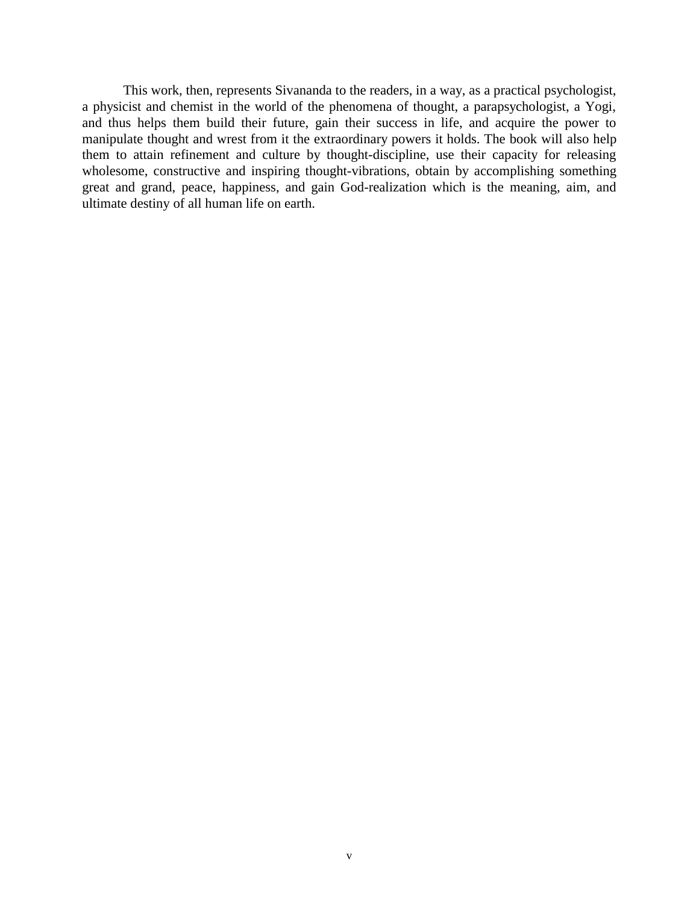This work, then, represents Sivananda to the readers, in a way, as a practical psychologist, a physicist and chemist in the world of the phenomena of thought, a parapsychologist, a Yogi, and thus helps them build their future, gain their success in life, and acquire the power to manipulate thought and wrest from it the extraordinary powers it holds. The book will also help them to attain refinement and culture by thought-discipline, use their capacity for releasing wholesome, constructive and inspiring thought-vibrations, obtain by accomplishing something great and grand, peace, happiness, and gain God-realization which is the meaning, aim, and ultimate destiny of all human life on earth.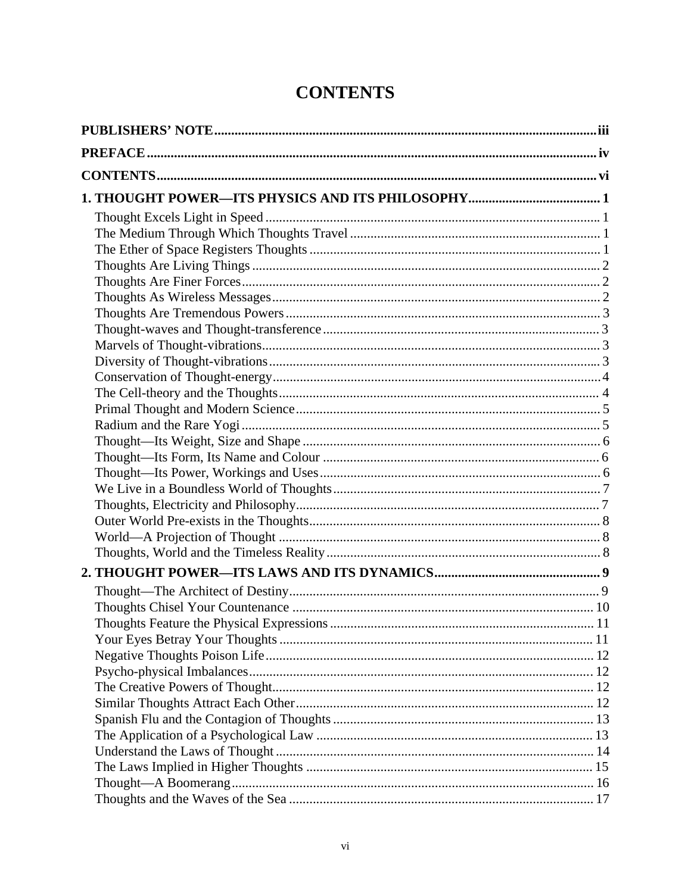# CONTENTS

**PUBLISHERS' NOTE** ...... iii

**PREFACE** ...... iv

**CONTENTS** ...... vi

**1. THOUGHT POWER—ITS PHYSICS AND ITS PHILOSOPHY** ...... 1

- Thought Excels Light in Speed ...... 1
- The Medium Through Which Thoughts Travel ...... 1
- The Ether of Space Registers Thoughts ...... 1
- Thoughts Are Living Things ...... 2
- Thoughts Are Finer Forces ...... 2
- Thoughts As Wireless Messages ...... 2
- Thoughts Are Tremendous Powers ...... 3
- Thought-waves and Thought-transference ...... 3
- Marvels of Thought-vibrations ...... 3
- Diversity of Thought-vibrations ...... 3
- Conservation of Thought-energy ...... 4
- The Cell-theory and the Thoughts ...... 4
- Primal Thought and Modern Science ...... 5
- Radium and the Rare Yogi ...... 5
- Thought—Its Weight, Size and Shape ...... 6
- Thought—Its Form, Its Name and Colour ...... 6
- Thought—Its Power, Workings and Uses ...... 6
- We Live in a Boundless World of Thoughts ...... 7
- Thoughts, Electricity and Philosophy ...... 7
- Outer World Pre-exists in the Thoughts ...... 8
- World—A Projection of Thought ...... 8
- Thoughts, World and the Timeless Reality ...... 8

**2. THOUGHT POWER—ITS LAWS AND ITS DYNAMICS** ...... 9

- Thought—The Architect of Destiny ...... 9
- Thoughts Chisel Your Countenance ...... 10
- Thoughts Feature the Physical Expressions ...... 11
- Your Eyes Betray Your Thoughts ...... 11
- Negative Thoughts Poison Life ...... 12
- Psycho-physical Imbalances ...... 12
- The Creative Powers of Thought ...... 12
- Similar Thoughts Attract Each Other ...... 12
- Spanish Flu and the Contagion of Thoughts ...... 13
- The Application of a Psychological Law ...... 13
- Understand the Laws of Thought ...... 14
- The Laws Implied in Higher Thoughts ...... 15
- Thought—A Boomerang ...... 16
- Thoughts and the Waves of the Sea ...... 17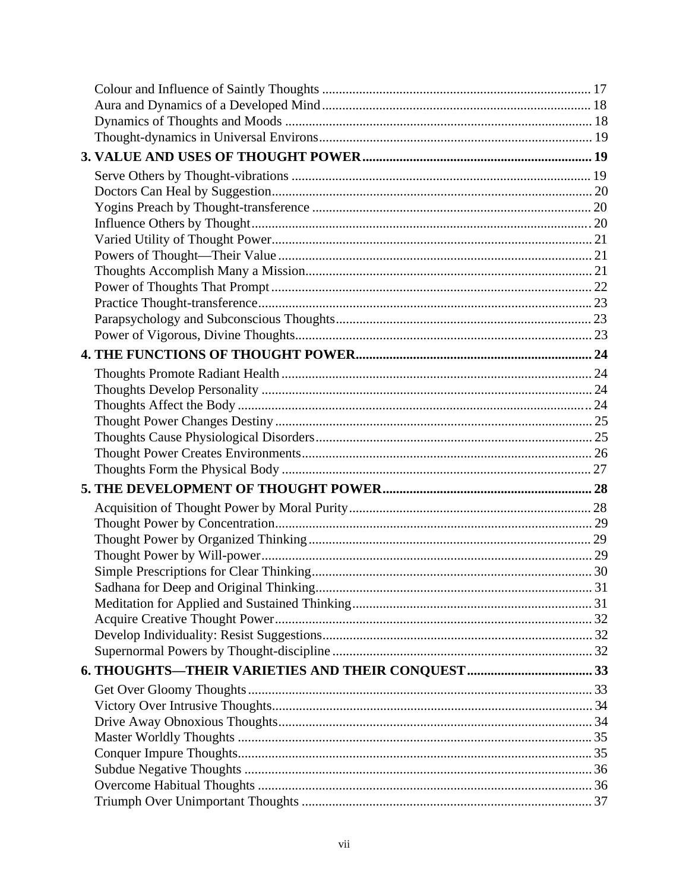Colour and Influence of Saintly Thoughts ... 17
Aura and Dynamics of a Developed Mind ... 18
Dynamics of Thoughts and Moods ... 18
Thought-dynamics in Universal Environs ... 19

**3. VALUE AND USES OF THOUGHT POWER ... 19**

Serve Others by Thought-vibrations ... 19
Doctors Can Heal by Suggestion ... 20
Yogins Preach by Thought-transference ... 20
Influence Others by Thought ... 20
Varied Utility of Thought Power ... 21
Powers of Thought—Their Value ... 21
Thoughts Accomplish Many a Mission ... 21
Power of Thoughts That Prompt ... 22
Practice Thought-transference ... 23
Parapsychology and Subconscious Thoughts ... 23
Power of Vigorous, Divine Thoughts ... 23

**4. THE FUNCTIONS OF THOUGHT POWER ... 24**

Thoughts Promote Radiant Health ... 24
Thoughts Develop Personality ... 24
Thoughts Affect the Body ... 24
Thought Power Changes Destiny ... 25
Thoughts Cause Physiological Disorders ... 25
Thought Power Creates Environments ... 26
Thoughts Form the Physical Body ... 27

**5. THE DEVELOPMENT OF THOUGHT POWER ... 28**

Acquisition of Thought Power by Moral Purity ... 28
Thought Power by Concentration ... 29
Thought Power by Organized Thinking ... 29
Thought Power by Will-power ... 29
Simple Prescriptions for Clear Thinking ... 30
Sadhana for Deep and Original Thinking ... 31
Meditation for Applied and Sustained Thinking ... 31
Acquire Creative Thought Power ... 32
Develop Individuality: Resist Suggestions ... 32
Supernormal Powers by Thought-discipline ... 32

**6. THOUGHTS—THEIR VARIETIES AND THEIR CONQUEST ... 33**

Get Over Gloomy Thoughts ... 33
Victory Over Intrusive Thoughts ... 34
Drive Away Obnoxious Thoughts ... 34
Master Worldly Thoughts ... 35
Conquer Impure Thoughts ... 35
Subdue Negative Thoughts ... 36
Overcome Habitual Thoughts ... 36
Triumph Over Unimportant Thoughts ... 37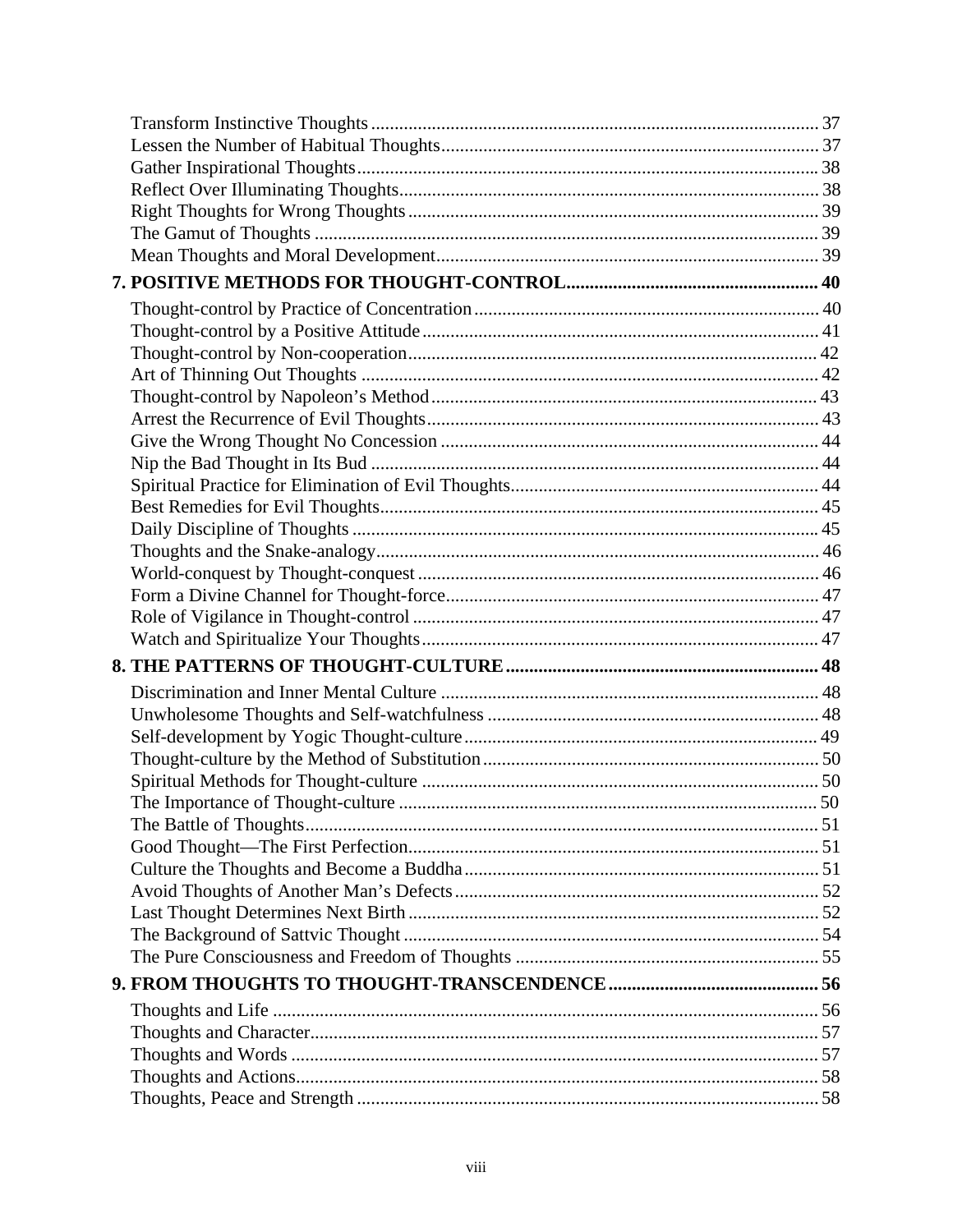Transform Instinctive Thoughts ... 37
Lessen the Number of Habitual Thoughts ... 37
Gather Inspirational Thoughts ... 38
Reflect Over Illuminating Thoughts ... 38
Right Thoughts for Wrong Thoughts ... 39
The Gamut of Thoughts ... 39
Mean Thoughts and Moral Development ... 39

**7. POSITIVE METHODS FOR THOUGHT-CONTROL ... 40**

Thought-control by Practice of Concentration ... 40
Thought-control by a Positive Attitude ... 41
Thought-control by Non-cooperation ... 42
Art of Thinning Out Thoughts ... 42
Thought-control by Napoleon's Method ... 43
Arrest the Recurrence of Evil Thoughts ... 43
Give the Wrong Thought No Concession ... 44
Nip the Bad Thought in Its Bud ... 44
Spiritual Practice for Elimination of Evil Thoughts ... 44
Best Remedies for Evil Thoughts ... 45
Daily Discipline of Thoughts ... 45
Thoughts and the Snake-analogy ... 46
World-conquest by Thought-conquest ... 46
Form a Divine Channel for Thought-force ... 47
Role of Vigilance in Thought-control ... 47
Watch and Spiritualize Your Thoughts ... 47

**8. THE PATTERNS OF THOUGHT-CULTURE ... 48**

Discrimination and Inner Mental Culture ... 48
Unwholesome Thoughts and Self-watchfulness ... 48
Self-development by Yogic Thought-culture ... 49
Thought-culture by the Method of Substitution ... 50
Spiritual Methods for Thought-culture ... 50
The Importance of Thought-culture ... 50
The Battle of Thoughts ... 51
Good Thought—The First Perfection ... 51
Culture the Thoughts and Become a Buddha ... 51
Avoid Thoughts of Another Man's Defects ... 52
Last Thought Determines Next Birth ... 52
The Background of Sattvic Thought ... 54
The Pure Consciousness and Freedom of Thoughts ... 55

**9. FROM THOUGHTS TO THOUGHT-TRANSCENDENCE ... 56**

Thoughts and Life ... 56
Thoughts and Character ... 57
Thoughts and Words ... 57
Thoughts and Actions ... 58
Thoughts, Peace and Strength ... 58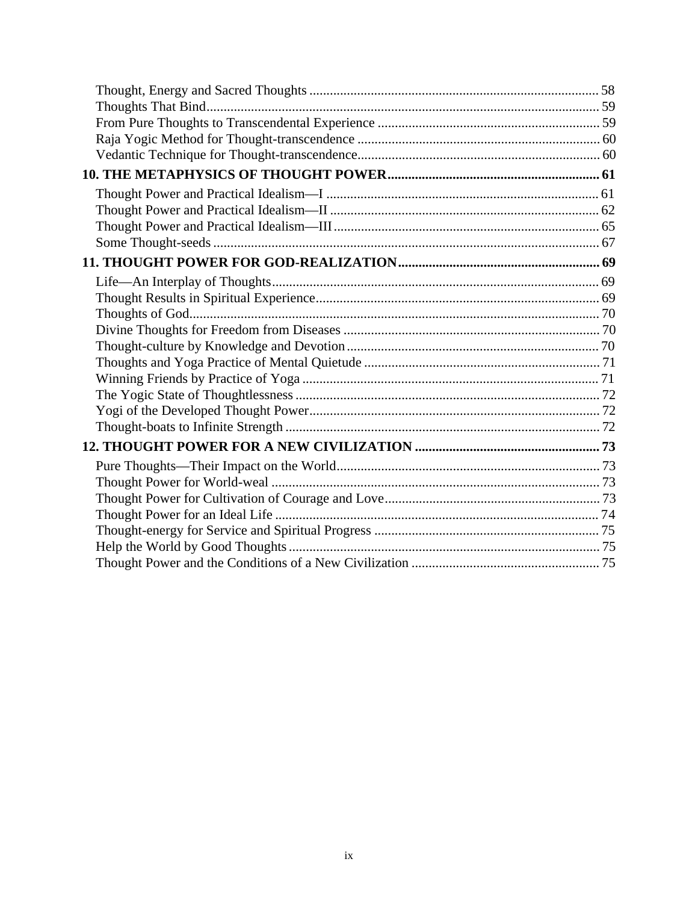Thought, Energy and Sacred Thoughts .................................................................................... 58
Thoughts That Bind.................................................................................................................. 59
From Pure Thoughts to Transcendental Experience ................................................................. 59
Raja Yogic Method for Thought-transcendence ....................................................................... 60
Vedantic Technique for Thought-transcendence....................................................................... 60

**10. THE METAPHYSICS OF THOUGHT POWER............................................................. 61**

Thought Power and Practical Idealism—I ............................................................................... 61
Thought Power and Practical Idealism—II .............................................................................. 62
Thought Power and Practical Idealism—III ............................................................................. 65
Some Thought-seeds ................................................................................................................ 67

**11. THOUGHT POWER FOR GOD-REALIZATION........................................................... 69**

Life—An Interplay of Thoughts............................................................................................... 69
Thought Results in Spiritual Experience.................................................................................. 69
Thoughts of God....................................................................................................................... 70
Divine Thoughts for Freedom from Diseases ........................................................................... 70
Thought-culture by Knowledge and Devotion.......................................................................... 70
Thoughts and Yoga Practice of Mental Quietude ..................................................................... 71
Winning Friends by Practice of Yoga ....................................................................................... 71
The Yogic State of Thoughtlessness ......................................................................................... 72
Yogi of the Developed Thought Power..................................................................................... 72
Thought-boats to Infinite Strength ............................................................................................ 72

**12. THOUGHT POWER FOR A NEW CIVILIZATION ...................................................... 73**

Pure Thoughts—Their Impact on the World............................................................................. 73
Thought Power for World-weal ................................................................................................ 73
Thought Power for Cultivation of Courage and Love............................................................... 73
Thought Power for an Ideal Life .............................................................................................. 74
Thought-energy for Service and Spiritual Progress ................................................................. 75
Help the World by Good Thoughts........................................................................................... 75
Thought Power and the Conditions of a New Civilization ....................................................... 75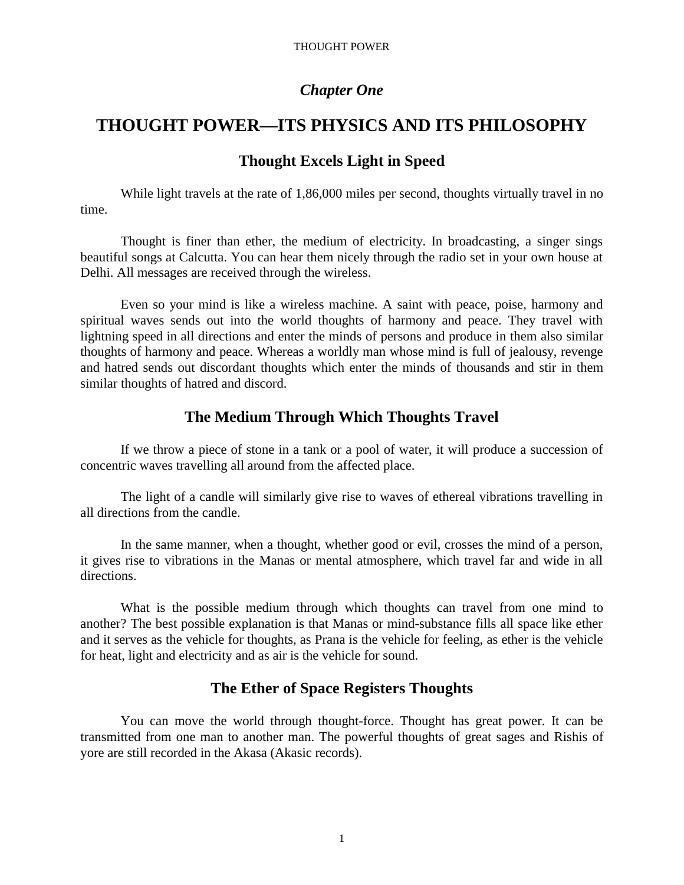## *Chapter One*

# THOUGHT POWER—ITS PHYSICS AND ITS PHILOSOPHY

### Thought Excels Light in Speed

While light travels at the rate of 1,86,000 miles per second, thoughts virtually travel in no time.

Thought is finer than ether, the medium of electricity. In broadcasting, a singer sings beautiful songs at Calcutta. You can hear them nicely through the radio set in your own house at Delhi. All messages are received through the wireless.

Even so your mind is like a wireless machine. A saint with peace, poise, harmony and spiritual waves sends out into the world thoughts of harmony and peace. They travel with lightning speed in all directions and enter the minds of persons and produce in them also similar thoughts of harmony and peace. Whereas a worldly man whose mind is full of jealousy, revenge and hatred sends out discordant thoughts which enter the minds of thousands and stir in them similar thoughts of hatred and discord.

### The Medium Through Which Thoughts Travel

If we throw a piece of stone in a tank or a pool of water, it will produce a succession of concentric waves travelling all around from the affected place.

The light of a candle will similarly give rise to waves of ethereal vibrations travelling in all directions from the candle.

In the same manner, when a thought, whether good or evil, crosses the mind of a person, it gives rise to vibrations in the Manas or mental atmosphere, which travel far and wide in all directions.

What is the possible medium through which thoughts can travel from one mind to another? The best possible explanation is that Manas or mind-substance fills all space like ether and it serves as the vehicle for thoughts, as Prana is the vehicle for feeling, as ether is the vehicle for heat, light and electricity and as air is the vehicle for sound.

### The Ether of Space Registers Thoughts

You can move the world through thought-force. Thought has great power. It can be transmitted from one man to another man. The powerful thoughts of great sages and Rishis of yore are still recorded in the Akasa (Akasic records).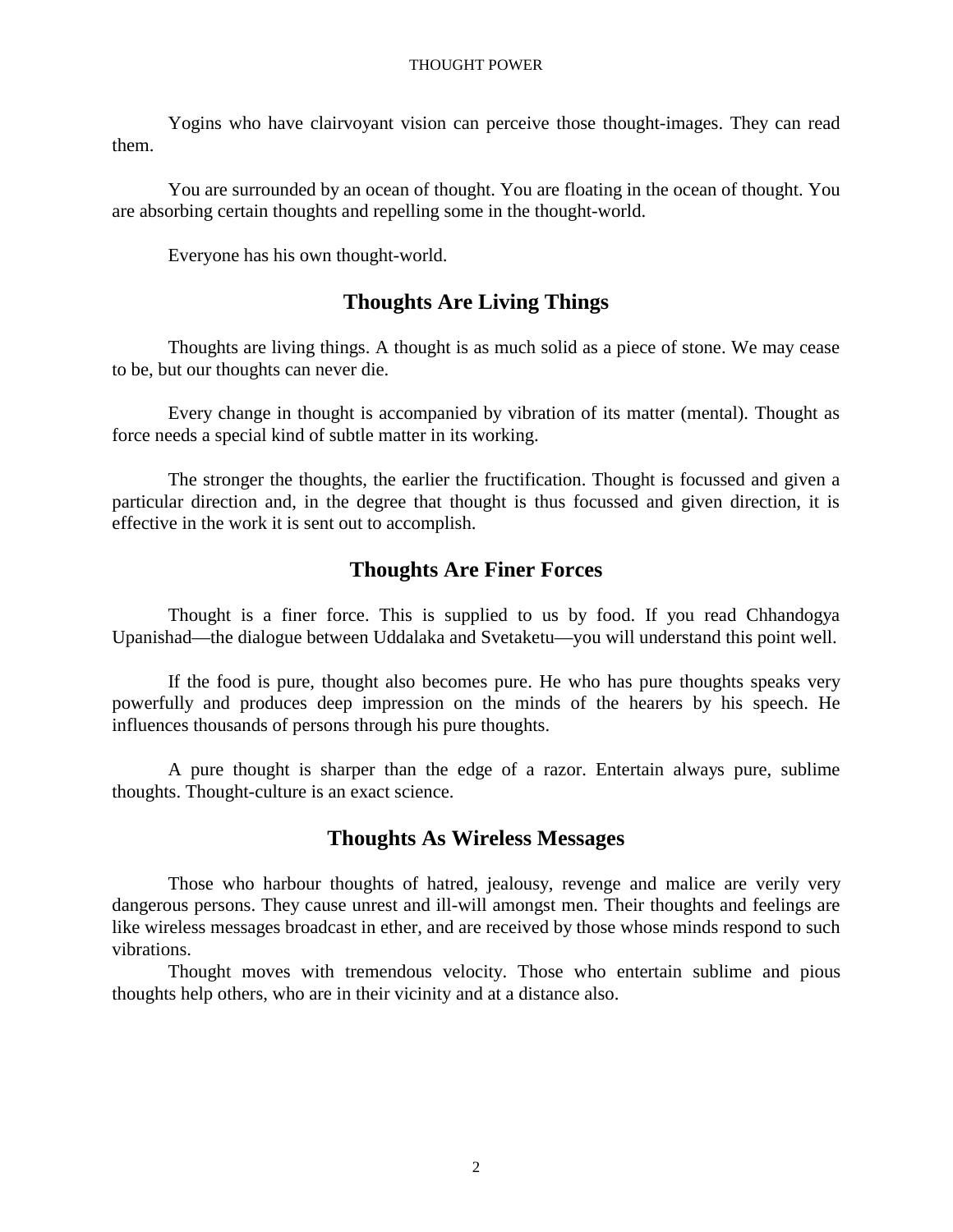Yogins who have clairvoyant vision can perceive those thought-images. They can read them.

You are surrounded by an ocean of thought. You are floating in the ocean of thought. You are absorbing certain thoughts and repelling some in the thought-world.

Everyone has his own thought-world.

## Thoughts Are Living Things

Thoughts are living things. A thought is as much solid as a piece of stone. We may cease to be, but our thoughts can never die.

Every change in thought is accompanied by vibration of its matter (mental). Thought as force needs a special kind of subtle matter in its working.

The stronger the thoughts, the earlier the fructification. Thought is focussed and given a particular direction and, in the degree that thought is thus focussed and given direction, it is effective in the work it is sent out to accomplish.

## Thoughts Are Finer Forces

Thought is a finer force. This is supplied to us by food. If you read Chhandogya Upanishad—the dialogue between Uddalaka and Svetaketu—you will understand this point well.

If the food is pure, thought also becomes pure. He who has pure thoughts speaks very powerfully and produces deep impression on the minds of the hearers by his speech. He influences thousands of persons through his pure thoughts.

A pure thought is sharper than the edge of a razor. Entertain always pure, sublime thoughts. Thought-culture is an exact science.

## Thoughts As Wireless Messages

Those who harbour thoughts of hatred, jealousy, revenge and malice are verily very dangerous persons. They cause unrest and ill-will amongst men. Their thoughts and feelings are like wireless messages broadcast in ether, and are received by those whose minds respond to such vibrations.

Thought moves with tremendous velocity. Those who entertain sublime and pious thoughts help others, who are in their vicinity and at a distance also.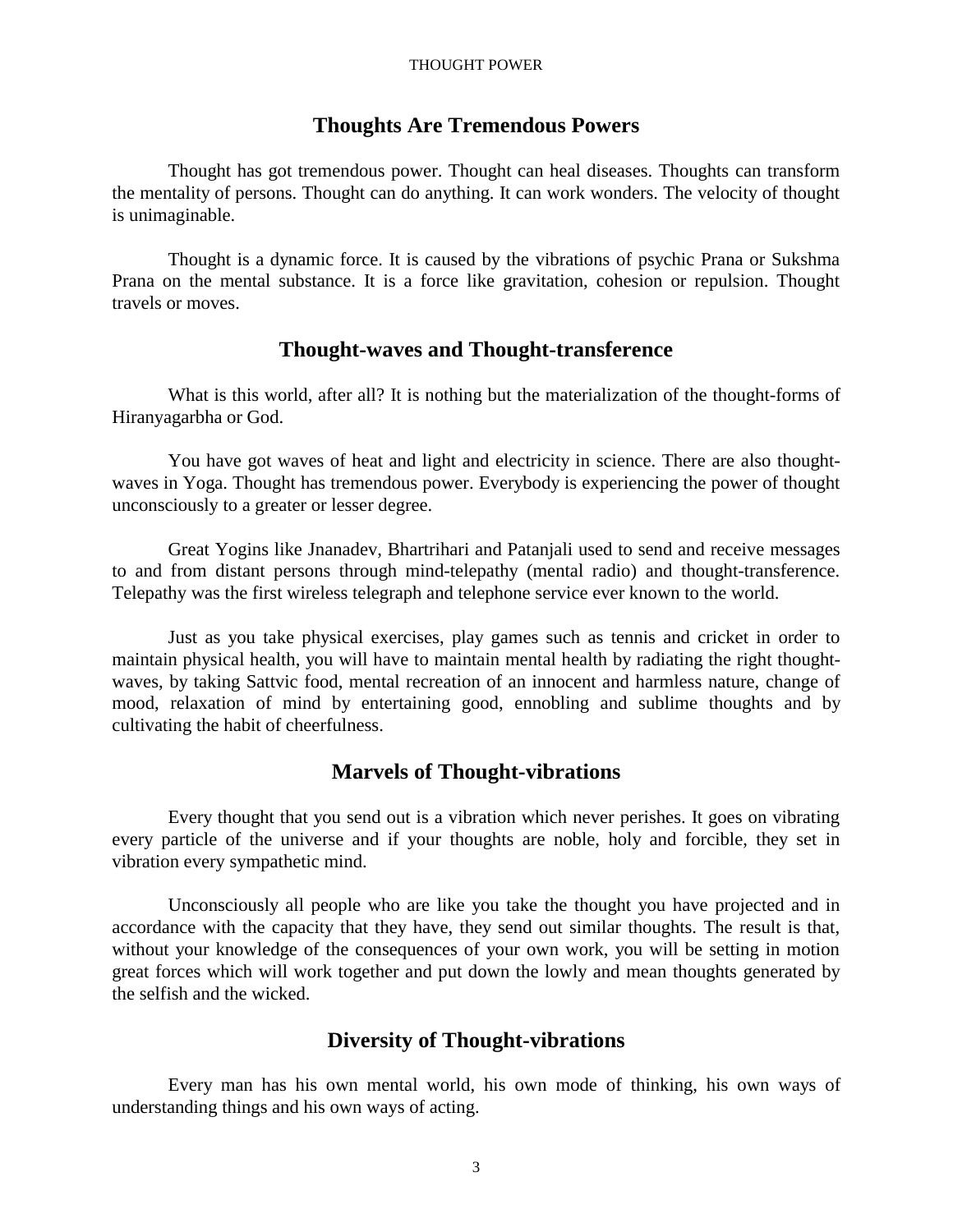## Thoughts Are Tremendous Powers

Thought has got tremendous power. Thought can heal diseases. Thoughts can transform the mentality of persons. Thought can do anything. It can work wonders. The velocity of thought is unimaginable.

Thought is a dynamic force. It is caused by the vibrations of psychic Prana or Sukshma Prana on the mental substance. It is a force like gravitation, cohesion or repulsion. Thought travels or moves.

## Thought-waves and Thought-transference

What is this world, after all? It is nothing but the materialization of the thought-forms of Hiranyagarbha or God.

You have got waves of heat and light and electricity in science. There are also thought-waves in Yoga. Thought has tremendous power. Everybody is experiencing the power of thought unconsciously to a greater or lesser degree.

Great Yogins like Jnanadev, Bhartrihari and Patanjali used to send and receive messages to and from distant persons through mind-telepathy (mental radio) and thought-transference. Telepathy was the first wireless telegraph and telephone service ever known to the world.

Just as you take physical exercises, play games such as tennis and cricket in order to maintain physical health, you will have to maintain mental health by radiating the right thought-waves, by taking Sattvic food, mental recreation of an innocent and harmless nature, change of mood, relaxation of mind by entertaining good, ennobling and sublime thoughts and by cultivating the habit of cheerfulness.

## Marvels of Thought-vibrations

Every thought that you send out is a vibration which never perishes. It goes on vibrating every particle of the universe and if your thoughts are noble, holy and forcible, they set in vibration every sympathetic mind.

Unconsciously all people who are like you take the thought you have projected and in accordance with the capacity that they have, they send out similar thoughts. The result is that, without your knowledge of the consequences of your own work, you will be setting in motion great forces which will work together and put down the lowly and mean thoughts generated by the selfish and the wicked.

## Diversity of Thought-vibrations

Every man has his own mental world, his own mode of thinking, his own ways of understanding things and his own ways of acting.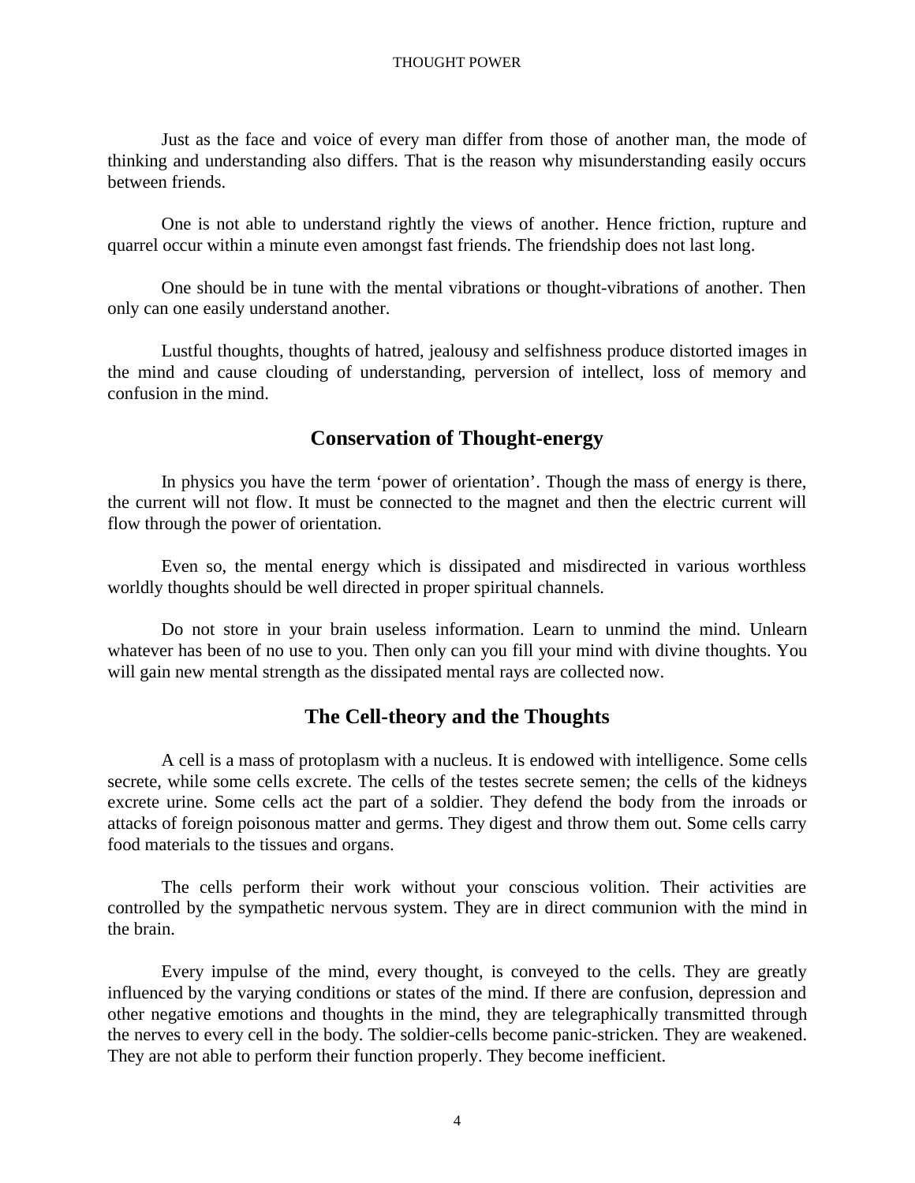Just as the face and voice of every man differ from those of another man, the mode of thinking and understanding also differs. That is the reason why misunderstanding easily occurs between friends.

One is not able to understand rightly the views of another. Hence friction, rupture and quarrel occur within a minute even amongst fast friends. The friendship does not last long.

One should be in tune with the mental vibrations or thought-vibrations of another. Then only can one easily understand another.

Lustful thoughts, thoughts of hatred, jealousy and selfishness produce distorted images in the mind and cause clouding of understanding, perversion of intellect, loss of memory and confusion in the mind.

## Conservation of Thought-energy

In physics you have the term 'power of orientation'. Though the mass of energy is there, the current will not flow. It must be connected to the magnet and then the electric current will flow through the power of orientation.

Even so, the mental energy which is dissipated and misdirected in various worthless worldly thoughts should be well directed in proper spiritual channels.

Do not store in your brain useless information. Learn to unmind the mind. Unlearn whatever has been of no use to you. Then only can you fill your mind with divine thoughts. You will gain new mental strength as the dissipated mental rays are collected now.

## The Cell-theory and the Thoughts

A cell is a mass of protoplasm with a nucleus. It is endowed with intelligence. Some cells secrete, while some cells excrete. The cells of the testes secrete semen; the cells of the kidneys excrete urine. Some cells act the part of a soldier. They defend the body from the inroads or attacks of foreign poisonous matter and germs. They digest and throw them out. Some cells carry food materials to the tissues and organs.

The cells perform their work without your conscious volition. Their activities are controlled by the sympathetic nervous system. They are in direct communion with the mind in the brain.

Every impulse of the mind, every thought, is conveyed to the cells. They are greatly influenced by the varying conditions or states of the mind. If there are confusion, depression and other negative emotions and thoughts in the mind, they are telegraphically transmitted through the nerves to every cell in the body. The soldier-cells become panic-stricken. They are weakened. They are not able to perform their function properly. They become inefficient.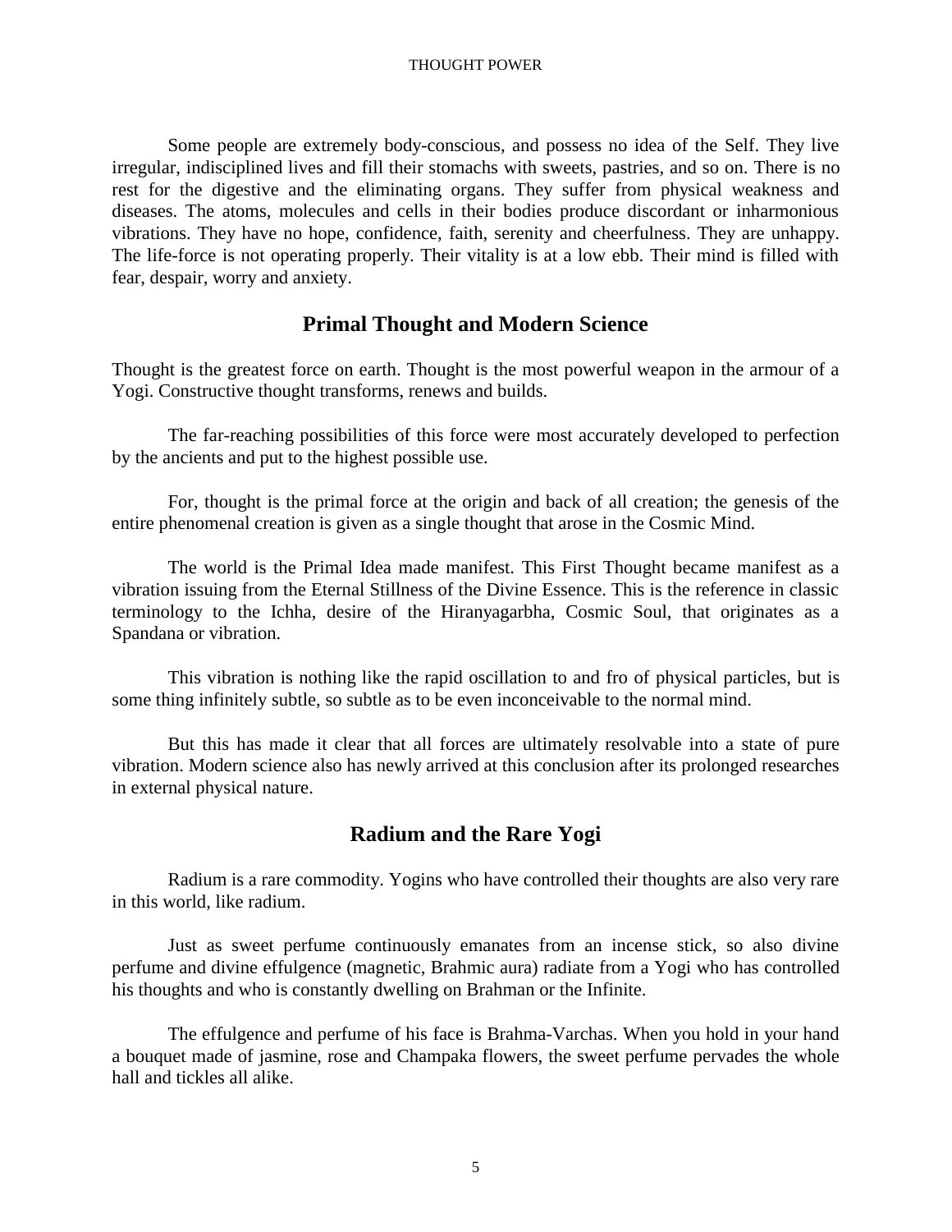Some people are extremely body-conscious, and possess no idea of the Self. They live irregular, indisciplined lives and fill their stomachs with sweets, pastries, and so on. There is no rest for the digestive and the eliminating organs. They suffer from physical weakness and diseases. The atoms, molecules and cells in their bodies produce discordant or inharmonious vibrations. They have no hope, confidence, faith, serenity and cheerfulness. They are unhappy. The life-force is not operating properly. Their vitality is at a low ebb. Their mind is filled with fear, despair, worry and anxiety.

## Primal Thought and Modern Science

Thought is the greatest force on earth. Thought is the most powerful weapon in the armour of a Yogi. Constructive thought transforms, renews and builds.

The far-reaching possibilities of this force were most accurately developed to perfection by the ancients and put to the highest possible use.

For, thought is the primal force at the origin and back of all creation; the genesis of the entire phenomenal creation is given as a single thought that arose in the Cosmic Mind.

The world is the Primal Idea made manifest. This First Thought became manifest as a vibration issuing from the Eternal Stillness of the Divine Essence. This is the reference in classic terminology to the Ichha, desire of the Hiranyagarbha, Cosmic Soul, that originates as a Spandana or vibration.

This vibration is nothing like the rapid oscillation to and fro of physical particles, but is some thing infinitely subtle, so subtle as to be even inconceivable to the normal mind.

But this has made it clear that all forces are ultimately resolvable into a state of pure vibration. Modern science also has newly arrived at this conclusion after its prolonged researches in external physical nature.

## Radium and the Rare Yogi

Radium is a rare commodity. Yogins who have controlled their thoughts are also very rare in this world, like radium.

Just as sweet perfume continuously emanates from an incense stick, so also divine perfume and divine effulgence (magnetic, Brahmic aura) radiate from a Yogi who has controlled his thoughts and who is constantly dwelling on Brahman or the Infinite.

The effulgence and perfume of his face is Brahma-Varchas. When you hold in your hand a bouquet made of jasmine, rose and Champaka flowers, the sweet perfume pervades the whole hall and tickles all alike.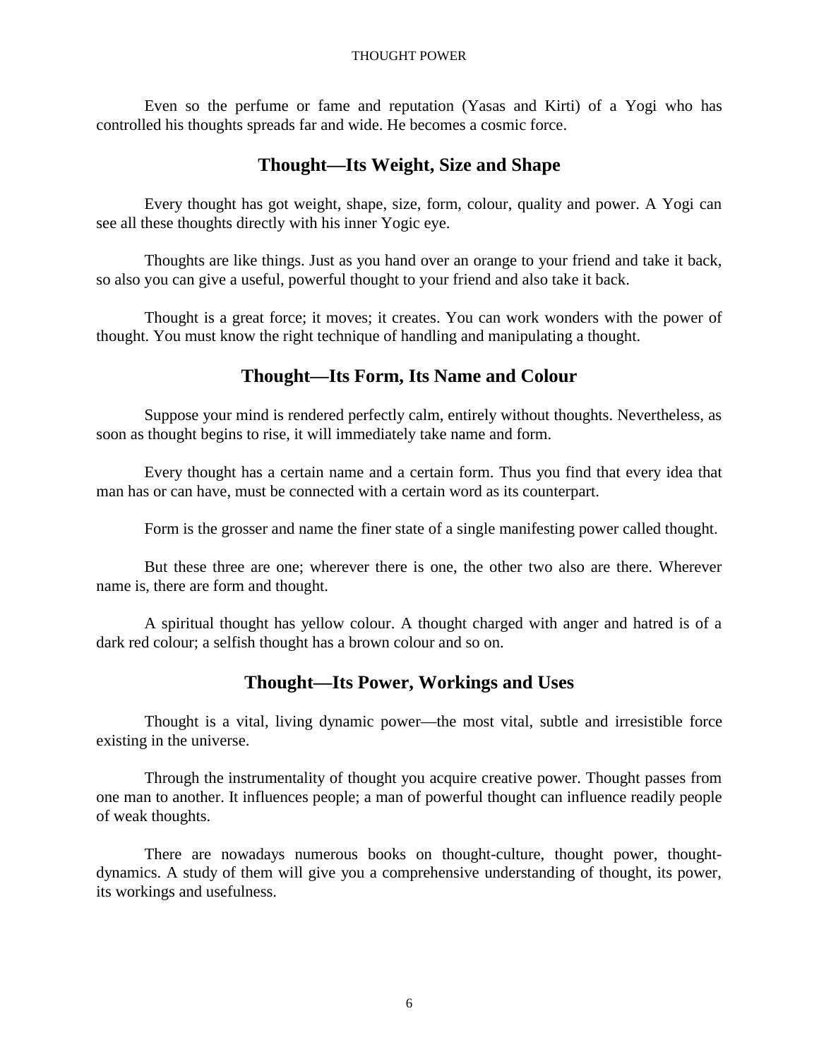Even so the perfume or fame and reputation (Yasas and Kirti) of a Yogi who has controlled his thoughts spreads far and wide. He becomes a cosmic force.

## Thought—Its Weight, Size and Shape

Every thought has got weight, shape, size, form, colour, quality and power. A Yogi can see all these thoughts directly with his inner Yogic eye.

Thoughts are like things. Just as you hand over an orange to your friend and take it back, so also you can give a useful, powerful thought to your friend and also take it back.

Thought is a great force; it moves; it creates. You can work wonders with the power of thought. You must know the right technique of handling and manipulating a thought.

## Thought—Its Form, Its Name and Colour

Suppose your mind is rendered perfectly calm, entirely without thoughts. Nevertheless, as soon as thought begins to rise, it will immediately take name and form.

Every thought has a certain name and a certain form. Thus you find that every idea that man has or can have, must be connected with a certain word as its counterpart.

Form is the grosser and name the finer state of a single manifesting power called thought.

But these three are one; wherever there is one, the other two also are there. Wherever name is, there are form and thought.

A spiritual thought has yellow colour. A thought charged with anger and hatred is of a dark red colour; a selfish thought has a brown colour and so on.

## Thought—Its Power, Workings and Uses

Thought is a vital, living dynamic power—the most vital, subtle and irresistible force existing in the universe.

Through the instrumentality of thought you acquire creative power. Thought passes from one man to another. It influences people; a man of powerful thought can influence readily people of weak thoughts.

There are nowadays numerous books on thought-culture, thought power, thought-dynamics. A study of them will give you a comprehensive understanding of thought, its power, its workings and usefulness.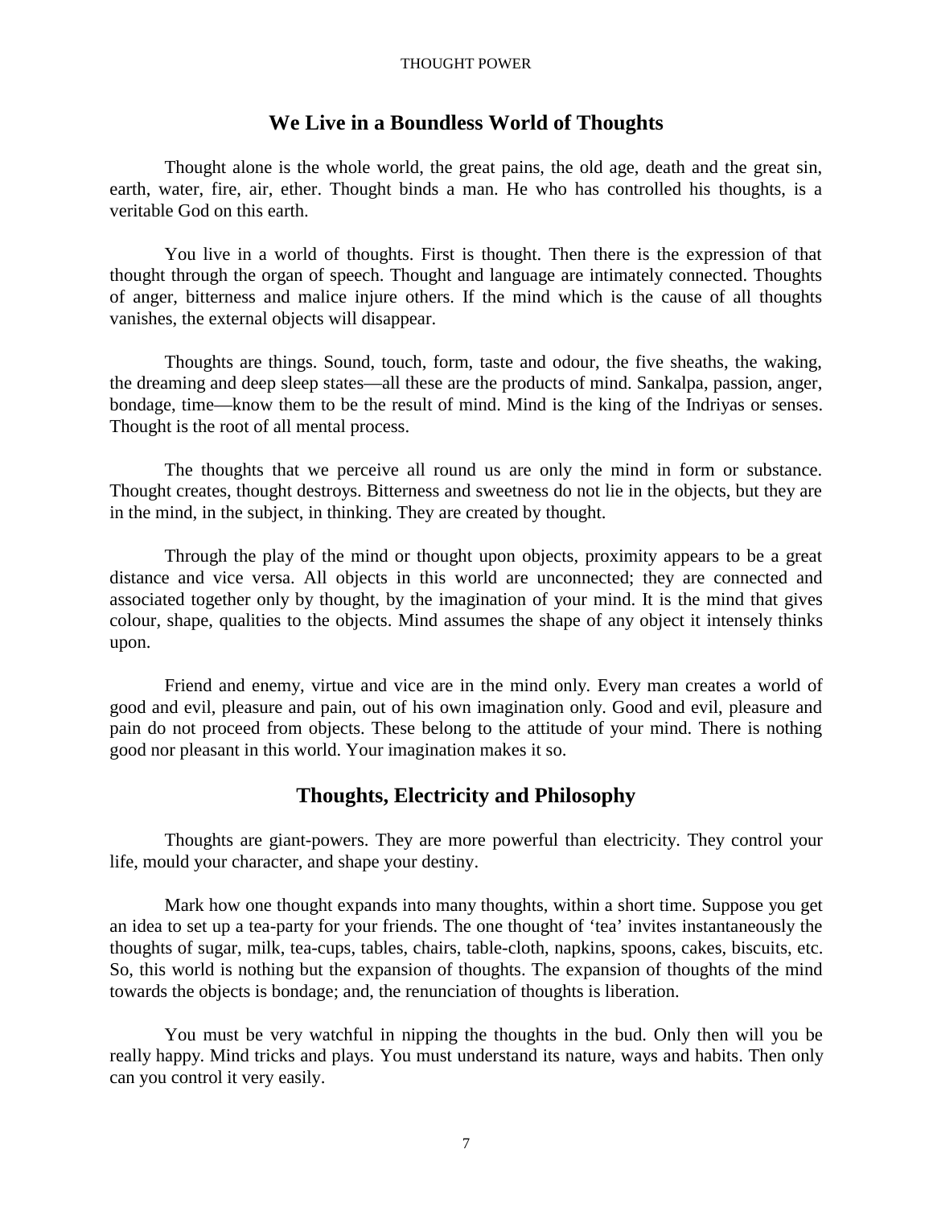## We Live in a Boundless World of Thoughts

Thought alone is the whole world, the great pains, the old age, death and the great sin, earth, water, fire, air, ether. Thought binds a man. He who has controlled his thoughts, is a veritable God on this earth.

You live in a world of thoughts. First is thought. Then there is the expression of that thought through the organ of speech. Thought and language are intimately connected. Thoughts of anger, bitterness and malice injure others. If the mind which is the cause of all thoughts vanishes, the external objects will disappear.

Thoughts are things. Sound, touch, form, taste and odour, the five sheaths, the waking, the dreaming and deep sleep states—all these are the products of mind. Sankalpa, passion, anger, bondage, time—know them to be the result of mind. Mind is the king of the Indriyas or senses. Thought is the root of all mental process.

The thoughts that we perceive all round us are only the mind in form or substance. Thought creates, thought destroys. Bitterness and sweetness do not lie in the objects, but they are in the mind, in the subject, in thinking. They are created by thought.

Through the play of the mind or thought upon objects, proximity appears to be a great distance and vice versa. All objects in this world are unconnected; they are connected and associated together only by thought, by the imagination of your mind. It is the mind that gives colour, shape, qualities to the objects. Mind assumes the shape of any object it intensely thinks upon.

Friend and enemy, virtue and vice are in the mind only. Every man creates a world of good and evil, pleasure and pain, out of his own imagination only. Good and evil, pleasure and pain do not proceed from objects. These belong to the attitude of your mind. There is nothing good nor pleasant in this world. Your imagination makes it so.

## Thoughts, Electricity and Philosophy

Thoughts are giant-powers. They are more powerful than electricity. They control your life, mould your character, and shape your destiny.

Mark how one thought expands into many thoughts, within a short time. Suppose you get an idea to set up a tea-party for your friends. The one thought of ‘tea’ invites instantaneously the thoughts of sugar, milk, tea-cups, tables, chairs, table-cloth, napkins, spoons, cakes, biscuits, etc. So, this world is nothing but the expansion of thoughts. The expansion of thoughts of the mind towards the objects is bondage; and, the renunciation of thoughts is liberation.

You must be very watchful in nipping the thoughts in the bud. Only then will you be really happy. Mind tricks and plays. You must understand its nature, ways and habits. Then only can you control it very easily.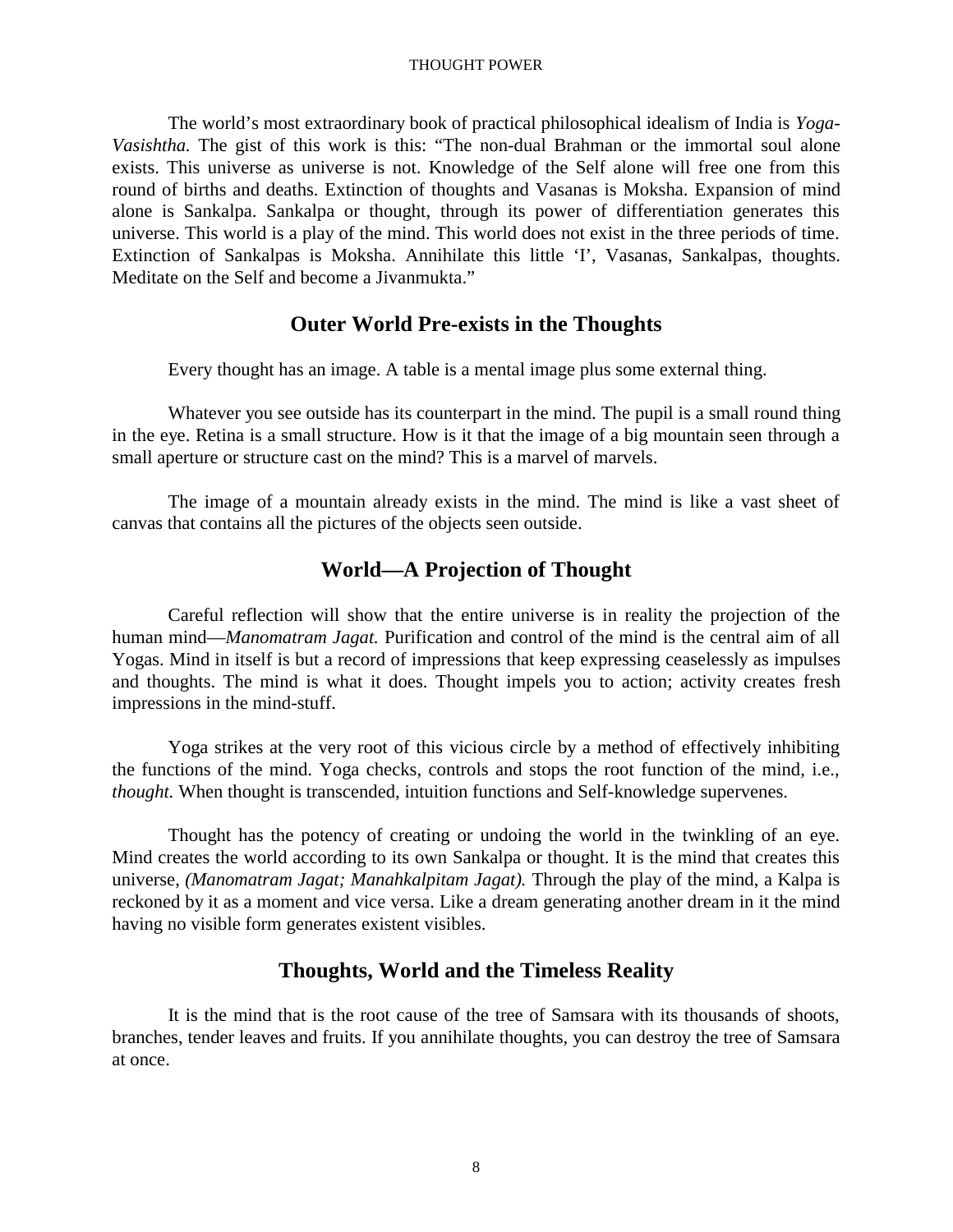The world's most extraordinary book of practical philosophical idealism of India is *Yoga-Vasishtha.* The gist of this work is this: "The non-dual Brahman or the immortal soul alone exists. This universe as universe is not. Knowledge of the Self alone will free one from this round of births and deaths. Extinction of thoughts and Vasanas is Moksha. Expansion of mind alone is Sankalpa. Sankalpa or thought, through its power of differentiation generates this universe. This world is a play of the mind. This world does not exist in the three periods of time. Extinction of Sankalpas is Moksha. Annihilate this little 'I', Vasanas, Sankalpas, thoughts. Meditate on the Self and become a Jivanmukta."

## Outer World Pre-exists in the Thoughts

Every thought has an image. A table is a mental image plus some external thing.

Whatever you see outside has its counterpart in the mind. The pupil is a small round thing in the eye. Retina is a small structure. How is it that the image of a big mountain seen through a small aperture or structure cast on the mind? This is a marvel of marvels.

The image of a mountain already exists in the mind. The mind is like a vast sheet of canvas that contains all the pictures of the objects seen outside.

## World—A Projection of Thought

Careful reflection will show that the entire universe is in reality the projection of the human mind—*Manomatram Jagat.* Purification and control of the mind is the central aim of all Yogas. Mind in itself is but a record of impressions that keep expressing ceaselessly as impulses and thoughts. The mind is what it does. Thought impels you to action; activity creates fresh impressions in the mind-stuff.

Yoga strikes at the very root of this vicious circle by a method of effectively inhibiting the functions of the mind. Yoga checks, controls and stops the root function of the mind, i.e., *thought.* When thought is transcended, intuition functions and Self-knowledge supervenes.

Thought has the potency of creating or undoing the world in the twinkling of an eye. Mind creates the world according to its own Sankalpa or thought. It is the mind that creates this universe, *(Manomatram Jagat; Manahkalpitam Jagat).* Through the play of the mind, a Kalpa is reckoned by it as a moment and vice versa. Like a dream generating another dream in it the mind having no visible form generates existent visibles.

## Thoughts, World and the Timeless Reality

It is the mind that is the root cause of the tree of Samsara with its thousands of shoots, branches, tender leaves and fruits. If you annihilate thoughts, you can destroy the tree of Samsara at once.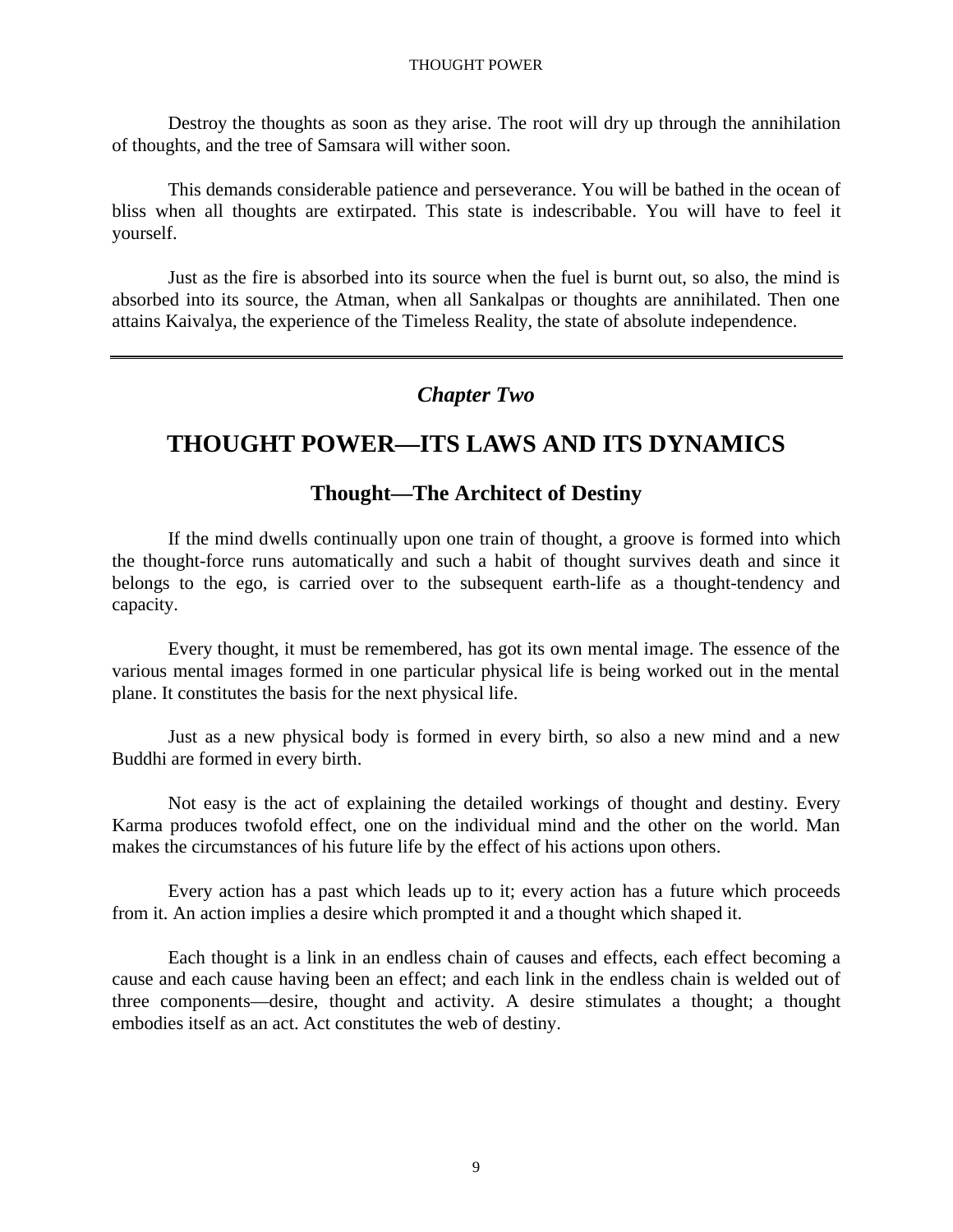Destroy the thoughts as soon as they arise. The root will dry up through the annihilation of thoughts, and the tree of Samsara will wither soon.

This demands considerable patience and perseverance. You will be bathed in the ocean of bliss when all thoughts are extirpated. This state is indescribable. You will have to feel it yourself.

Just as the fire is absorbed into its source when the fuel is burnt out, so also, the mind is absorbed into its source, the Atman, when all Sankalpas or thoughts are annihilated. Then one attains Kaivalya, the experience of the Timeless Reality, the state of absolute independence.

---

*Chapter Two*

# THOUGHT POWER—ITS LAWS AND ITS DYNAMICS

## Thought—The Architect of Destiny

If the mind dwells continually upon one train of thought, a groove is formed into which the thought-force runs automatically and such a habit of thought survives death and since it belongs to the ego, is carried over to the subsequent earth-life as a thought-tendency and capacity.

Every thought, it must be remembered, has got its own mental image. The essence of the various mental images formed in one particular physical life is being worked out in the mental plane. It constitutes the basis for the next physical life.

Just as a new physical body is formed in every birth, so also a new mind and a new Buddhi are formed in every birth.

Not easy is the act of explaining the detailed workings of thought and destiny. Every Karma produces twofold effect, one on the individual mind and the other on the world. Man makes the circumstances of his future life by the effect of his actions upon others.

Every action has a past which leads up to it; every action has a future which proceeds from it. An action implies a desire which prompted it and a thought which shaped it.

Each thought is a link in an endless chain of causes and effects, each effect becoming a cause and each cause having been an effect; and each link in the endless chain is welded out of three components—desire, thought and activity. A desire stimulates a thought; a thought embodies itself as an act. Act constitutes the web of destiny.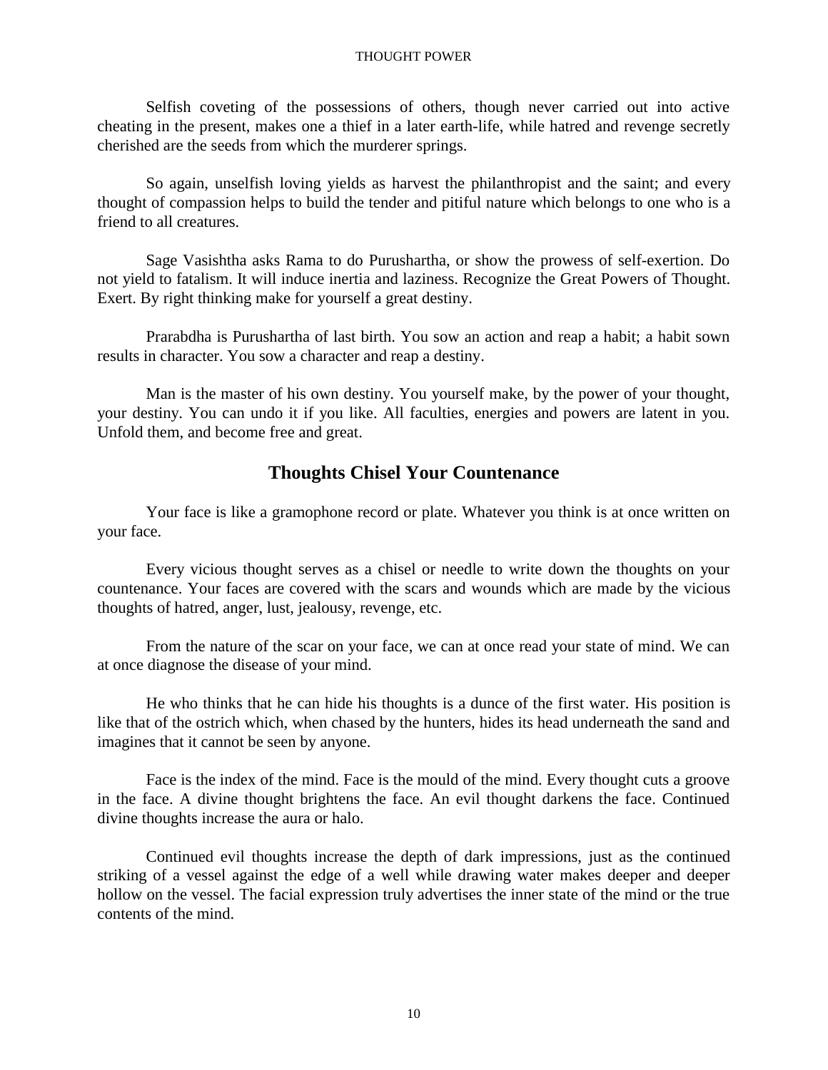Selfish coveting of the possessions of others, though never carried out into active cheating in the present, makes one a thief in a later earth-life, while hatred and revenge secretly cherished are the seeds from which the murderer springs.

So again, unselfish loving yields as harvest the philanthropist and the saint; and every thought of compassion helps to build the tender and pitiful nature which belongs to one who is a friend to all creatures.

Sage Vasishtha asks Rama to do Purushartha, or show the prowess of self-exertion. Do not yield to fatalism. It will induce inertia and laziness. Recognize the Great Powers of Thought. Exert. By right thinking make for yourself a great destiny.

Prarabdha is Purushartha of last birth. You sow an action and reap a habit; a habit sown results in character. You sow a character and reap a destiny.

Man is the master of his own destiny. You yourself make, by the power of your thought, your destiny. You can undo it if you like. All faculties, energies and powers are latent in you. Unfold them, and become free and great.

## Thoughts Chisel Your Countenance

Your face is like a gramophone record or plate. Whatever you think is at once written on your face.

Every vicious thought serves as a chisel or needle to write down the thoughts on your countenance. Your faces are covered with the scars and wounds which are made by the vicious thoughts of hatred, anger, lust, jealousy, revenge, etc.

From the nature of the scar on your face, we can at once read your state of mind. We can at once diagnose the disease of your mind.

He who thinks that he can hide his thoughts is a dunce of the first water. His position is like that of the ostrich which, when chased by the hunters, hides its head underneath the sand and imagines that it cannot be seen by anyone.

Face is the index of the mind. Face is the mould of the mind. Every thought cuts a groove in the face. A divine thought brightens the face. An evil thought darkens the face. Continued divine thoughts increase the aura or halo.

Continued evil thoughts increase the depth of dark impressions, just as the continued striking of a vessel against the edge of a well while drawing water makes deeper and deeper hollow on the vessel. The facial expression truly advertises the inner state of the mind or the true contents of the mind.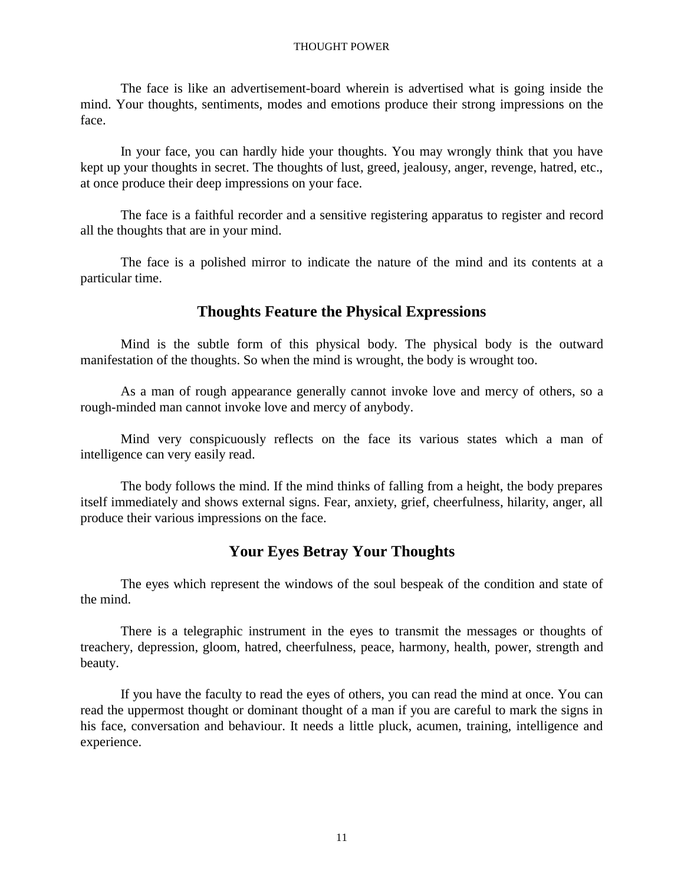The face is like an advertisement-board wherein is advertised what is going inside the mind. Your thoughts, sentiments, modes and emotions produce their strong impressions on the face.

In your face, you can hardly hide your thoughts. You may wrongly think that you have kept up your thoughts in secret. The thoughts of lust, greed, jealousy, anger, revenge, hatred, etc., at once produce their deep impressions on your face.

The face is a faithful recorder and a sensitive registering apparatus to register and record all the thoughts that are in your mind.

The face is a polished mirror to indicate the nature of the mind and its contents at a particular time.

## Thoughts Feature the Physical Expressions

Mind is the subtle form of this physical body. The physical body is the outward manifestation of the thoughts. So when the mind is wrought, the body is wrought too.

As a man of rough appearance generally cannot invoke love and mercy of others, so a rough-minded man cannot invoke love and mercy of anybody.

Mind very conspicuously reflects on the face its various states which a man of intelligence can very easily read.

The body follows the mind. If the mind thinks of falling from a height, the body prepares itself immediately and shows external signs. Fear, anxiety, grief, cheerfulness, hilarity, anger, all produce their various impressions on the face.

## Your Eyes Betray Your Thoughts

The eyes which represent the windows of the soul bespeak of the condition and state of the mind.

There is a telegraphic instrument in the eyes to transmit the messages or thoughts of treachery, depression, gloom, hatred, cheerfulness, peace, harmony, health, power, strength and beauty.

If you have the faculty to read the eyes of others, you can read the mind at once. You can read the uppermost thought or dominant thought of a man if you are careful to mark the signs in his face, conversation and behaviour. It needs a little pluck, acumen, training, intelligence and experience.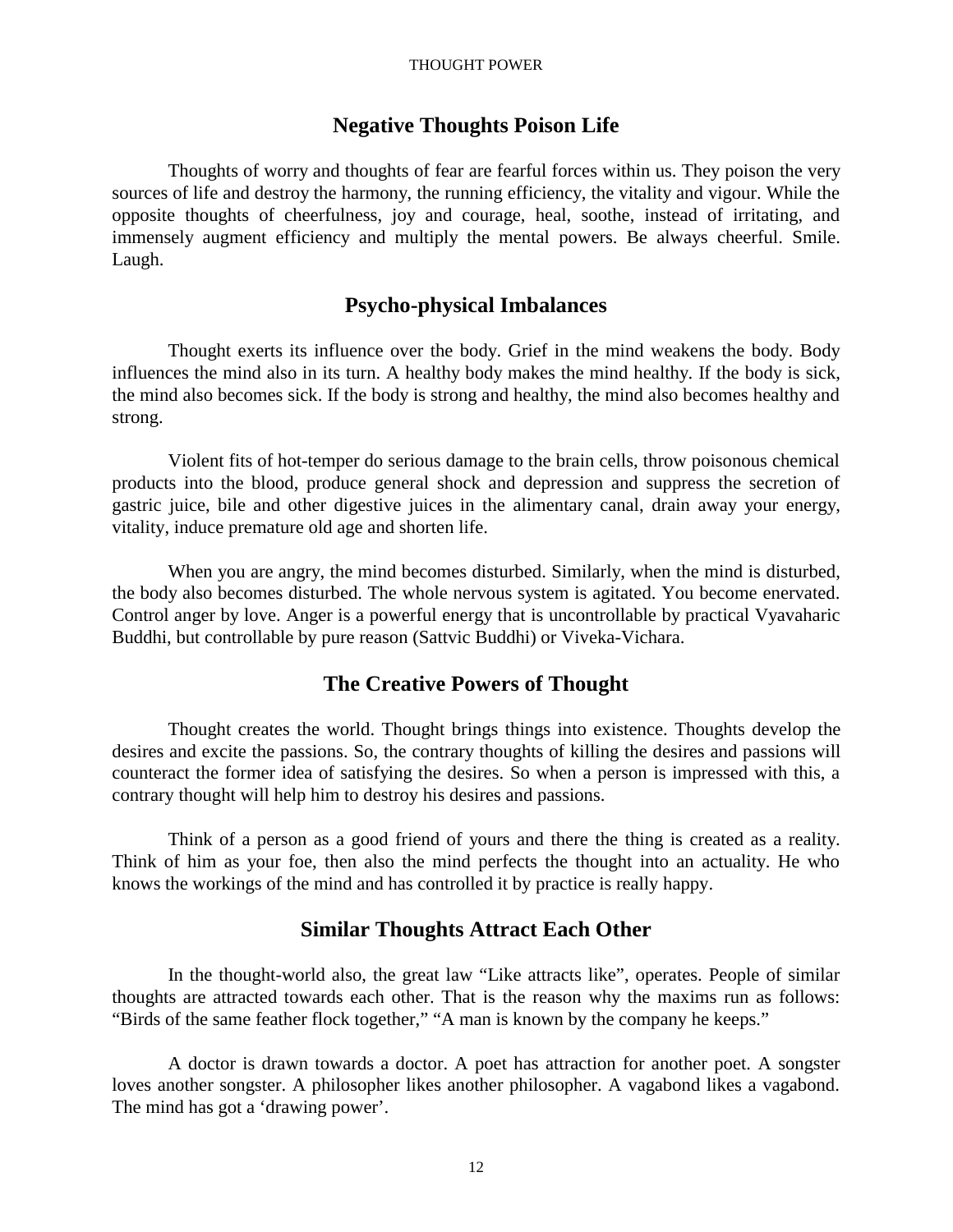## Negative Thoughts Poison Life

Thoughts of worry and thoughts of fear are fearful forces within us. They poison the very sources of life and destroy the harmony, the running efficiency, the vitality and vigour. While the opposite thoughts of cheerfulness, joy and courage, heal, soothe, instead of irritating, and immensely augment efficiency and multiply the mental powers. Be always cheerful. Smile. Laugh.

## Psycho-physical Imbalances

Thought exerts its influence over the body. Grief in the mind weakens the body. Body influences the mind also in its turn. A healthy body makes the mind healthy. If the body is sick, the mind also becomes sick. If the body is strong and healthy, the mind also becomes healthy and strong.

Violent fits of hot-temper do serious damage to the brain cells, throw poisonous chemical products into the blood, produce general shock and depression and suppress the secretion of gastric juice, bile and other digestive juices in the alimentary canal, drain away your energy, vitality, induce premature old age and shorten life.

When you are angry, the mind becomes disturbed. Similarly, when the mind is disturbed, the body also becomes disturbed. The whole nervous system is agitated. You become enervated. Control anger by love. Anger is a powerful energy that is uncontrollable by practical Vyavaharic Buddhi, but controllable by pure reason (Sattvic Buddhi) or Viveka-Vichara.

## The Creative Powers of Thought

Thought creates the world. Thought brings things into existence. Thoughts develop the desires and excite the passions. So, the contrary thoughts of killing the desires and passions will counteract the former idea of satisfying the desires. So when a person is impressed with this, a contrary thought will help him to destroy his desires and passions.

Think of a person as a good friend of yours and there the thing is created as a reality. Think of him as your foe, then also the mind perfects the thought into an actuality. He who knows the workings of the mind and has controlled it by practice is really happy.

## Similar Thoughts Attract Each Other

In the thought-world also, the great law "Like attracts like", operates. People of similar thoughts are attracted towards each other. That is the reason why the maxims run as follows: "Birds of the same feather flock together," "A man is known by the company he keeps."

A doctor is drawn towards a doctor. A poet has attraction for another poet. A songster loves another songster. A philosopher likes another philosopher. A vagabond likes a vagabond. The mind has got a 'drawing power'.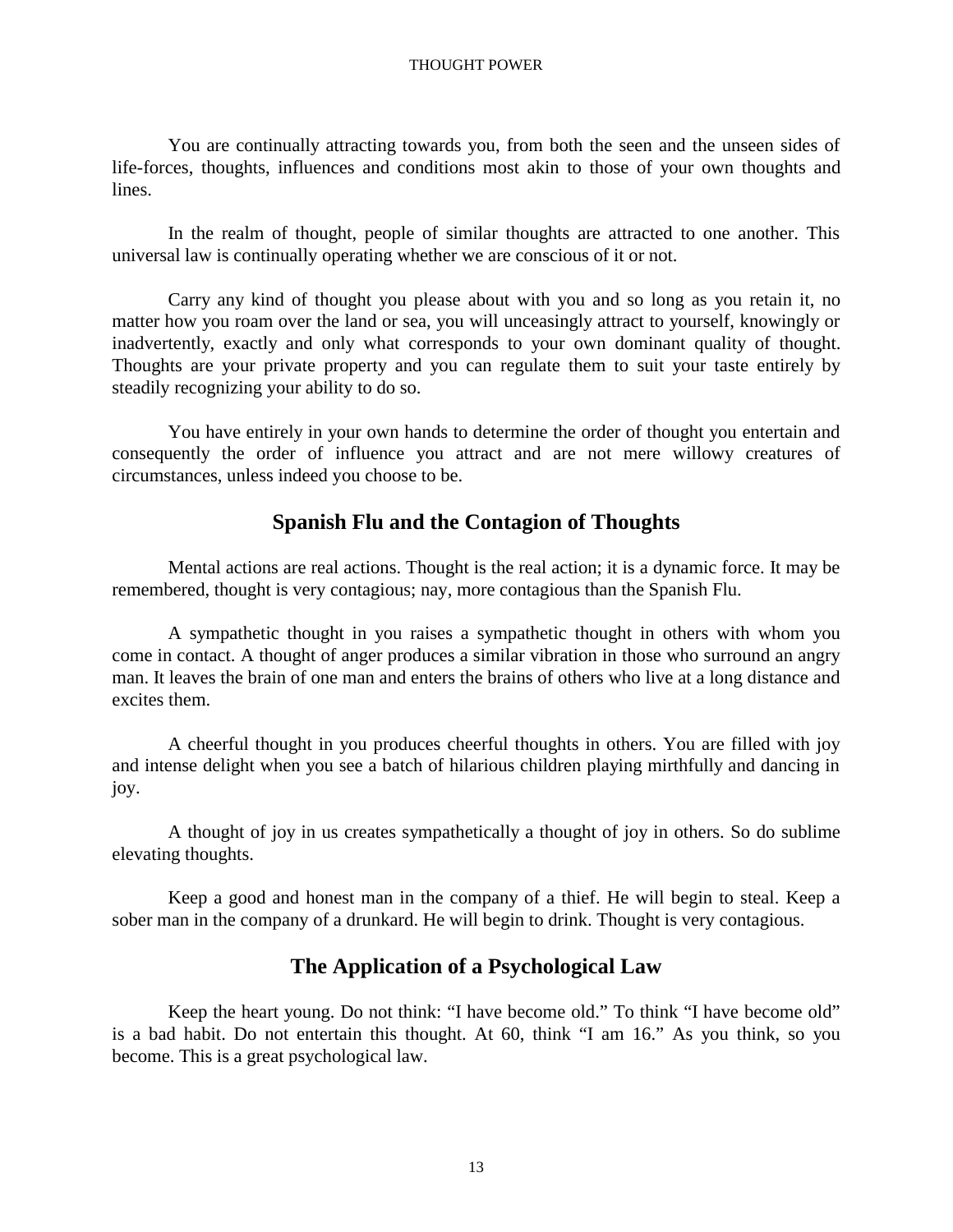You are continually attracting towards you, from both the seen and the unseen sides of life-forces, thoughts, influences and conditions most akin to those of your own thoughts and lines.

In the realm of thought, people of similar thoughts are attracted to one another. This universal law is continually operating whether we are conscious of it or not.

Carry any kind of thought you please about with you and so long as you retain it, no matter how you roam over the land or sea, you will unceasingly attract to yourself, knowingly or inadvertently, exactly and only what corresponds to your own dominant quality of thought. Thoughts are your private property and you can regulate them to suit your taste entirely by steadily recognizing your ability to do so.

You have entirely in your own hands to determine the order of thought you entertain and consequently the order of influence you attract and are not mere willowy creatures of circumstances, unless indeed you choose to be.

## Spanish Flu and the Contagion of Thoughts

Mental actions are real actions. Thought is the real action; it is a dynamic force. It may be remembered, thought is very contagious; nay, more contagious than the Spanish Flu.

A sympathetic thought in you raises a sympathetic thought in others with whom you come in contact. A thought of anger produces a similar vibration in those who surround an angry man. It leaves the brain of one man and enters the brains of others who live at a long distance and excites them.

A cheerful thought in you produces cheerful thoughts in others. You are filled with joy and intense delight when you see a batch of hilarious children playing mirthfully and dancing in joy.

A thought of joy in us creates sympathetically a thought of joy in others. So do sublime elevating thoughts.

Keep a good and honest man in the company of a thief. He will begin to steal. Keep a sober man in the company of a drunkard. He will begin to drink. Thought is very contagious.

## The Application of a Psychological Law

Keep the heart young. Do not think: "I have become old." To think "I have become old" is a bad habit. Do not entertain this thought. At 60, think "I am 16." As you think, so you become. This is a great psychological law.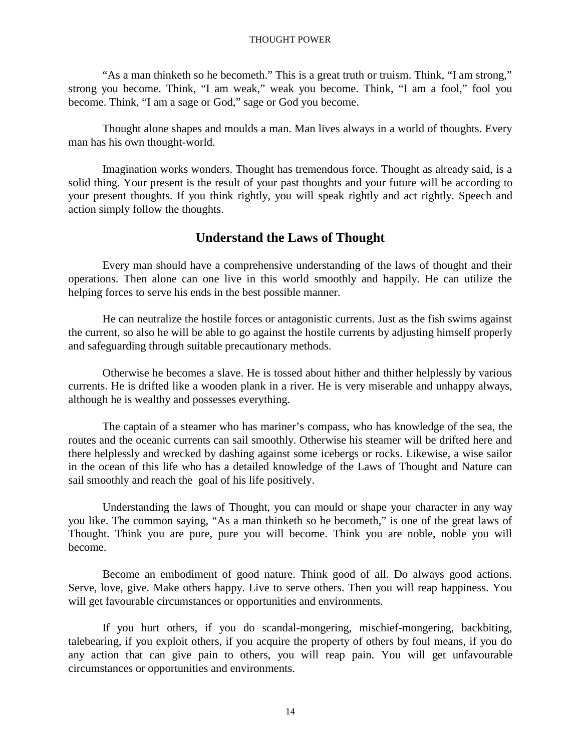"As a man thinketh so he becometh." This is a great truth or truism. Think, "I am strong," strong you become. Think, "I am weak," weak you become. Think, "I am a fool," fool you become. Think, "I am a sage or God," sage or God you become.

Thought alone shapes and moulds a man. Man lives always in a world of thoughts. Every man has his own thought-world.

Imagination works wonders. Thought has tremendous force. Thought as already said, is a solid thing. Your present is the result of your past thoughts and your future will be according to your present thoughts. If you think rightly, you will speak rightly and act rightly. Speech and action simply follow the thoughts.

## Understand the Laws of Thought

Every man should have a comprehensive understanding of the laws of thought and their operations. Then alone can one live in this world smoothly and happily. He can utilize the helping forces to serve his ends in the best possible manner.

He can neutralize the hostile forces or antagonistic currents. Just as the fish swims against the current, so also he will be able to go against the hostile currents by adjusting himself properly and safeguarding through suitable precautionary methods.

Otherwise he becomes a slave. He is tossed about hither and thither helplessly by various currents. He is drifted like a wooden plank in a river. He is very miserable and unhappy always, although he is wealthy and possesses everything.

The captain of a steamer who has mariner's compass, who has knowledge of the sea, the routes and the oceanic currents can sail smoothly. Otherwise his steamer will be drifted here and there helplessly and wrecked by dashing against some icebergs or rocks. Likewise, a wise sailor in the ocean of this life who has a detailed knowledge of the Laws of Thought and Nature can sail smoothly and reach the goal of his life positively.

Understanding the laws of Thought, you can mould or shape your character in any way you like. The common saying, "As a man thinketh so he becometh," is one of the great laws of Thought. Think you are pure, pure you will become. Think you are noble, noble you will become.

Become an embodiment of good nature. Think good of all. Do always good actions. Serve, love, give. Make others happy. Live to serve others. Then you will reap happiness. You will get favourable circumstances or opportunities and environments.

If you hurt others, if you do scandal-mongering, mischief-mongering, backbiting, talebearing, if you exploit others, if you acquire the property of others by foul means, if you do any action that can give pain to others, you will reap pain. You will get unfavourable circumstances or opportunities and environments.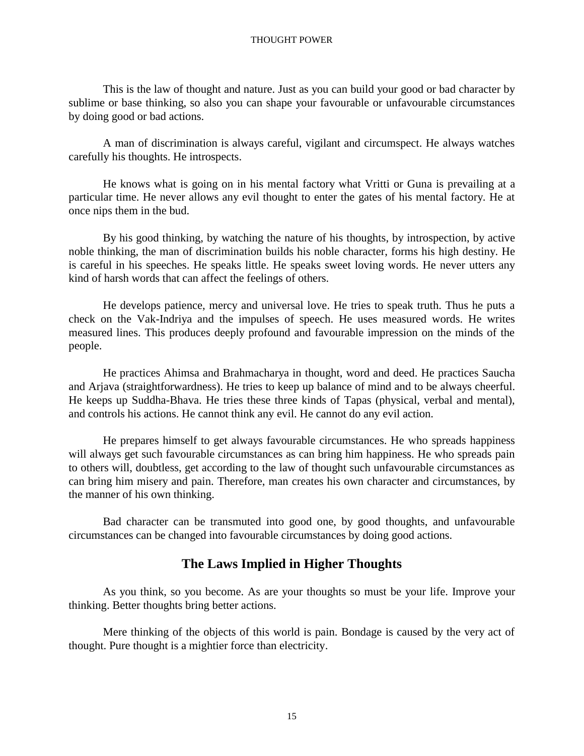This is the law of thought and nature. Just as you can build your good or bad character by sublime or base thinking, so also you can shape your favourable or unfavourable circumstances by doing good or bad actions.

A man of discrimination is always careful, vigilant and circumspect. He always watches carefully his thoughts. He introspects.

He knows what is going on in his mental factory what Vritti or Guna is prevailing at a particular time. He never allows any evil thought to enter the gates of his mental factory. He at once nips them in the bud.

By his good thinking, by watching the nature of his thoughts, by introspection, by active noble thinking, the man of discrimination builds his noble character, forms his high destiny. He is careful in his speeches. He speaks little. He speaks sweet loving words. He never utters any kind of harsh words that can affect the feelings of others.

He develops patience, mercy and universal love. He tries to speak truth. Thus he puts a check on the Vak-Indriya and the impulses of speech. He uses measured words. He writes measured lines. This produces deeply profound and favourable impression on the minds of the people.

He practices Ahimsa and Brahmacharya in thought, word and deed. He practices Saucha and Arjava (straightforwardness). He tries to keep up balance of mind and to be always cheerful. He keeps up Suddha-Bhava. He tries these three kinds of Tapas (physical, verbal and mental), and controls his actions. He cannot think any evil. He cannot do any evil action.

He prepares himself to get always favourable circumstances. He who spreads happiness will always get such favourable circumstances as can bring him happiness. He who spreads pain to others will, doubtless, get according to the law of thought such unfavourable circumstances as can bring him misery and pain. Therefore, man creates his own character and circumstances, by the manner of his own thinking.

Bad character can be transmuted into good one, by good thoughts, and unfavourable circumstances can be changed into favourable circumstances by doing good actions.

## The Laws Implied in Higher Thoughts

As you think, so you become. As are your thoughts so must be your life. Improve your thinking. Better thoughts bring better actions.

Mere thinking of the objects of this world is pain. Bondage is caused by the very act of thought. Pure thought is a mightier force than electricity.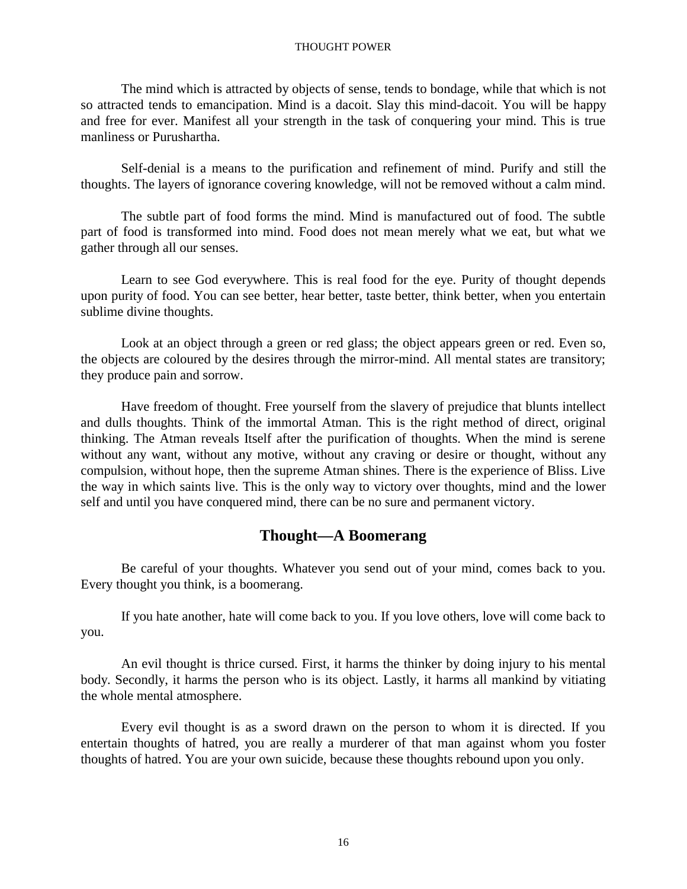The mind which is attracted by objects of sense, tends to bondage, while that which is not so attracted tends to emancipation. Mind is a dacoit. Slay this mind-dacoit. You will be happy and free for ever. Manifest all your strength in the task of conquering your mind. This is true manliness or Purushartha.

Self-denial is a means to the purification and refinement of mind. Purify and still the thoughts. The layers of ignorance covering knowledge, will not be removed without a calm mind.

The subtle part of food forms the mind. Mind is manufactured out of food. The subtle part of food is transformed into mind. Food does not mean merely what we eat, but what we gather through all our senses.

Learn to see God everywhere. This is real food for the eye. Purity of thought depends upon purity of food. You can see better, hear better, taste better, think better, when you entertain sublime divine thoughts.

Look at an object through a green or red glass; the object appears green or red. Even so, the objects are coloured by the desires through the mirror-mind. All mental states are transitory; they produce pain and sorrow.

Have freedom of thought. Free yourself from the slavery of prejudice that blunts intellect and dulls thoughts. Think of the immortal Atman. This is the right method of direct, original thinking. The Atman reveals Itself after the purification of thoughts. When the mind is serene without any want, without any motive, without any craving or desire or thought, without any compulsion, without hope, then the supreme Atman shines. There is the experience of Bliss. Live the way in which saints live. This is the only way to victory over thoughts, mind and the lower self and until you have conquered mind, there can be no sure and permanent victory.

## Thought—A Boomerang

Be careful of your thoughts. Whatever you send out of your mind, comes back to you. Every thought you think, is a boomerang.

If you hate another, hate will come back to you. If you love others, love will come back to you.

An evil thought is thrice cursed. First, it harms the thinker by doing injury to his mental body. Secondly, it harms the person who is its object. Lastly, it harms all mankind by vitiating the whole mental atmosphere.

Every evil thought is as a sword drawn on the person to whom it is directed. If you entertain thoughts of hatred, you are really a murderer of that man against whom you foster thoughts of hatred. You are your own suicide, because these thoughts rebound upon you only.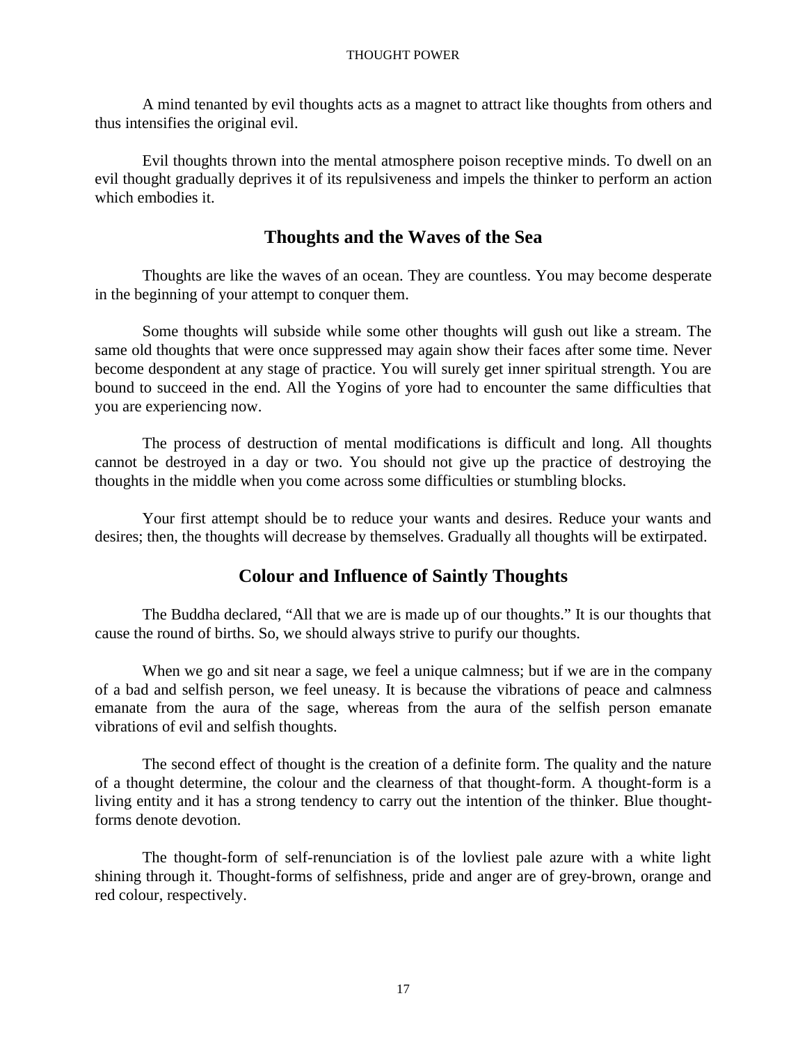A mind tenanted by evil thoughts acts as a magnet to attract like thoughts from others and thus intensifies the original evil.

Evil thoughts thrown into the mental atmosphere poison receptive minds. To dwell on an evil thought gradually deprives it of its repulsiveness and impels the thinker to perform an action which embodies it.

## Thoughts and the Waves of the Sea

Thoughts are like the waves of an ocean. They are countless. You may become desperate in the beginning of your attempt to conquer them.

Some thoughts will subside while some other thoughts will gush out like a stream. The same old thoughts that were once suppressed may again show their faces after some time. Never become despondent at any stage of practice. You will surely get inner spiritual strength. You are bound to succeed in the end. All the Yogins of yore had to encounter the same difficulties that you are experiencing now.

The process of destruction of mental modifications is difficult and long. All thoughts cannot be destroyed in a day or two. You should not give up the practice of destroying the thoughts in the middle when you come across some difficulties or stumbling blocks.

Your first attempt should be to reduce your wants and desires. Reduce your wants and desires; then, the thoughts will decrease by themselves. Gradually all thoughts will be extirpated.

## Colour and Influence of Saintly Thoughts

The Buddha declared, “All that we are is made up of our thoughts.” It is our thoughts that cause the round of births. So, we should always strive to purify our thoughts.

When we go and sit near a sage, we feel a unique calmness; but if we are in the company of a bad and selfish person, we feel uneasy. It is because the vibrations of peace and calmness emanate from the aura of the sage, whereas from the aura of the selfish person emanate vibrations of evil and selfish thoughts.

The second effect of thought is the creation of a definite form. The quality and the nature of a thought determine, the colour and the clearness of that thought-form. A thought-form is a living entity and it has a strong tendency to carry out the intention of the thinker. Blue thought-forms denote devotion.

The thought-form of self-renunciation is of the lovliest pale azure with a white light shining through it. Thought-forms of selfishness, pride and anger are of grey-brown, orange and red colour, respectively.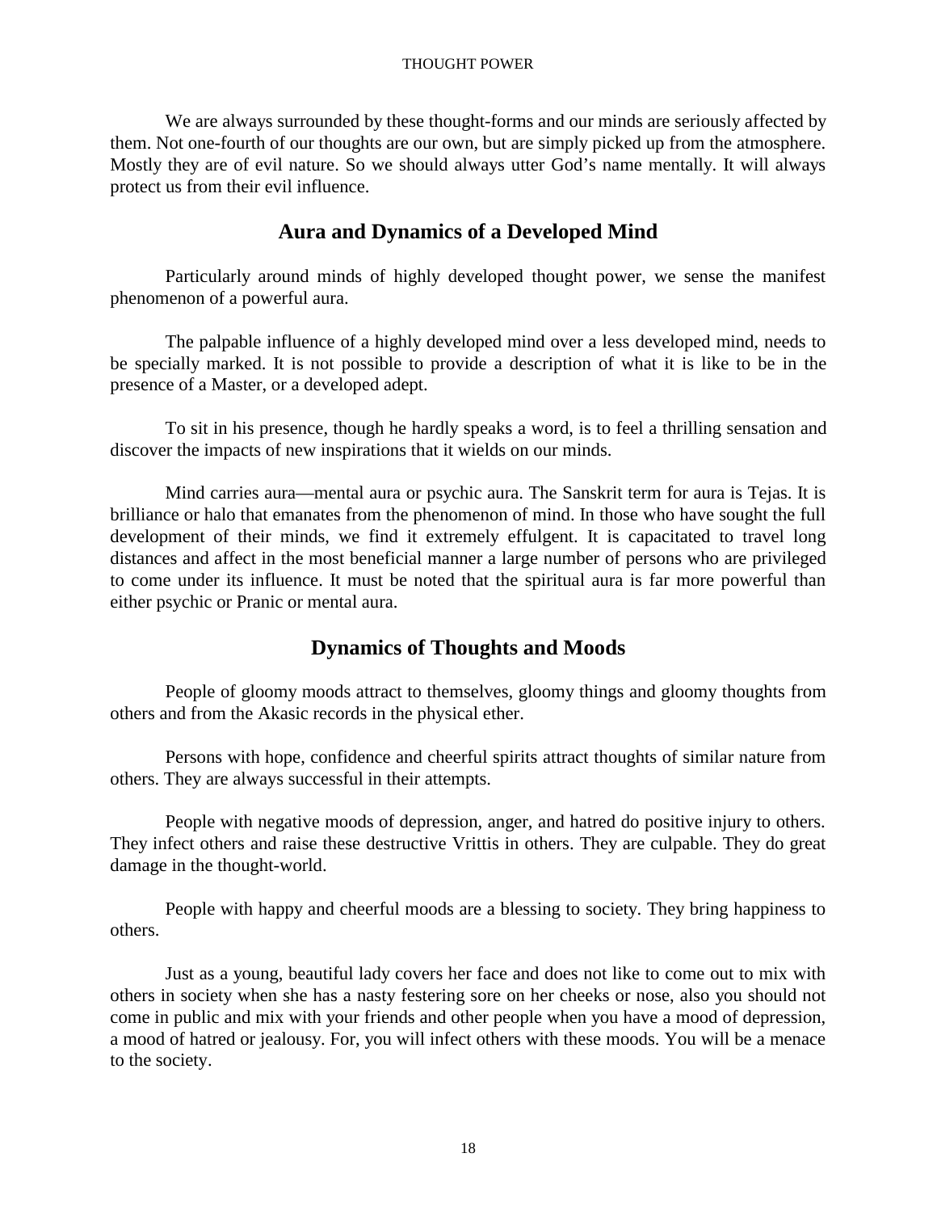We are always surrounded by these thought-forms and our minds are seriously affected by them. Not one-fourth of our thoughts are our own, but are simply picked up from the atmosphere. Mostly they are of evil nature. So we should always utter God's name mentally. It will always protect us from their evil influence.

## Aura and Dynamics of a Developed Mind

Particularly around minds of highly developed thought power, we sense the manifest phenomenon of a powerful aura.

The palpable influence of a highly developed mind over a less developed mind, needs to be specially marked. It is not possible to provide a description of what it is like to be in the presence of a Master, or a developed adept.

To sit in his presence, though he hardly speaks a word, is to feel a thrilling sensation and discover the impacts of new inspirations that it wields on our minds.

Mind carries aura—mental aura or psychic aura. The Sanskrit term for aura is Tejas. It is brilliance or halo that emanates from the phenomenon of mind. In those who have sought the full development of their minds, we find it extremely effulgent. It is capacitated to travel long distances and affect in the most beneficial manner a large number of persons who are privileged to come under its influence. It must be noted that the spiritual aura is far more powerful than either psychic or Pranic or mental aura.

## Dynamics of Thoughts and Moods

People of gloomy moods attract to themselves, gloomy things and gloomy thoughts from others and from the Akasic records in the physical ether.

Persons with hope, confidence and cheerful spirits attract thoughts of similar nature from others. They are always successful in their attempts.

People with negative moods of depression, anger, and hatred do positive injury to others. They infect others and raise these destructive Vrittis in others. They are culpable. They do great damage in the thought-world.

People with happy and cheerful moods are a blessing to society. They bring happiness to others.

Just as a young, beautiful lady covers her face and does not like to come out to mix with others in society when she has a nasty festering sore on her cheeks or nose, also you should not come in public and mix with your friends and other people when you have a mood of depression, a mood of hatred or jealousy. For, you will infect others with these moods. You will be a menace to the society.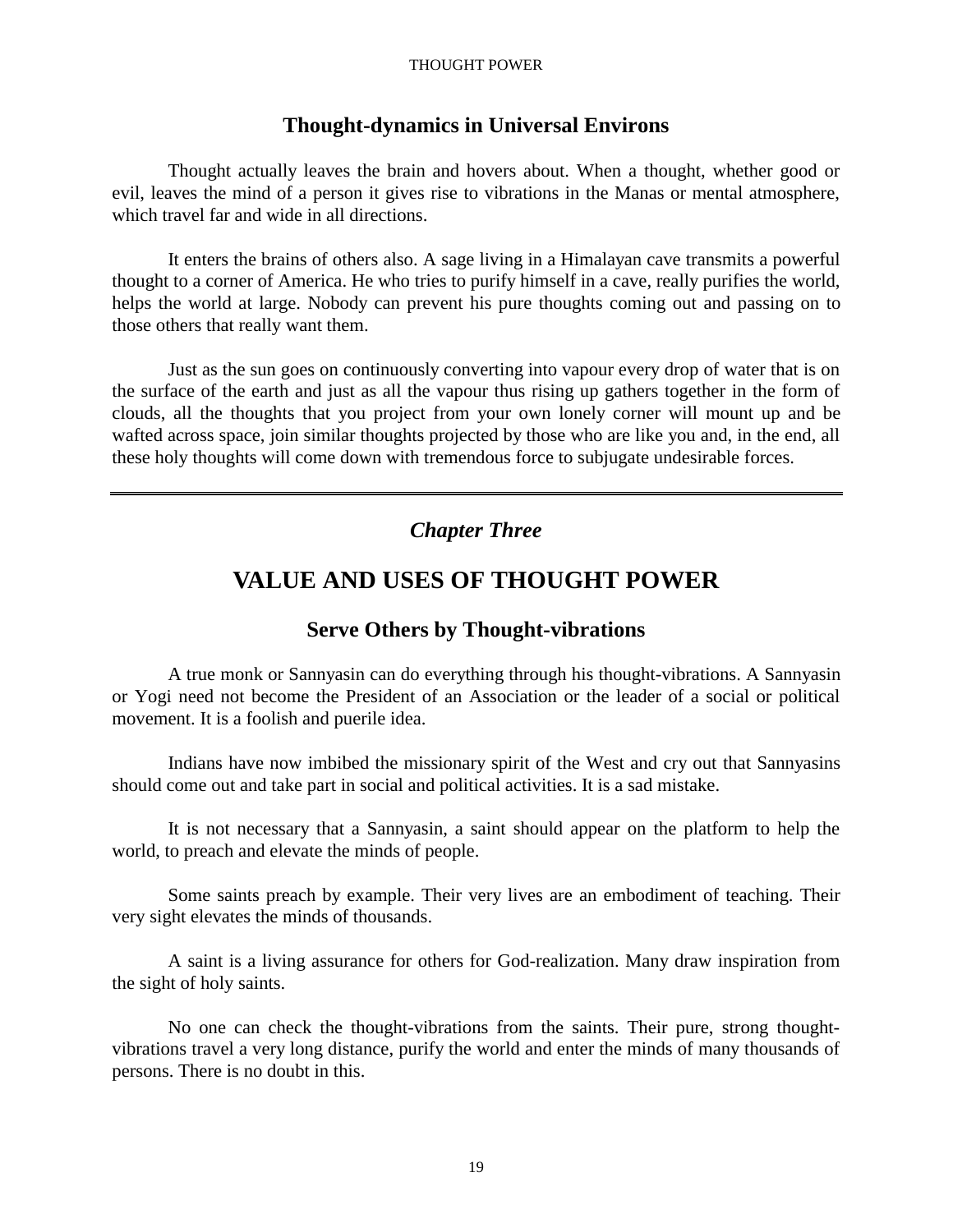### Thought-dynamics in Universal Environs

Thought actually leaves the brain and hovers about. When a thought, whether good or evil, leaves the mind of a person it gives rise to vibrations in the Manas or mental atmosphere, which travel far and wide in all directions.

It enters the brains of others also. A sage living in a Himalayan cave transmits a powerful thought to a corner of America. He who tries to purify himself in a cave, really purifies the world, helps the world at large. Nobody can prevent his pure thoughts coming out and passing on to those others that really want them.

Just as the sun goes on continuously converting into vapour every drop of water that is on the surface of the earth and just as all the vapour thus rising up gathers together in the form of clouds, all the thoughts that you project from your own lonely corner will mount up and be wafted across space, join similar thoughts projected by those who are like you and, in the end, all these holy thoughts will come down with tremendous force to subjugate undesirable forces.

---

*Chapter Three*

# VALUE AND USES OF THOUGHT POWER

### Serve Others by Thought-vibrations

A true monk or Sannyasin can do everything through his thought-vibrations. A Sannyasin or Yogi need not become the President of an Association or the leader of a social or political movement. It is a foolish and puerile idea.

Indians have now imbibed the missionary spirit of the West and cry out that Sannyasins should come out and take part in social and political activities. It is a sad mistake.

It is not necessary that a Sannyasin, a saint should appear on the platform to help the world, to preach and elevate the minds of people.

Some saints preach by example. Their very lives are an embodiment of teaching. Their very sight elevates the minds of thousands.

A saint is a living assurance for others for God-realization. Many draw inspiration from the sight of holy saints.

No one can check the thought-vibrations from the saints. Their pure, strong thought-vibrations travel a very long distance, purify the world and enter the minds of many thousands of persons. There is no doubt in this.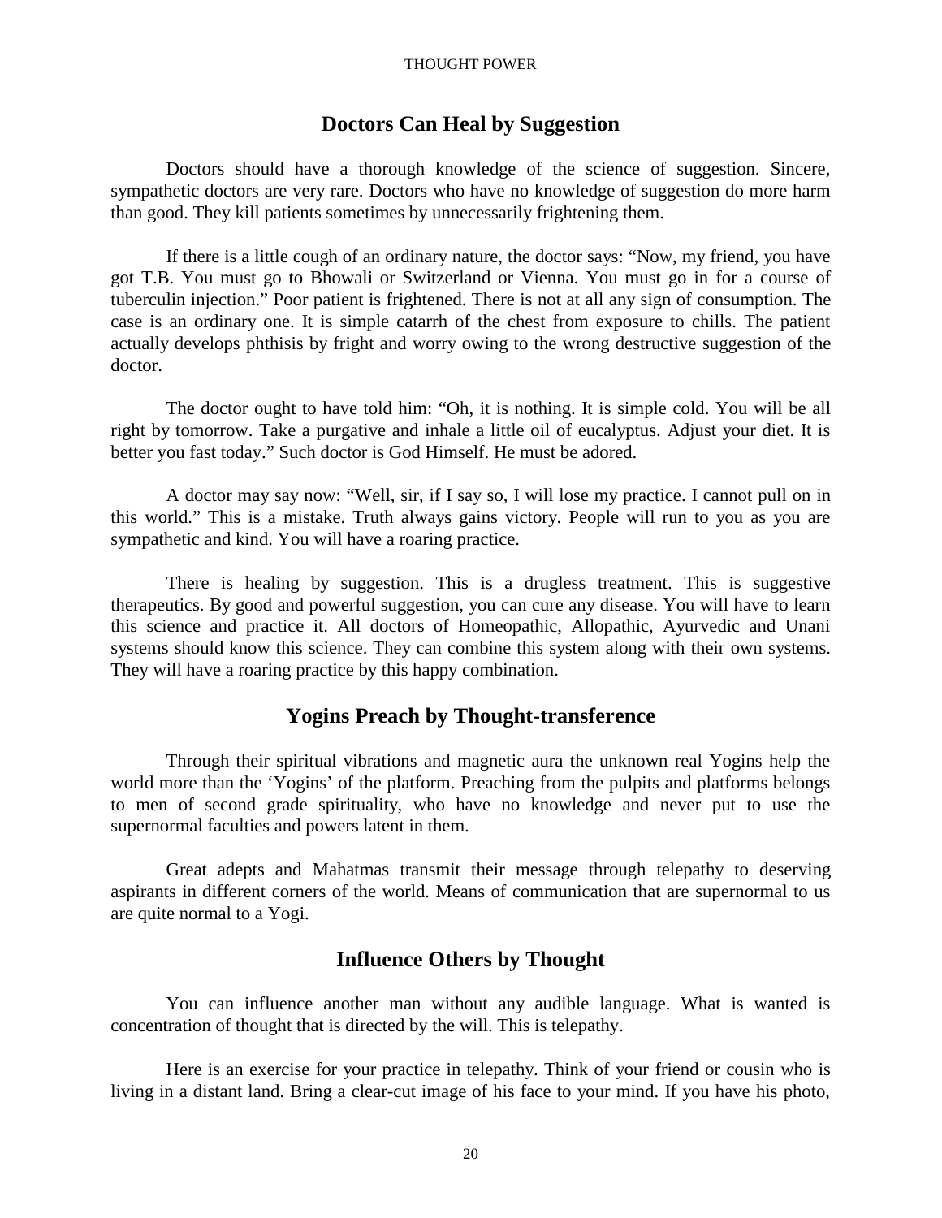## Doctors Can Heal by Suggestion

Doctors should have a thorough knowledge of the science of suggestion. Sincere, sympathetic doctors are very rare. Doctors who have no knowledge of suggestion do more harm than good. They kill patients sometimes by unnecessarily frightening them.

If there is a little cough of an ordinary nature, the doctor says: "Now, my friend, you have got T.B. You must go to Bhowali or Switzerland or Vienna. You must go in for a course of tuberculin injection." Poor patient is frightened. There is not at all any sign of consumption. The case is an ordinary one. It is simple catarrh of the chest from exposure to chills. The patient actually develops phthisis by fright and worry owing to the wrong destructive suggestion of the doctor.

The doctor ought to have told him: "Oh, it is nothing. It is simple cold. You will be all right by tomorrow. Take a purgative and inhale a little oil of eucalyptus. Adjust your diet. It is better you fast today." Such doctor is God Himself. He must be adored.

A doctor may say now: "Well, sir, if I say so, I will lose my practice. I cannot pull on in this world." This is a mistake. Truth always gains victory. People will run to you as you are sympathetic and kind. You will have a roaring practice.

There is healing by suggestion. This is a drugless treatment. This is suggestive therapeutics. By good and powerful suggestion, you can cure any disease. You will have to learn this science and practice it. All doctors of Homeopathic, Allopathic, Ayurvedic and Unani systems should know this science. They can combine this system along with their own systems. They will have a roaring practice by this happy combination.

## Yogins Preach by Thought-transference

Through their spiritual vibrations and magnetic aura the unknown real Yogins help the world more than the 'Yogins' of the platform. Preaching from the pulpits and platforms belongs to men of second grade spirituality, who have no knowledge and never put to use the supernormal faculties and powers latent in them.

Great adepts and Mahatmas transmit their message through telepathy to deserving aspirants in different corners of the world. Means of communication that are supernormal to us are quite normal to a Yogi.

## Influence Others by Thought

You can influence another man without any audible language. What is wanted is concentration of thought that is directed by the will. This is telepathy.

Here is an exercise for your practice in telepathy. Think of your friend or cousin who is living in a distant land. Bring a clear-cut image of his face to your mind. If you have his photo,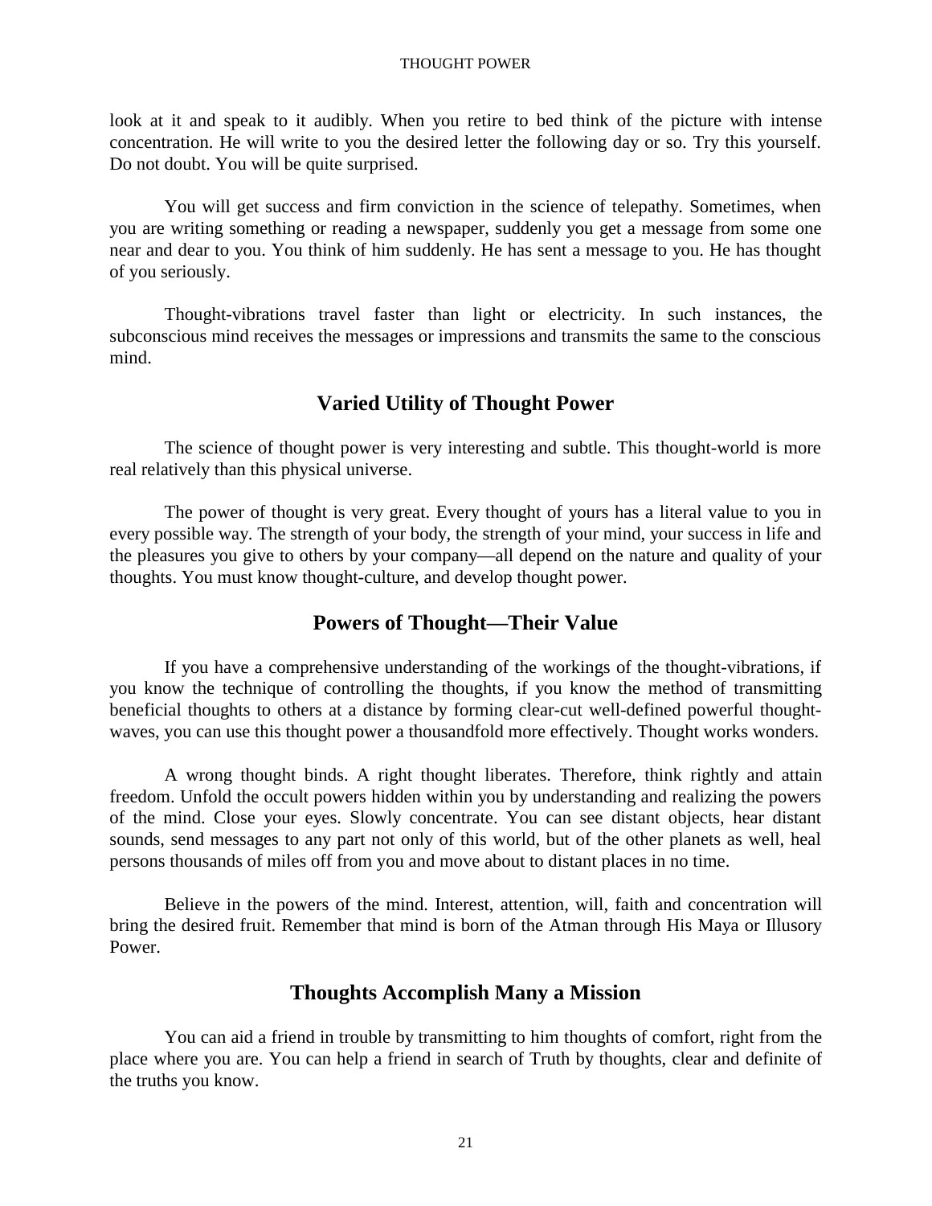look at it and speak to it audibly. When you retire to bed think of the picture with intense concentration. He will write to you the desired letter the following day or so. Try this yourself. Do not doubt. You will be quite surprised.

You will get success and firm conviction in the science of telepathy. Sometimes, when you are writing something or reading a newspaper, suddenly you get a message from some one near and dear to you. You think of him suddenly. He has sent a message to you. He has thought of you seriously.

Thought-vibrations travel faster than light or electricity. In such instances, the subconscious mind receives the messages or impressions and transmits the same to the conscious mind.

## Varied Utility of Thought Power

The science of thought power is very interesting and subtle. This thought-world is more real relatively than this physical universe.

The power of thought is very great. Every thought of yours has a literal value to you in every possible way. The strength of your body, the strength of your mind, your success in life and the pleasures you give to others by your company—all depend on the nature and quality of your thoughts. You must know thought-culture, and develop thought power.

## Powers of Thought—Their Value

If you have a comprehensive understanding of the workings of the thought-vibrations, if you know the technique of controlling the thoughts, if you know the method of transmitting beneficial thoughts to others at a distance by forming clear-cut well-defined powerful thought-waves, you can use this thought power a thousandfold more effectively. Thought works wonders.

A wrong thought binds. A right thought liberates. Therefore, think rightly and attain freedom. Unfold the occult powers hidden within you by understanding and realizing the powers of the mind. Close your eyes. Slowly concentrate. You can see distant objects, hear distant sounds, send messages to any part not only of this world, but of the other planets as well, heal persons thousands of miles off from you and move about to distant places in no time.

Believe in the powers of the mind. Interest, attention, will, faith and concentration will bring the desired fruit. Remember that mind is born of the Atman through His Maya or Illusory Power.

## Thoughts Accomplish Many a Mission

You can aid a friend in trouble by transmitting to him thoughts of comfort, right from the place where you are. You can help a friend in search of Truth by thoughts, clear and definite of the truths you know.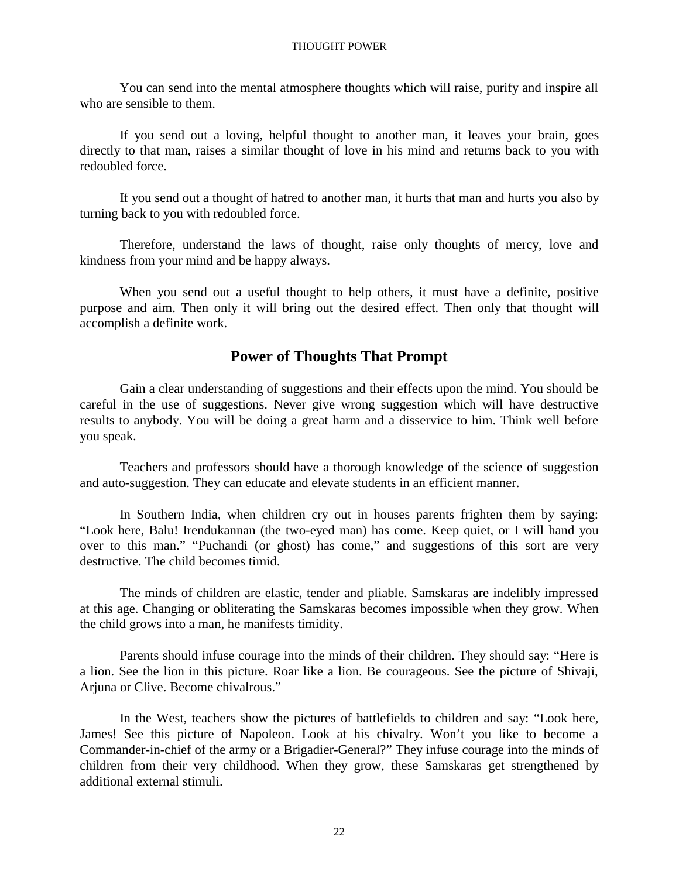You can send into the mental atmosphere thoughts which will raise, purify and inspire all who are sensible to them.

If you send out a loving, helpful thought to another man, it leaves your brain, goes directly to that man, raises a similar thought of love in his mind and returns back to you with redoubled force.

If you send out a thought of hatred to another man, it hurts that man and hurts you also by turning back to you with redoubled force.

Therefore, understand the laws of thought, raise only thoughts of mercy, love and kindness from your mind and be happy always.

When you send out a useful thought to help others, it must have a definite, positive purpose and aim. Then only it will bring out the desired effect. Then only that thought will accomplish a definite work.

## Power of Thoughts That Prompt

Gain a clear understanding of suggestions and their effects upon the mind. You should be careful in the use of suggestions. Never give wrong suggestion which will have destructive results to anybody. You will be doing a great harm and a disservice to him. Think well before you speak.

Teachers and professors should have a thorough knowledge of the science of suggestion and auto-suggestion. They can educate and elevate students in an efficient manner.

In Southern India, when children cry out in houses parents frighten them by saying: "Look here, Balu! Irendukannan (the two-eyed man) has come. Keep quiet, or I will hand you over to this man." "Puchandi (or ghost) has come," and suggestions of this sort are very destructive. The child becomes timid.

The minds of children are elastic, tender and pliable. Samskaras are indelibly impressed at this age. Changing or obliterating the Samskaras becomes impossible when they grow. When the child grows into a man, he manifests timidity.

Parents should infuse courage into the minds of their children. They should say: "Here is a lion. See the lion in this picture. Roar like a lion. Be courageous. See the picture of Shivaji, Arjuna or Clive. Become chivalrous."

In the West, teachers show the pictures of battlefields to children and say: "Look here, James! See this picture of Napoleon. Look at his chivalry. Won't you like to become a Commander-in-chief of the army or a Brigadier-General?" They infuse courage into the minds of children from their very childhood. When they grow, these Samskaras get strengthened by additional external stimuli.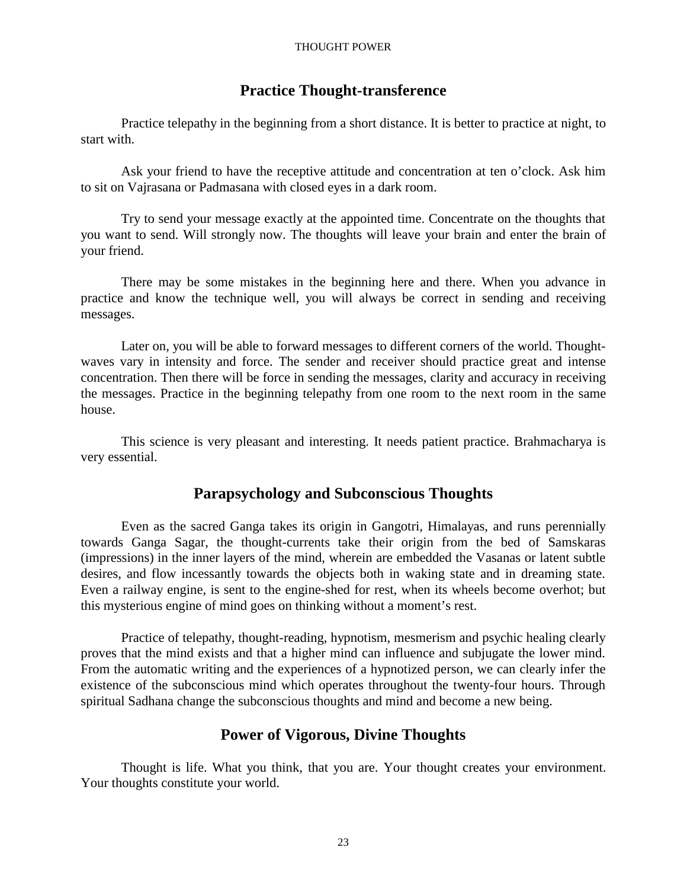## Practice Thought-transference

Practice telepathy in the beginning from a short distance. It is better to practice at night, to start with.

Ask your friend to have the receptive attitude and concentration at ten o'clock. Ask him to sit on Vajrasana or Padmasana with closed eyes in a dark room.

Try to send your message exactly at the appointed time. Concentrate on the thoughts that you want to send. Will strongly now. The thoughts will leave your brain and enter the brain of your friend.

There may be some mistakes in the beginning here and there. When you advance in practice and know the technique well, you will always be correct in sending and receiving messages.

Later on, you will be able to forward messages to different corners of the world. Thought-waves vary in intensity and force. The sender and receiver should practice great and intense concentration. Then there will be force in sending the messages, clarity and accuracy in receiving the messages. Practice in the beginning telepathy from one room to the next room in the same house.

This science is very pleasant and interesting. It needs patient practice. Brahmacharya is very essential.

## Parapsychology and Subconscious Thoughts

Even as the sacred Ganga takes its origin in Gangotri, Himalayas, and runs perennially towards Ganga Sagar, the thought-currents take their origin from the bed of Samskaras (impressions) in the inner layers of the mind, wherein are embedded the Vasanas or latent subtle desires, and flow incessantly towards the objects both in waking state and in dreaming state. Even a railway engine, is sent to the engine-shed for rest, when its wheels become overhot; but this mysterious engine of mind goes on thinking without a moment's rest.

Practice of telepathy, thought-reading, hypnotism, mesmerism and psychic healing clearly proves that the mind exists and that a higher mind can influence and subjugate the lower mind. From the automatic writing and the experiences of a hypnotized person, we can clearly infer the existence of the subconscious mind which operates throughout the twenty-four hours. Through spiritual Sadhana change the subconscious thoughts and mind and become a new being.

## Power of Vigorous, Divine Thoughts

Thought is life. What you think, that you are. Your thought creates your environment. Your thoughts constitute your world.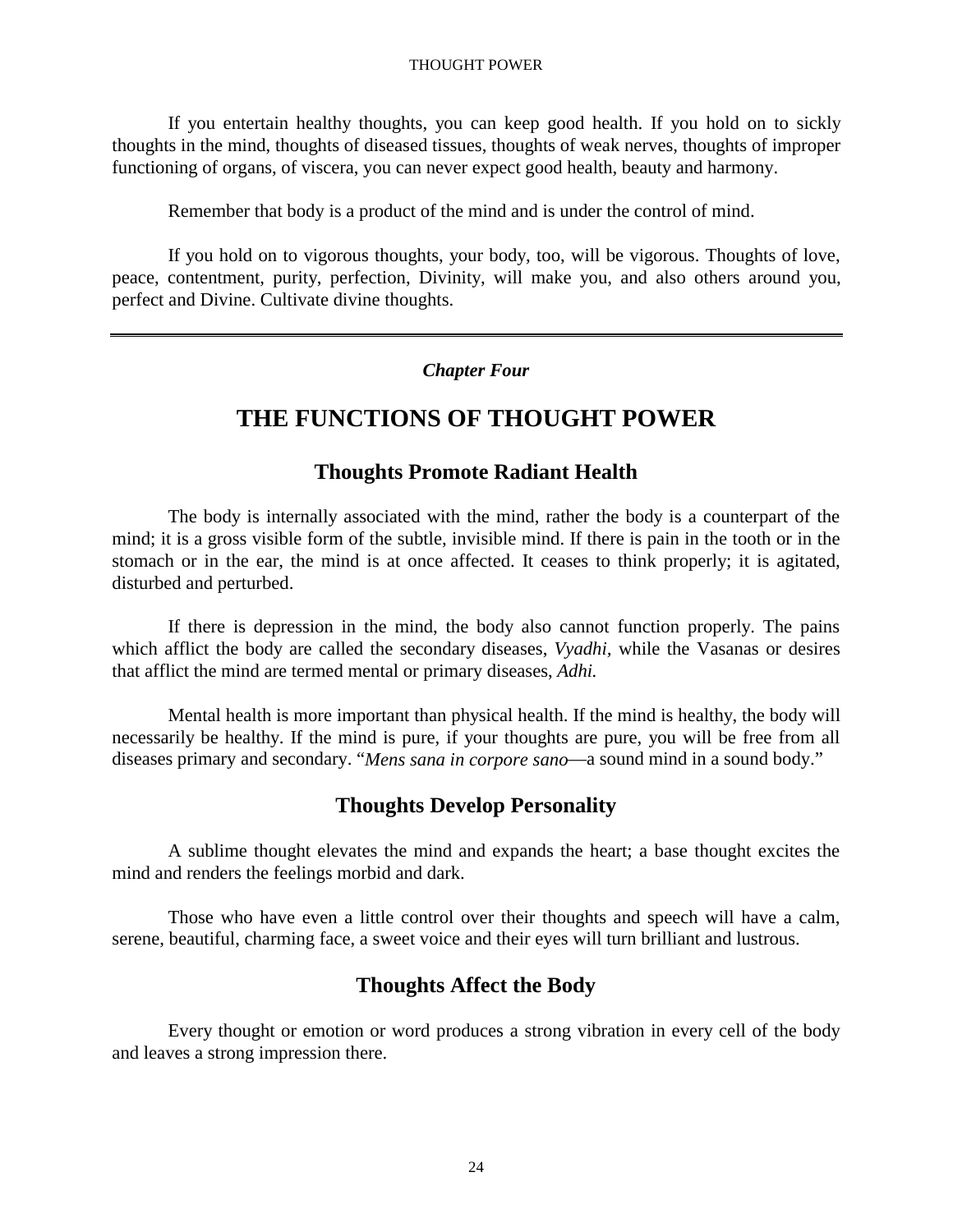If you entertain healthy thoughts, you can keep good health. If you hold on to sickly thoughts in the mind, thoughts of diseased tissues, thoughts of weak nerves, thoughts of improper functioning of organs, of viscera, you can never expect good health, beauty and harmony.

Remember that body is a product of the mind and is under the control of mind.

If you hold on to vigorous thoughts, your body, too, will be vigorous. Thoughts of love, peace, contentment, purity, perfection, Divinity, will make you, and also others around you, perfect and Divine. Cultivate divine thoughts.

---

***Chapter Four***

# THE FUNCTIONS OF THOUGHT POWER

## Thoughts Promote Radiant Health

The body is internally associated with the mind, rather the body is a counterpart of the mind; it is a gross visible form of the subtle, invisible mind. If there is pain in the tooth or in the stomach or in the ear, the mind is at once affected. It ceases to think properly; it is agitated, disturbed and perturbed.

If there is depression in the mind, the body also cannot function properly. The pains which afflict the body are called the secondary diseases, *Vyadhi,* while the Vasanas or desires that afflict the mind are termed mental or primary diseases, *Adhi.*

Mental health is more important than physical health. If the mind is healthy, the body will necessarily be healthy. If the mind is pure, if your thoughts are pure, you will be free from all diseases primary and secondary. "*Mens sana in corpore sano*—a sound mind in a sound body."

## Thoughts Develop Personality

A sublime thought elevates the mind and expands the heart; a base thought excites the mind and renders the feelings morbid and dark.

Those who have even a little control over their thoughts and speech will have a calm, serene, beautiful, charming face, a sweet voice and their eyes will turn brilliant and lustrous.

## Thoughts Affect the Body

Every thought or emotion or word produces a strong vibration in every cell of the body and leaves a strong impression there.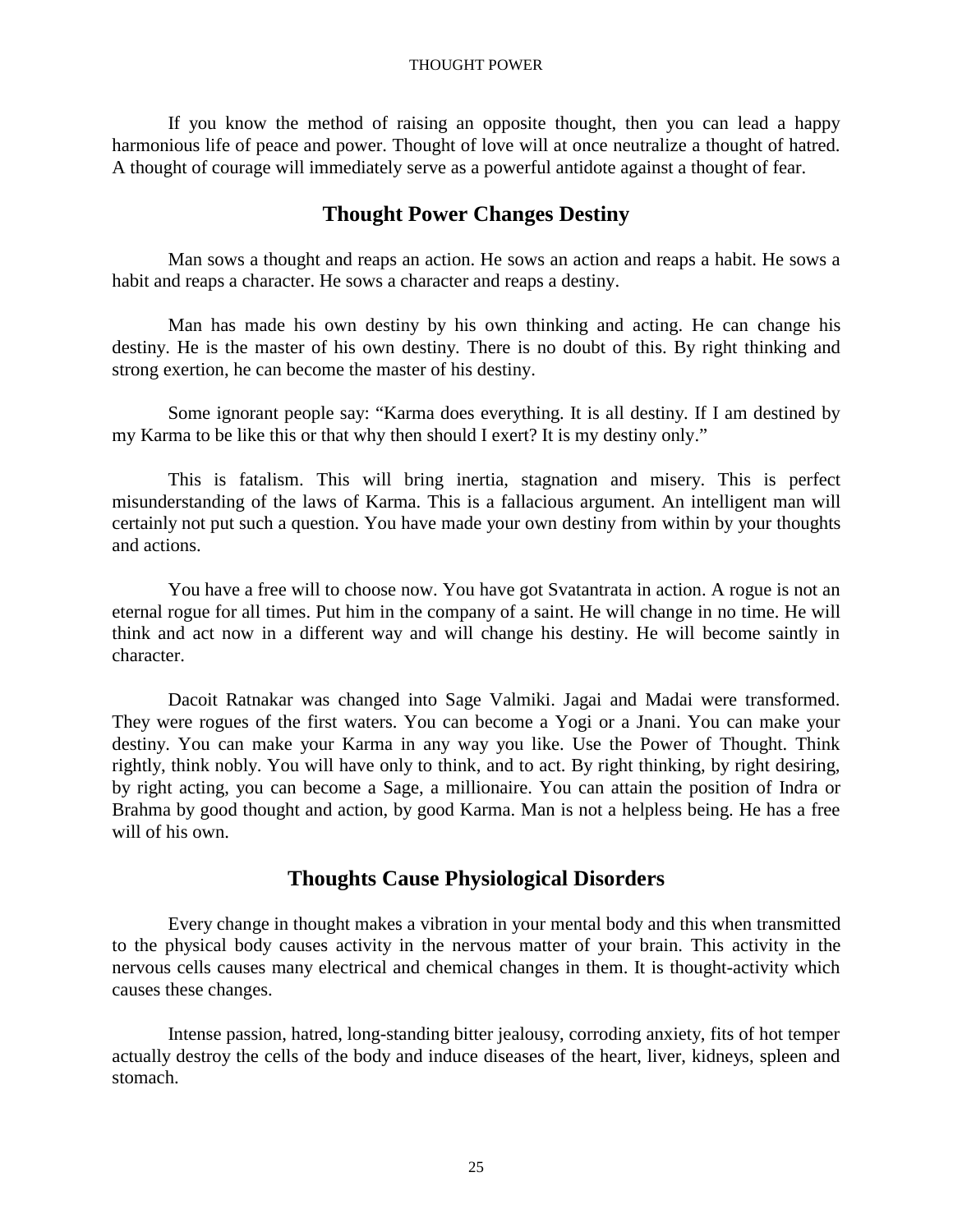If you know the method of raising an opposite thought, then you can lead a happy harmonious life of peace and power. Thought of love will at once neutralize a thought of hatred. A thought of courage will immediately serve as a powerful antidote against a thought of fear.

## Thought Power Changes Destiny

Man sows a thought and reaps an action. He sows an action and reaps a habit. He sows a habit and reaps a character. He sows a character and reaps a destiny.

Man has made his own destiny by his own thinking and acting. He can change his destiny. He is the master of his own destiny. There is no doubt of this. By right thinking and strong exertion, he can become the master of his destiny.

Some ignorant people say: "Karma does everything. It is all destiny. If I am destined by my Karma to be like this or that why then should I exert? It is my destiny only."

This is fatalism. This will bring inertia, stagnation and misery. This is perfect misunderstanding of the laws of Karma. This is a fallacious argument. An intelligent man will certainly not put such a question. You have made your own destiny from within by your thoughts and actions.

You have a free will to choose now. You have got Svatantrata in action. A rogue is not an eternal rogue for all times. Put him in the company of a saint. He will change in no time. He will think and act now in a different way and will change his destiny. He will become saintly in character.

Dacoit Ratnakar was changed into Sage Valmiki. Jagai and Madai were transformed. They were rogues of the first waters. You can become a Yogi or a Jnani. You can make your destiny. You can make your Karma in any way you like. Use the Power of Thought. Think rightly, think nobly. You will have only to think, and to act. By right thinking, by right desiring, by right acting, you can become a Sage, a millionaire. You can attain the position of Indra or Brahma by good thought and action, by good Karma. Man is not a helpless being. He has a free will of his own.

## Thoughts Cause Physiological Disorders

Every change in thought makes a vibration in your mental body and this when transmitted to the physical body causes activity in the nervous matter of your brain. This activity in the nervous cells causes many electrical and chemical changes in them. It is thought-activity which causes these changes.

Intense passion, hatred, long-standing bitter jealousy, corroding anxiety, fits of hot temper actually destroy the cells of the body and induce diseases of the heart, liver, kidneys, spleen and stomach.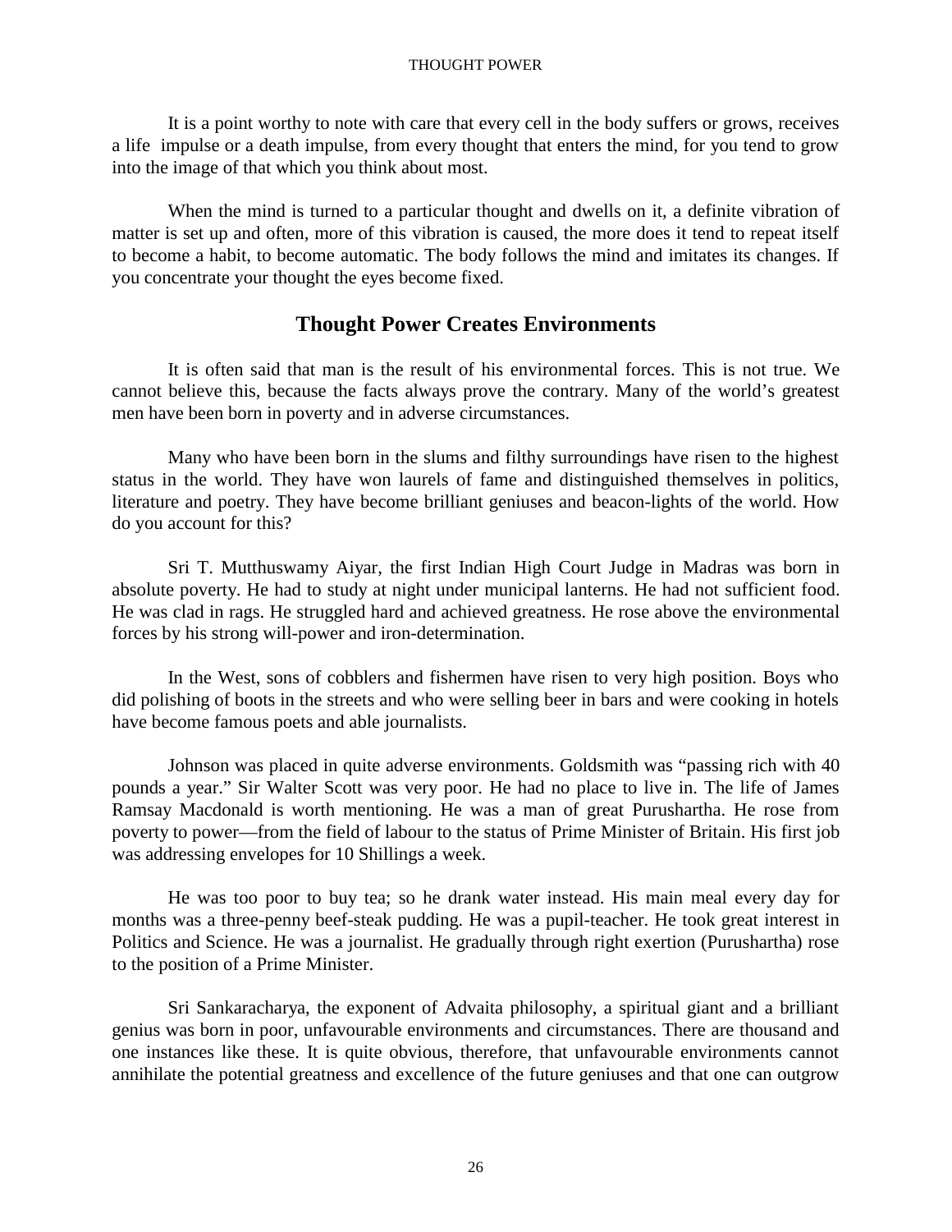It is a point worthy to note with care that every cell in the body suffers or grows, receives a life impulse or a death impulse, from every thought that enters the mind, for you tend to grow into the image of that which you think about most.

When the mind is turned to a particular thought and dwells on it, a definite vibration of matter is set up and often, more of this vibration is caused, the more does it tend to repeat itself to become a habit, to become automatic. The body follows the mind and imitates its changes. If you concentrate your thought the eyes become fixed.

## Thought Power Creates Environments

It is often said that man is the result of his environmental forces. This is not true. We cannot believe this, because the facts always prove the contrary. Many of the world's greatest men have been born in poverty and in adverse circumstances.

Many who have been born in the slums and filthy surroundings have risen to the highest status in the world. They have won laurels of fame and distinguished themselves in politics, literature and poetry. They have become brilliant geniuses and beacon-lights of the world. How do you account for this?

Sri T. Mutthuswamy Aiyar, the first Indian High Court Judge in Madras was born in absolute poverty. He had to study at night under municipal lanterns. He had not sufficient food. He was clad in rags. He struggled hard and achieved greatness. He rose above the environmental forces by his strong will-power and iron-determination.

In the West, sons of cobblers and fishermen have risen to very high position. Boys who did polishing of boots in the streets and who were selling beer in bars and were cooking in hotels have become famous poets and able journalists.

Johnson was placed in quite adverse environments. Goldsmith was "passing rich with 40 pounds a year." Sir Walter Scott was very poor. He had no place to live in. The life of James Ramsay Macdonald is worth mentioning. He was a man of great Purushartha. He rose from poverty to power—from the field of labour to the status of Prime Minister of Britain. His first job was addressing envelopes for 10 Shillings a week.

He was too poor to buy tea; so he drank water instead. His main meal every day for months was a three-penny beef-steak pudding. He was a pupil-teacher. He took great interest in Politics and Science. He was a journalist. He gradually through right exertion (Purushartha) rose to the position of a Prime Minister.

Sri Sankaracharya, the exponent of Advaita philosophy, a spiritual giant and a brilliant genius was born in poor, unfavourable environments and circumstances. There are thousand and one instances like these. It is quite obvious, therefore, that unfavourable environments cannot annihilate the potential greatness and excellence of the future geniuses and that one can outgrow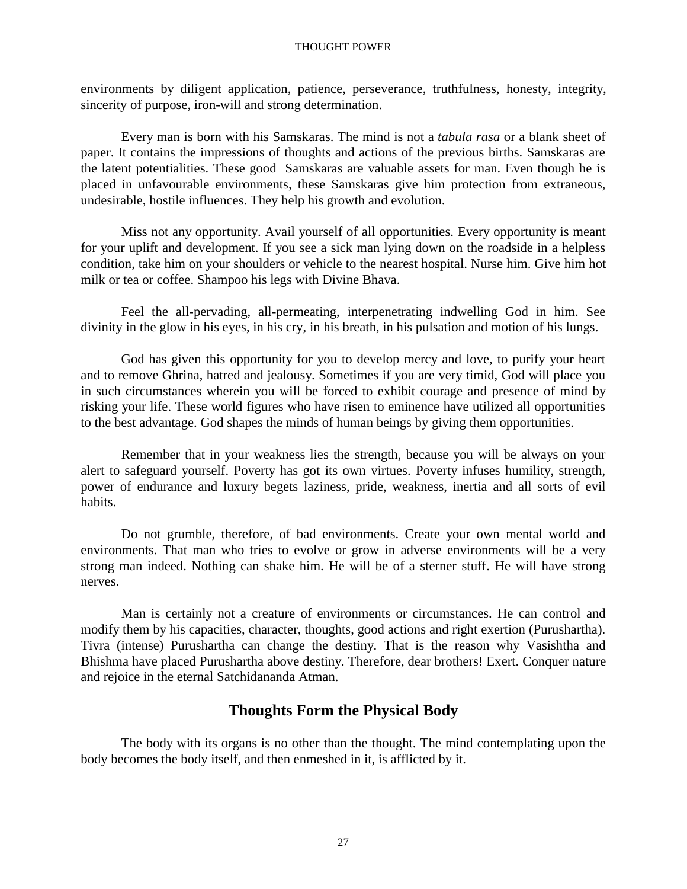environments by diligent application, patience, perseverance, truthfulness, honesty, integrity, sincerity of purpose, iron-will and strong determination.

Every man is born with his Samskaras. The mind is not a *tabula rasa* or a blank sheet of paper. It contains the impressions of thoughts and actions of the previous births. Samskaras are the latent potentialities. These good Samskaras are valuable assets for man. Even though he is placed in unfavourable environments, these Samskaras give him protection from extraneous, undesirable, hostile influences. They help his growth and evolution.

Miss not any opportunity. Avail yourself of all opportunities. Every opportunity is meant for your uplift and development. If you see a sick man lying down on the roadside in a helpless condition, take him on your shoulders or vehicle to the nearest hospital. Nurse him. Give him hot milk or tea or coffee. Shampoo his legs with Divine Bhava.

Feel the all-pervading, all-permeating, interpenetrating indwelling God in him. See divinity in the glow in his eyes, in his cry, in his breath, in his pulsation and motion of his lungs.

God has given this opportunity for you to develop mercy and love, to purify your heart and to remove Ghrina, hatred and jealousy. Sometimes if you are very timid, God will place you in such circumstances wherein you will be forced to exhibit courage and presence of mind by risking your life. These world figures who have risen to eminence have utilized all opportunities to the best advantage. God shapes the minds of human beings by giving them opportunities.

Remember that in your weakness lies the strength, because you will be always on your alert to safeguard yourself. Poverty has got its own virtues. Poverty infuses humility, strength, power of endurance and luxury begets laziness, pride, weakness, inertia and all sorts of evil habits.

Do not grumble, therefore, of bad environments. Create your own mental world and environments. That man who tries to evolve or grow in adverse environments will be a very strong man indeed. Nothing can shake him. He will be of a sterner stuff. He will have strong nerves.

Man is certainly not a creature of environments or circumstances. He can control and modify them by his capacities, character, thoughts, good actions and right exertion (Purushartha). Tivra (intense) Purushartha can change the destiny. That is the reason why Vasishtha and Bhishma have placed Purushartha above destiny. Therefore, dear brothers! Exert. Conquer nature and rejoice in the eternal Satchidananda Atman.

## Thoughts Form the Physical Body

The body with its organs is no other than the thought. The mind contemplating upon the body becomes the body itself, and then enmeshed in it, is afflicted by it.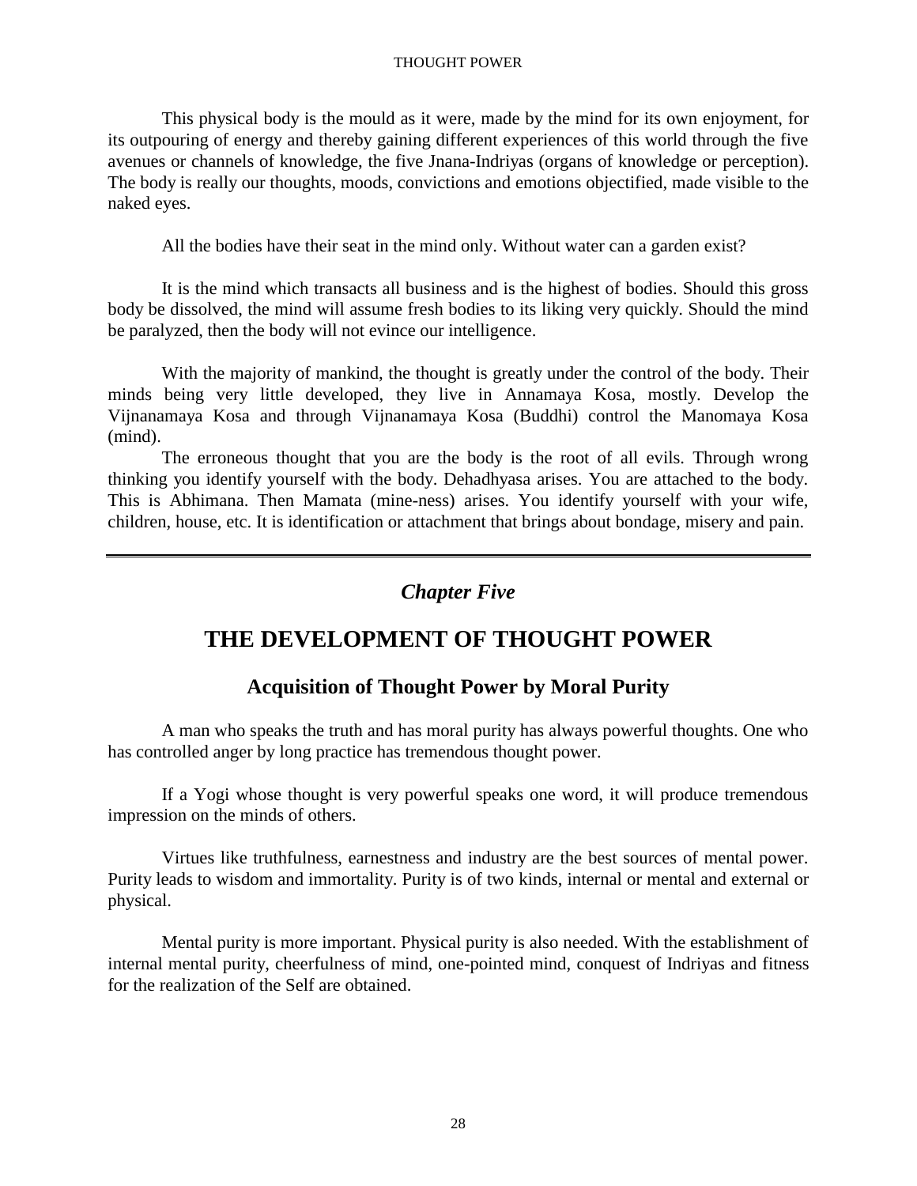This physical body is the mould as it were, made by the mind for its own enjoyment, for its outpouring of energy and thereby gaining different experiences of this world through the five avenues or channels of knowledge, the five Jnana-Indriyas (organs of knowledge or perception). The body is really our thoughts, moods, convictions and emotions objectified, made visible to the naked eyes.

All the bodies have their seat in the mind only. Without water can a garden exist?

It is the mind which transacts all business and is the highest of bodies. Should this gross body be dissolved, the mind will assume fresh bodies to its liking very quickly. Should the mind be paralyzed, then the body will not evince our intelligence.

With the majority of mankind, the thought is greatly under the control of the body. Their minds being very little developed, they live in Annamaya Kosa, mostly. Develop the Vijnanamaya Kosa and through Vijnanamaya Kosa (Buddhi) control the Manomaya Kosa (mind).

The erroneous thought that you are the body is the root of all evils. Through wrong thinking you identify yourself with the body. Dehadhyasa arises. You are attached to the body. This is Abhimana. Then Mamata (mine-ness) arises. You identify yourself with your wife, children, house, etc. It is identification or attachment that brings about bondage, misery and pain.

---

*Chapter Five*

# THE DEVELOPMENT OF THOUGHT POWER

## Acquisition of Thought Power by Moral Purity

A man who speaks the truth and has moral purity has always powerful thoughts. One who has controlled anger by long practice has tremendous thought power.

If a Yogi whose thought is very powerful speaks one word, it will produce tremendous impression on the minds of others.

Virtues like truthfulness, earnestness and industry are the best sources of mental power. Purity leads to wisdom and immortality. Purity is of two kinds, internal or mental and external or physical.

Mental purity is more important. Physical purity is also needed. With the establishment of internal mental purity, cheerfulness of mind, one-pointed mind, conquest of Indriyas and fitness for the realization of the Self are obtained.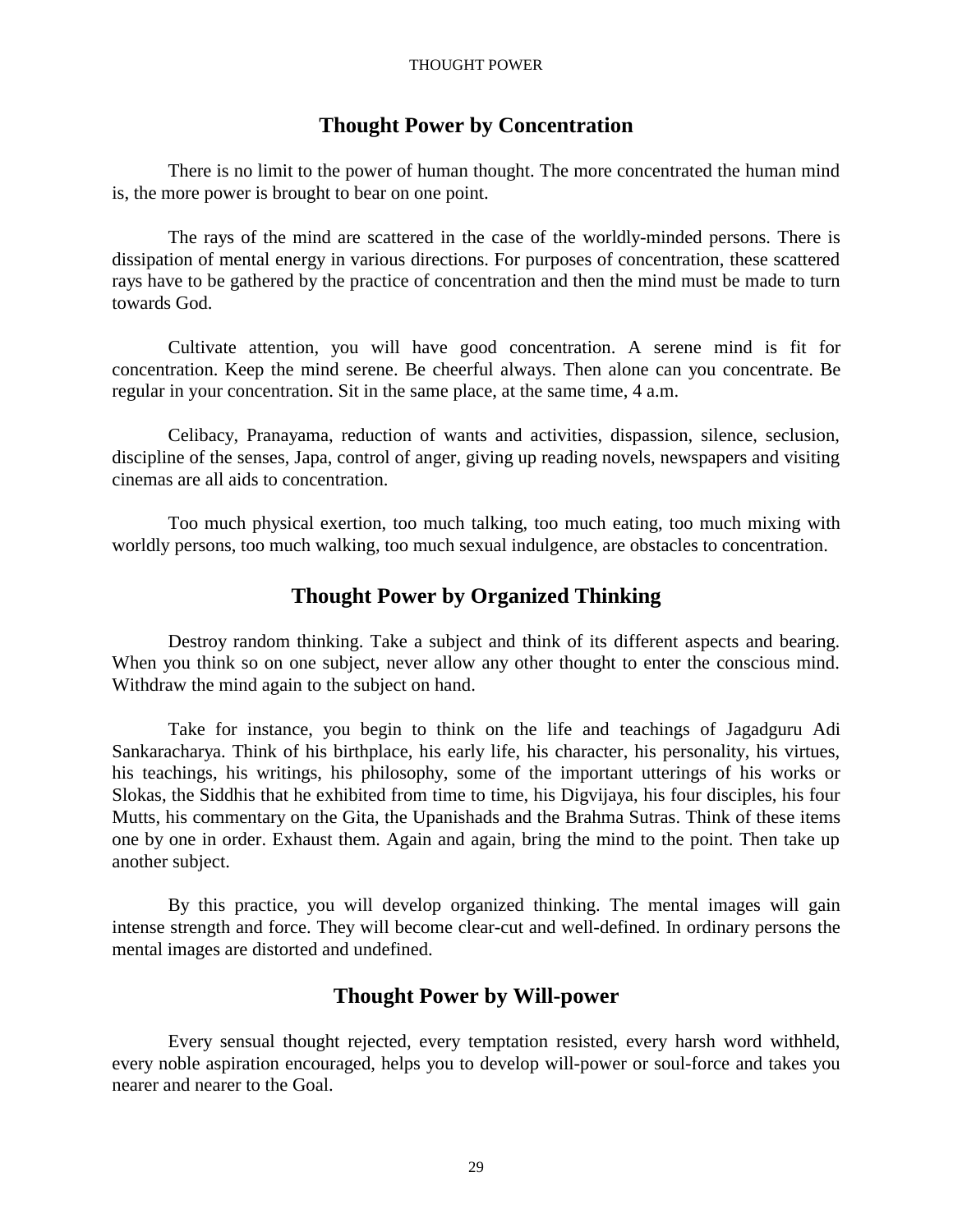## Thought Power by Concentration

There is no limit to the power of human thought. The more concentrated the human mind is, the more power is brought to bear on one point.

The rays of the mind are scattered in the case of the worldly-minded persons. There is dissipation of mental energy in various directions. For purposes of concentration, these scattered rays have to be gathered by the practice of concentration and then the mind must be made to turn towards God.

Cultivate attention, you will have good concentration. A serene mind is fit for concentration. Keep the mind serene. Be cheerful always. Then alone can you concentrate. Be regular in your concentration. Sit in the same place, at the same time, 4 a.m.

Celibacy, Pranayama, reduction of wants and activities, dispassion, silence, seclusion, discipline of the senses, Japa, control of anger, giving up reading novels, newspapers and visiting cinemas are all aids to concentration.

Too much physical exertion, too much talking, too much eating, too much mixing with worldly persons, too much walking, too much sexual indulgence, are obstacles to concentration.

## Thought Power by Organized Thinking

Destroy random thinking. Take a subject and think of its different aspects and bearing. When you think so on one subject, never allow any other thought to enter the conscious mind. Withdraw the mind again to the subject on hand.

Take for instance, you begin to think on the life and teachings of Jagadguru Adi Sankaracharya. Think of his birthplace, his early life, his character, his personality, his virtues, his teachings, his writings, his philosophy, some of the important utterings of his works or Slokas, the Siddhis that he exhibited from time to time, his Digvijaya, his four disciples, his four Mutts, his commentary on the Gita, the Upanishads and the Brahma Sutras. Think of these items one by one in order. Exhaust them. Again and again, bring the mind to the point. Then take up another subject.

By this practice, you will develop organized thinking. The mental images will gain intense strength and force. They will become clear-cut and well-defined. In ordinary persons the mental images are distorted and undefined.

## Thought Power by Will-power

Every sensual thought rejected, every temptation resisted, every harsh word withheld, every noble aspiration encouraged, helps you to develop will-power or soul-force and takes you nearer and nearer to the Goal.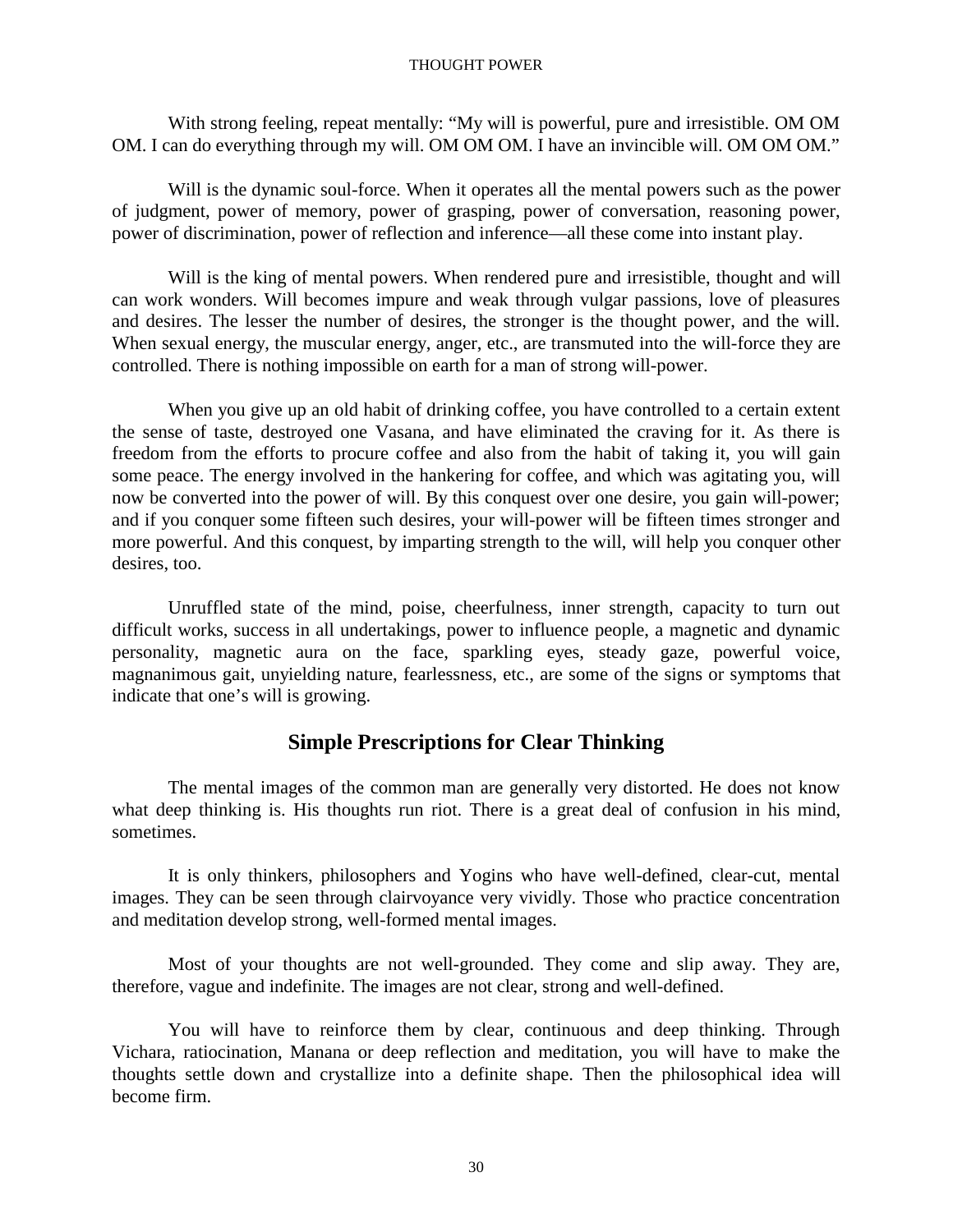With strong feeling, repeat mentally: "My will is powerful, pure and irresistible. OM OM OM. I can do everything through my will. OM OM OM. I have an invincible will. OM OM OM."

Will is the dynamic soul-force. When it operates all the mental powers such as the power of judgment, power of memory, power of grasping, power of conversation, reasoning power, power of discrimination, power of reflection and inference—all these come into instant play.

Will is the king of mental powers. When rendered pure and irresistible, thought and will can work wonders. Will becomes impure and weak through vulgar passions, love of pleasures and desires. The lesser the number of desires, the stronger is the thought power, and the will. When sexual energy, the muscular energy, anger, etc., are transmuted into the will-force they are controlled. There is nothing impossible on earth for a man of strong will-power.

When you give up an old habit of drinking coffee, you have controlled to a certain extent the sense of taste, destroyed one Vasana, and have eliminated the craving for it. As there is freedom from the efforts to procure coffee and also from the habit of taking it, you will gain some peace. The energy involved in the hankering for coffee, and which was agitating you, will now be converted into the power of will. By this conquest over one desire, you gain will-power; and if you conquer some fifteen such desires, your will-power will be fifteen times stronger and more powerful. And this conquest, by imparting strength to the will, will help you conquer other desires, too.

Unruffled state of the mind, poise, cheerfulness, inner strength, capacity to turn out difficult works, success in all undertakings, power to influence people, a magnetic and dynamic personality, magnetic aura on the face, sparkling eyes, steady gaze, powerful voice, magnanimous gait, unyielding nature, fearlessness, etc., are some of the signs or symptoms that indicate that one's will is growing.

## Simple Prescriptions for Clear Thinking

The mental images of the common man are generally very distorted. He does not know what deep thinking is. His thoughts run riot. There is a great deal of confusion in his mind, sometimes.

It is only thinkers, philosophers and Yogins who have well-defined, clear-cut, mental images. They can be seen through clairvoyance very vividly. Those who practice concentration and meditation develop strong, well-formed mental images.

Most of your thoughts are not well-grounded. They come and slip away. They are, therefore, vague and indefinite. The images are not clear, strong and well-defined.

You will have to reinforce them by clear, continuous and deep thinking. Through Vichara, ratiocination, Manana or deep reflection and meditation, you will have to make the thoughts settle down and crystallize into a definite shape. Then the philosophical idea will become firm.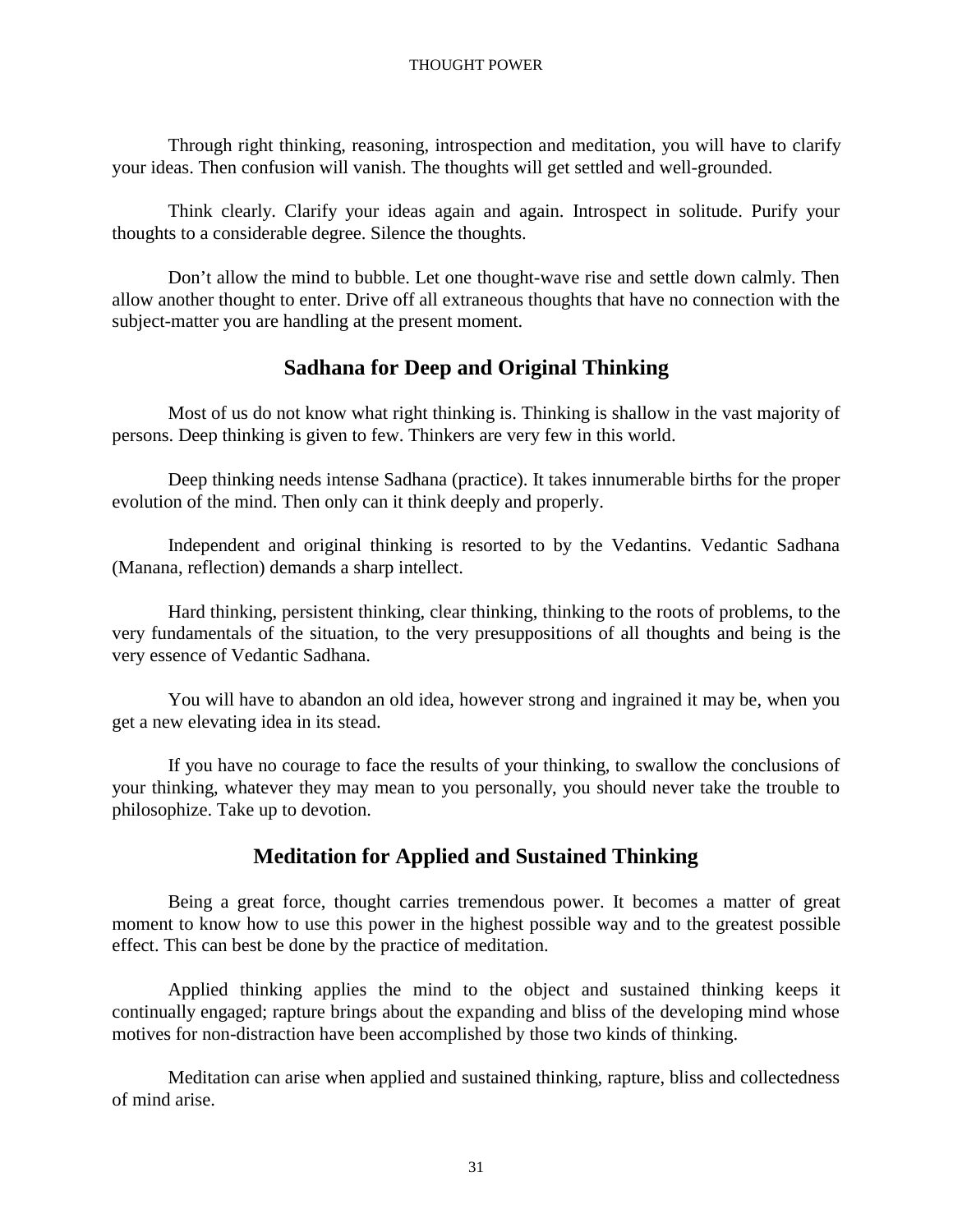Through right thinking, reasoning, introspection and meditation, you will have to clarify your ideas. Then confusion will vanish. The thoughts will get settled and well-grounded.

Think clearly. Clarify your ideas again and again. Introspect in solitude. Purify your thoughts to a considerable degree. Silence the thoughts.

Don't allow the mind to bubble. Let one thought-wave rise and settle down calmly. Then allow another thought to enter. Drive off all extraneous thoughts that have no connection with the subject-matter you are handling at the present moment.

## Sadhana for Deep and Original Thinking

Most of us do not know what right thinking is. Thinking is shallow in the vast majority of persons. Deep thinking is given to few. Thinkers are very few in this world.

Deep thinking needs intense Sadhana (practice). It takes innumerable births for the proper evolution of the mind. Then only can it think deeply and properly.

Independent and original thinking is resorted to by the Vedantins. Vedantic Sadhana (Manana, reflection) demands a sharp intellect.

Hard thinking, persistent thinking, clear thinking, thinking to the roots of problems, to the very fundamentals of the situation, to the very presuppositions of all thoughts and being is the very essence of Vedantic Sadhana.

You will have to abandon an old idea, however strong and ingrained it may be, when you get a new elevating idea in its stead.

If you have no courage to face the results of your thinking, to swallow the conclusions of your thinking, whatever they may mean to you personally, you should never take the trouble to philosophize. Take up to devotion.

## Meditation for Applied and Sustained Thinking

Being a great force, thought carries tremendous power. It becomes a matter of great moment to know how to use this power in the highest possible way and to the greatest possible effect. This can best be done by the practice of meditation.

Applied thinking applies the mind to the object and sustained thinking keeps it continually engaged; rapture brings about the expanding and bliss of the developing mind whose motives for non-distraction have been accomplished by those two kinds of thinking.

Meditation can arise when applied and sustained thinking, rapture, bliss and collectedness of mind arise.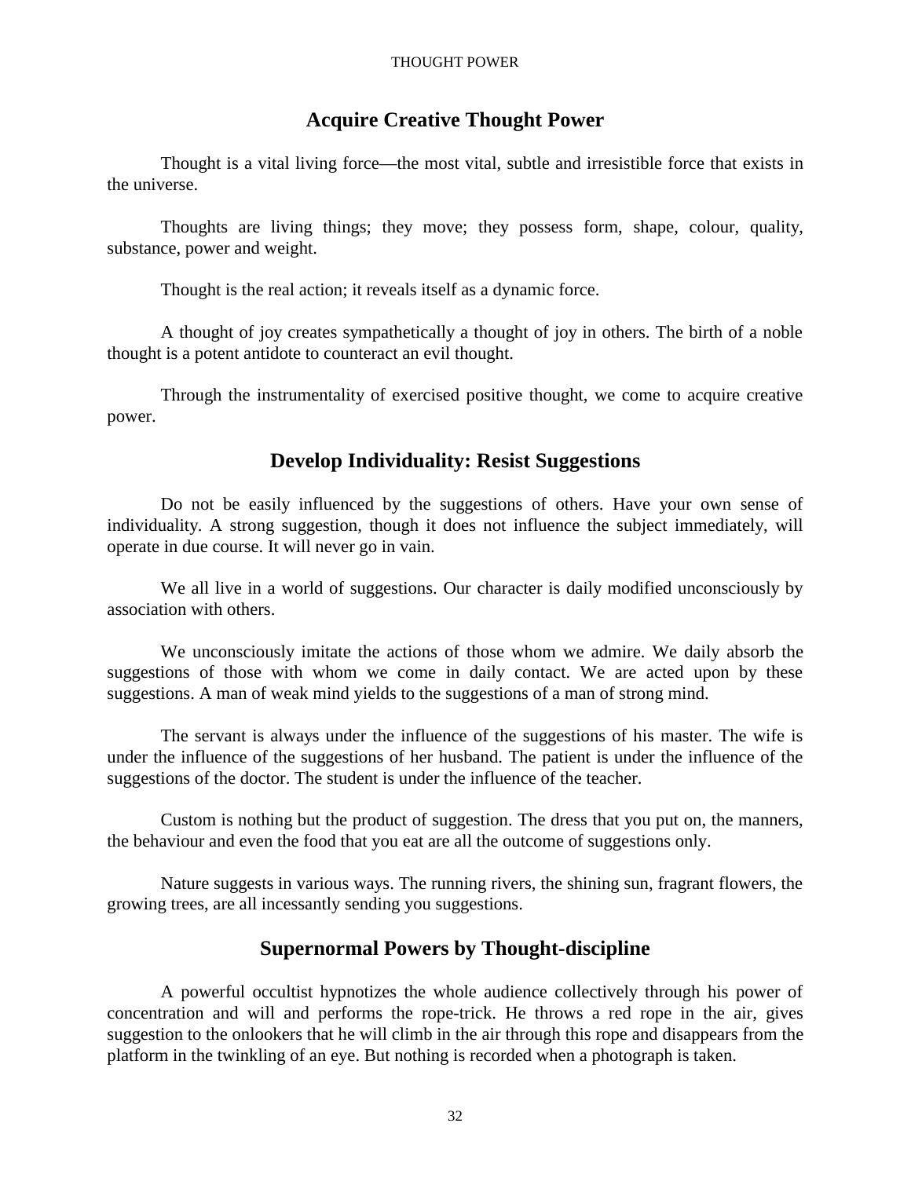## Acquire Creative Thought Power

Thought is a vital living force—the most vital, subtle and irresistible force that exists in the universe.

Thoughts are living things; they move; they possess form, shape, colour, quality, substance, power and weight.

Thought is the real action; it reveals itself as a dynamic force.

A thought of joy creates sympathetically a thought of joy in others. The birth of a noble thought is a potent antidote to counteract an evil thought.

Through the instrumentality of exercised positive thought, we come to acquire creative power.

## Develop Individuality: Resist Suggestions

Do not be easily influenced by the suggestions of others. Have your own sense of individuality. A strong suggestion, though it does not influence the subject immediately, will operate in due course. It will never go in vain.

We all live in a world of suggestions. Our character is daily modified unconsciously by association with others.

We unconsciously imitate the actions of those whom we admire. We daily absorb the suggestions of those with whom we come in daily contact. We are acted upon by these suggestions. A man of weak mind yields to the suggestions of a man of strong mind.

The servant is always under the influence of the suggestions of his master. The wife is under the influence of the suggestions of her husband. The patient is under the influence of the suggestions of the doctor. The student is under the influence of the teacher.

Custom is nothing but the product of suggestion. The dress that you put on, the manners, the behaviour and even the food that you eat are all the outcome of suggestions only.

Nature suggests in various ways. The running rivers, the shining sun, fragrant flowers, the growing trees, are all incessantly sending you suggestions.

## Supernormal Powers by Thought-discipline

A powerful occultist hypnotizes the whole audience collectively through his power of concentration and will and performs the rope-trick. He throws a red rope in the air, gives suggestion to the onlookers that he will climb in the air through this rope and disappears from the platform in the twinkling of an eye. But nothing is recorded when a photograph is taken.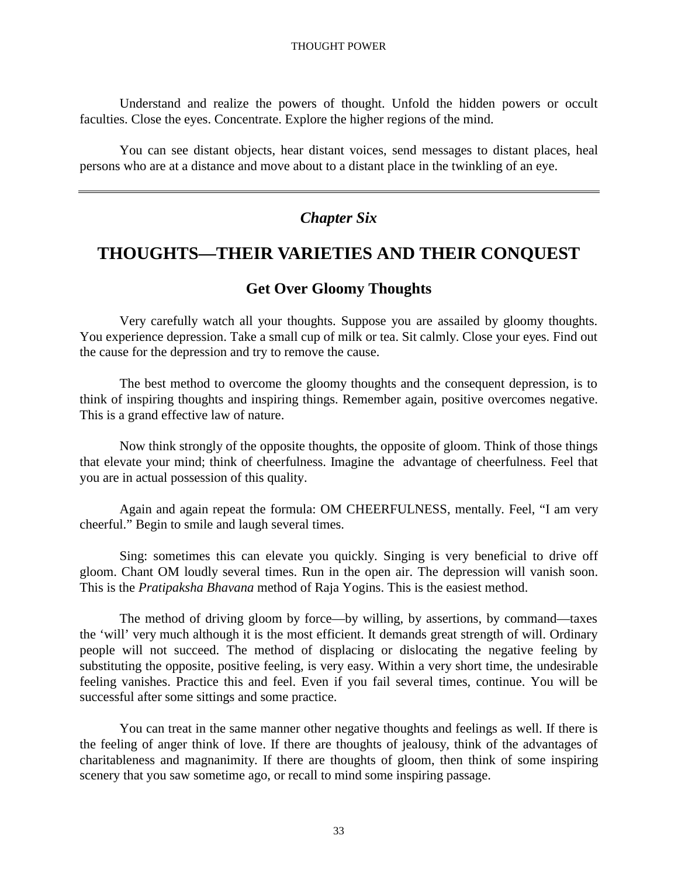Understand and realize the powers of thought. Unfold the hidden powers or occult faculties. Close the eyes. Concentrate. Explore the higher regions of the mind.

You can see distant objects, hear distant voices, send messages to distant places, heal persons who are at a distance and move about to a distant place in the twinkling of an eye.

---

## *Chapter Six*

# THOUGHTS—THEIR VARIETIES AND THEIR CONQUEST

### Get Over Gloomy Thoughts

Very carefully watch all your thoughts. Suppose you are assailed by gloomy thoughts. You experience depression. Take a small cup of milk or tea. Sit calmly. Close your eyes. Find out the cause for the depression and try to remove the cause.

The best method to overcome the gloomy thoughts and the consequent depression, is to think of inspiring thoughts and inspiring things. Remember again, positive overcomes negative. This is a grand effective law of nature.

Now think strongly of the opposite thoughts, the opposite of gloom. Think of those things that elevate your mind; think of cheerfulness. Imagine the advantage of cheerfulness. Feel that you are in actual possession of this quality.

Again and again repeat the formula: OM CHEERFULNESS, mentally. Feel, "I am very cheerful." Begin to smile and laugh several times.

Sing: sometimes this can elevate you quickly. Singing is very beneficial to drive off gloom. Chant OM loudly several times. Run in the open air. The depression will vanish soon. This is the *Pratipaksha Bhavana* method of Raja Yogins. This is the easiest method.

The method of driving gloom by force—by willing, by assertions, by command—taxes the 'will' very much although it is the most efficient. It demands great strength of will. Ordinary people will not succeed. The method of displacing or dislocating the negative feeling by substituting the opposite, positive feeling, is very easy. Within a very short time, the undesirable feeling vanishes. Practice this and feel. Even if you fail several times, continue. You will be successful after some sittings and some practice.

You can treat in the same manner other negative thoughts and feelings as well. If there is the feeling of anger think of love. If there are thoughts of jealousy, think of the advantages of charitableness and magnanimity. If there are thoughts of gloom, then think of some inspiring scenery that you saw sometime ago, or recall to mind some inspiring passage.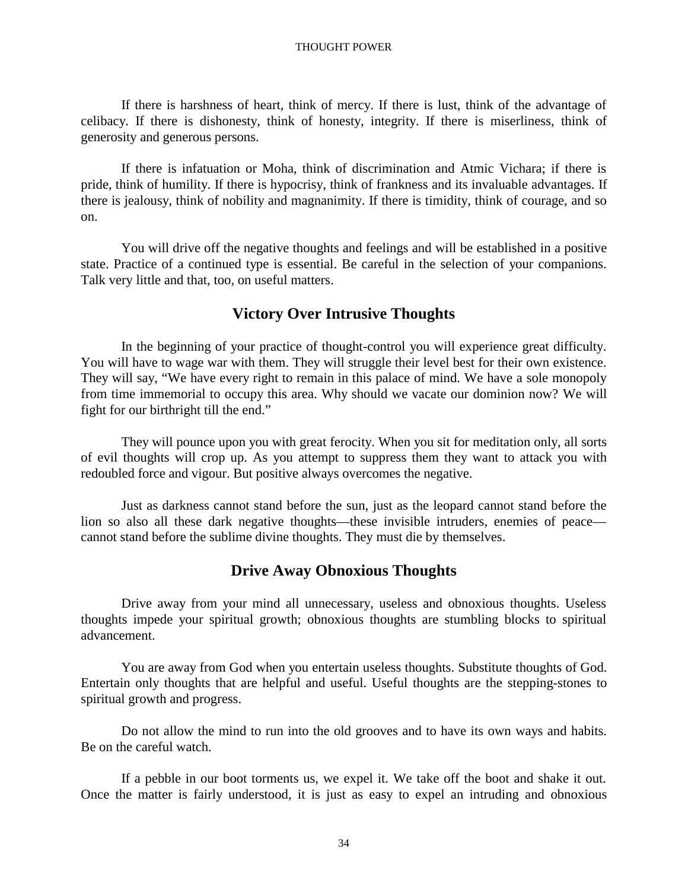If there is harshness of heart, think of mercy. If there is lust, think of the advantage of celibacy. If there is dishonesty, think of honesty, integrity. If there is miserliness, think of generosity and generous persons.

If there is infatuation or Moha, think of discrimination and Atmic Vichara; if there is pride, think of humility. If there is hypocrisy, think of frankness and its invaluable advantages. If there is jealousy, think of nobility and magnanimity. If there is timidity, think of courage, and so on.

You will drive off the negative thoughts and feelings and will be established in a positive state. Practice of a continued type is essential. Be careful in the selection of your companions. Talk very little and that, too, on useful matters.

## Victory Over Intrusive Thoughts

In the beginning of your practice of thought-control you will experience great difficulty. You will have to wage war with them. They will struggle their level best for their own existence. They will say, "We have every right to remain in this palace of mind. We have a sole monopoly from time immemorial to occupy this area. Why should we vacate our dominion now? We will fight for our birthright till the end."

They will pounce upon you with great ferocity. When you sit for meditation only, all sorts of evil thoughts will crop up. As you attempt to suppress them they want to attack you with redoubled force and vigour. But positive always overcomes the negative.

Just as darkness cannot stand before the sun, just as the leopard cannot stand before the lion so also all these dark negative thoughts—these invisible intruders, enemies of peace—cannot stand before the sublime divine thoughts. They must die by themselves.

## Drive Away Obnoxious Thoughts

Drive away from your mind all unnecessary, useless and obnoxious thoughts. Useless thoughts impede your spiritual growth; obnoxious thoughts are stumbling blocks to spiritual advancement.

You are away from God when you entertain useless thoughts. Substitute thoughts of God. Entertain only thoughts that are helpful and useful. Useful thoughts are the stepping-stones to spiritual growth and progress.

Do not allow the mind to run into the old grooves and to have its own ways and habits. Be on the careful watch.

If a pebble in our boot torments us, we expel it. We take off the boot and shake it out. Once the matter is fairly understood, it is just as easy to expel an intruding and obnoxious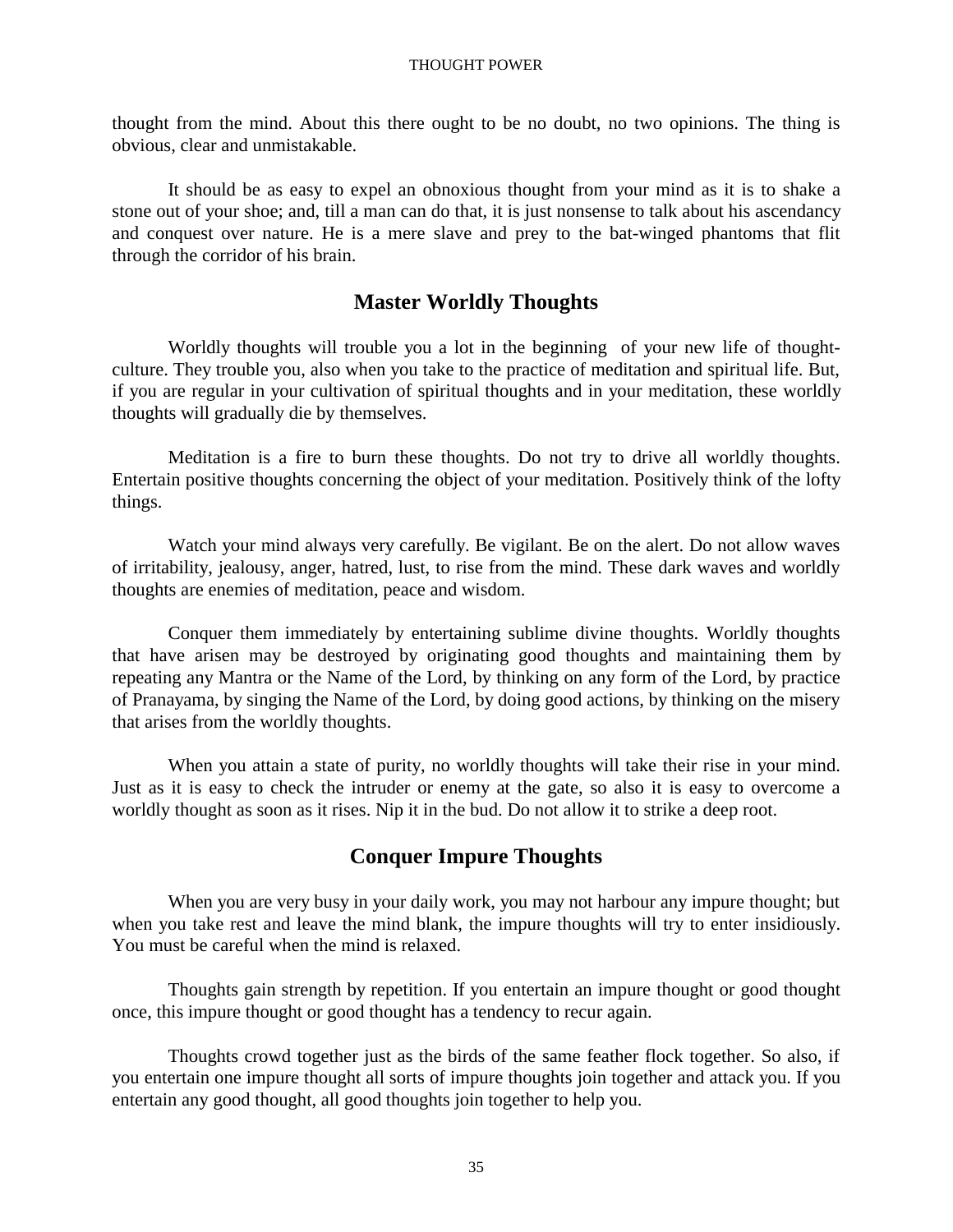thought from the mind. About this there ought to be no doubt, no two opinions. The thing is obvious, clear and unmistakable.

It should be as easy to expel an obnoxious thought from your mind as it is to shake a stone out of your shoe; and, till a man can do that, it is just nonsense to talk about his ascendancy and conquest over nature. He is a mere slave and prey to the bat-winged phantoms that flit through the corridor of his brain.

## Master Worldly Thoughts

Worldly thoughts will trouble you a lot in the beginning of your new life of thought-culture. They trouble you, also when you take to the practice of meditation and spiritual life. But, if you are regular in your cultivation of spiritual thoughts and in your meditation, these worldly thoughts will gradually die by themselves.

Meditation is a fire to burn these thoughts. Do not try to drive all worldly thoughts. Entertain positive thoughts concerning the object of your meditation. Positively think of the lofty things.

Watch your mind always very carefully. Be vigilant. Be on the alert. Do not allow waves of irritability, jealousy, anger, hatred, lust, to rise from the mind. These dark waves and worldly thoughts are enemies of meditation, peace and wisdom.

Conquer them immediately by entertaining sublime divine thoughts. Worldly thoughts that have arisen may be destroyed by originating good thoughts and maintaining them by repeating any Mantra or the Name of the Lord, by thinking on any form of the Lord, by practice of Pranayama, by singing the Name of the Lord, by doing good actions, by thinking on the misery that arises from the worldly thoughts.

When you attain a state of purity, no worldly thoughts will take their rise in your mind. Just as it is easy to check the intruder or enemy at the gate, so also it is easy to overcome a worldly thought as soon as it rises. Nip it in the bud. Do not allow it to strike a deep root.

## Conquer Impure Thoughts

When you are very busy in your daily work, you may not harbour any impure thought; but when you take rest and leave the mind blank, the impure thoughts will try to enter insidiously. You must be careful when the mind is relaxed.

Thoughts gain strength by repetition. If you entertain an impure thought or good thought once, this impure thought or good thought has a tendency to recur again.

Thoughts crowd together just as the birds of the same feather flock together. So also, if you entertain one impure thought all sorts of impure thoughts join together and attack you. If you entertain any good thought, all good thoughts join together to help you.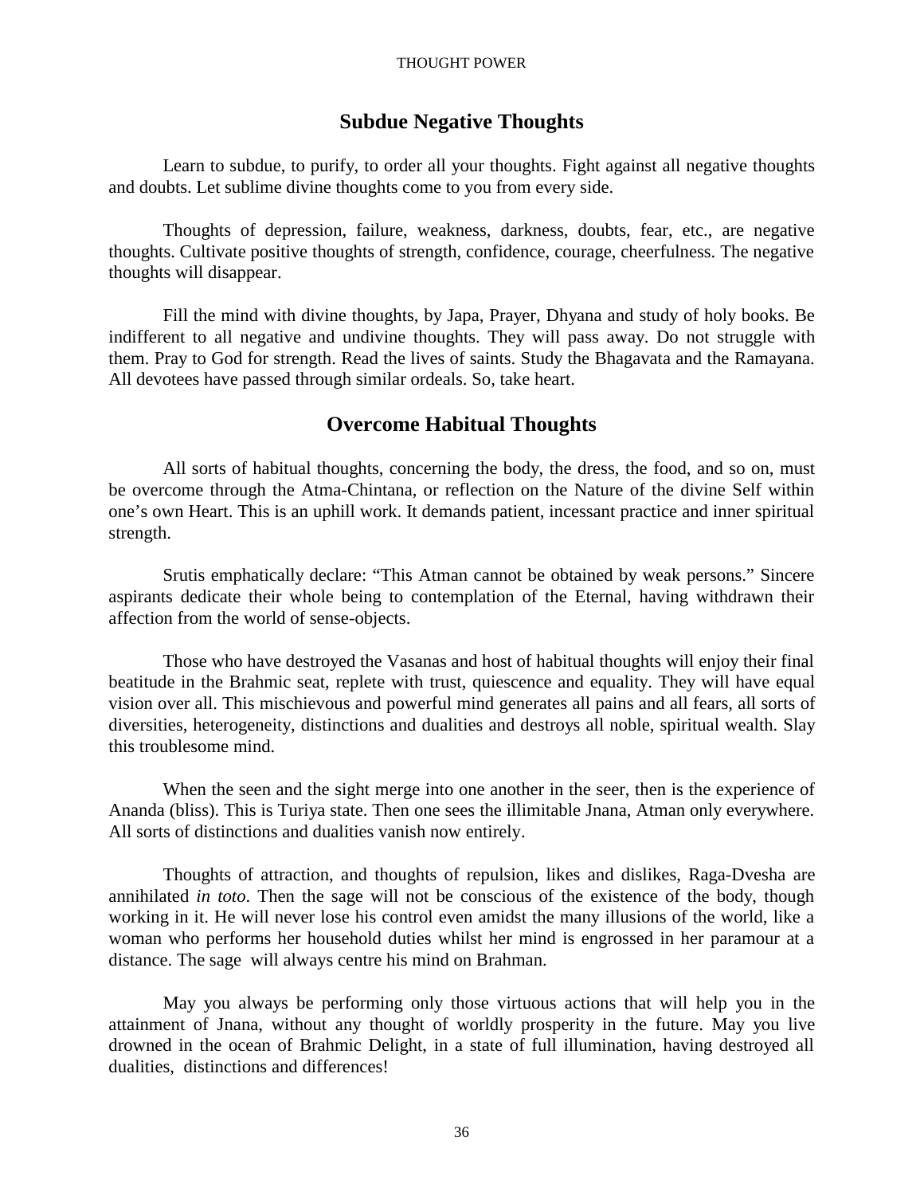## Subdue Negative Thoughts

Learn to subdue, to purify, to order all your thoughts. Fight against all negative thoughts and doubts. Let sublime divine thoughts come to you from every side.

Thoughts of depression, failure, weakness, darkness, doubts, fear, etc., are negative thoughts. Cultivate positive thoughts of strength, confidence, courage, cheerfulness. The negative thoughts will disappear.

Fill the mind with divine thoughts, by Japa, Prayer, Dhyana and study of holy books. Be indifferent to all negative and undivine thoughts. They will pass away. Do not struggle with them. Pray to God for strength. Read the lives of saints. Study the Bhagavata and the Ramayana. All devotees have passed through similar ordeals. So, take heart.

## Overcome Habitual Thoughts

All sorts of habitual thoughts, concerning the body, the dress, the food, and so on, must be overcome through the Atma-Chintana, or reflection on the Nature of the divine Self within one's own Heart. This is an uphill work. It demands patient, incessant practice and inner spiritual strength.

Srutis emphatically declare: "This Atman cannot be obtained by weak persons." Sincere aspirants dedicate their whole being to contemplation of the Eternal, having withdrawn their affection from the world of sense-objects.

Those who have destroyed the Vasanas and host of habitual thoughts will enjoy their final beatitude in the Brahmic seat, replete with trust, quiescence and equality. They will have equal vision over all. This mischievous and powerful mind generates all pains and all fears, all sorts of diversities, heterogeneity, distinctions and dualities and destroys all noble, spiritual wealth. Slay this troublesome mind.

When the seen and the sight merge into one another in the seer, then is the experience of Ananda (bliss). This is Turiya state. Then one sees the illimitable Jnana, Atman only everywhere. All sorts of distinctions and dualities vanish now entirely.

Thoughts of attraction, and thoughts of repulsion, likes and dislikes, Raga-Dvesha are annihilated *in toto*. Then the sage will not be conscious of the existence of the body, though working in it. He will never lose his control even amidst the many illusions of the world, like a woman who performs her household duties whilst her mind is engrossed in her paramour at a distance. The sage will always centre his mind on Brahman.

May you always be performing only those virtuous actions that will help you in the attainment of Jnana, without any thought of worldly prosperity in the future. May you live drowned in the ocean of Brahmic Delight, in a state of full illumination, having destroyed all dualities, distinctions and differences!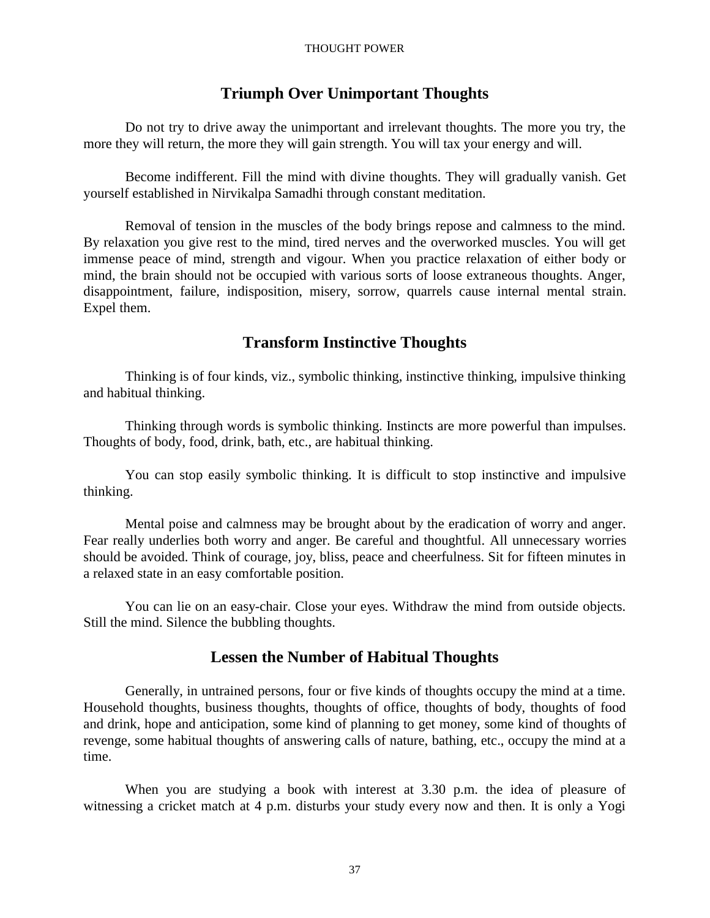## Triumph Over Unimportant Thoughts

Do not try to drive away the unimportant and irrelevant thoughts. The more you try, the more they will return, the more they will gain strength. You will tax your energy and will.

Become indifferent. Fill the mind with divine thoughts. They will gradually vanish. Get yourself established in Nirvikalpa Samadhi through constant meditation.

Removal of tension in the muscles of the body brings repose and calmness to the mind. By relaxation you give rest to the mind, tired nerves and the overworked muscles. You will get immense peace of mind, strength and vigour. When you practice relaxation of either body or mind, the brain should not be occupied with various sorts of loose extraneous thoughts. Anger, disappointment, failure, indisposition, misery, sorrow, quarrels cause internal mental strain. Expel them.

## Transform Instinctive Thoughts

Thinking is of four kinds, viz., symbolic thinking, instinctive thinking, impulsive thinking and habitual thinking.

Thinking through words is symbolic thinking. Instincts are more powerful than impulses. Thoughts of body, food, drink, bath, etc., are habitual thinking.

You can stop easily symbolic thinking. It is difficult to stop instinctive and impulsive thinking.

Mental poise and calmness may be brought about by the eradication of worry and anger. Fear really underlies both worry and anger. Be careful and thoughtful. All unnecessary worries should be avoided. Think of courage, joy, bliss, peace and cheerfulness. Sit for fifteen minutes in a relaxed state in an easy comfortable position.

You can lie on an easy-chair. Close your eyes. Withdraw the mind from outside objects. Still the mind. Silence the bubbling thoughts.

## Lessen the Number of Habitual Thoughts

Generally, in untrained persons, four or five kinds of thoughts occupy the mind at a time. Household thoughts, business thoughts, thoughts of office, thoughts of body, thoughts of food and drink, hope and anticipation, some kind of planning to get money, some kind of thoughts of revenge, some habitual thoughts of answering calls of nature, bathing, etc., occupy the mind at a time.

When you are studying a book with interest at 3.30 p.m. the idea of pleasure of witnessing a cricket match at 4 p.m. disturbs your study every now and then. It is only a Yogi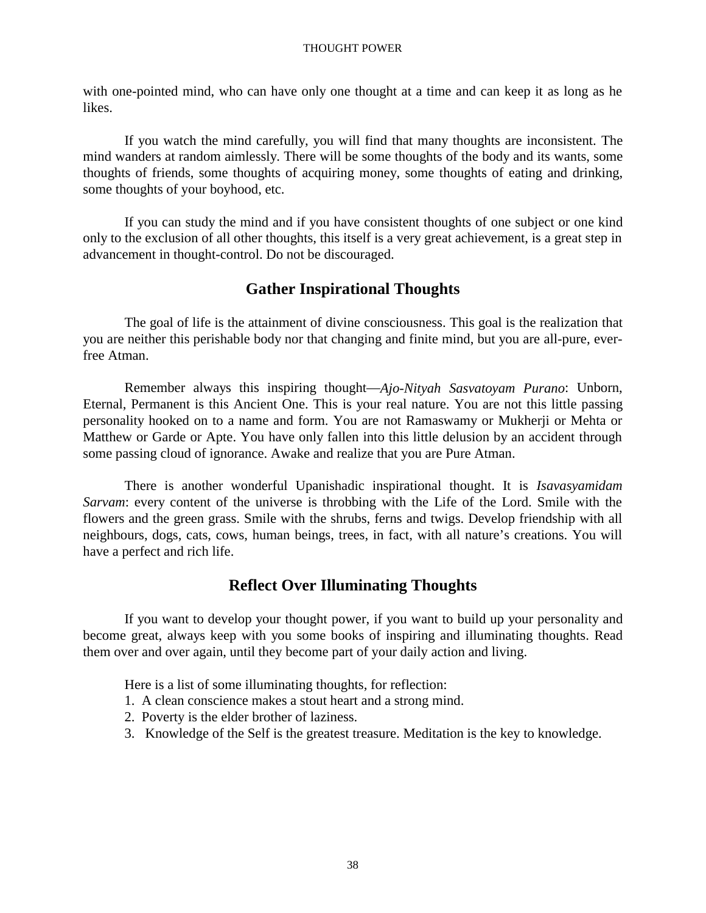with one-pointed mind, who can have only one thought at a time and can keep it as long as he likes.

If you watch the mind carefully, you will find that many thoughts are inconsistent. The mind wanders at random aimlessly. There will be some thoughts of the body and its wants, some thoughts of friends, some thoughts of acquiring money, some thoughts of eating and drinking, some thoughts of your boyhood, etc.

If you can study the mind and if you have consistent thoughts of one subject or one kind only to the exclusion of all other thoughts, this itself is a very great achievement, is a great step in advancement in thought-control. Do not be discouraged.

## Gather Inspirational Thoughts

The goal of life is the attainment of divine consciousness. This goal is the realization that you are neither this perishable body nor that changing and finite mind, but you are all-pure, ever-free Atman.

Remember always this inspiring thought—*Ajo-Nityah Sasvatoyam Purano*: Unborn, Eternal, Permanent is this Ancient One. This is your real nature. You are not this little passing personality hooked on to a name and form. You are not Ramaswamy or Mukherji or Mehta or Matthew or Garde or Apte. You have only fallen into this little delusion by an accident through some passing cloud of ignorance. Awake and realize that you are Pure Atman.

There is another wonderful Upanishadic inspirational thought. It is *Isavasyamidam Sarvam*: every content of the universe is throbbing with the Life of the Lord. Smile with the flowers and the green grass. Smile with the shrubs, ferns and twigs. Develop friendship with all neighbours, dogs, cats, cows, human beings, trees, in fact, with all nature's creations. You will have a perfect and rich life.

## Reflect Over Illuminating Thoughts

If you want to develop your thought power, if you want to build up your personality and become great, always keep with you some books of inspiring and illuminating thoughts. Read them over and over again, until they become part of your daily action and living.

Here is a list of some illuminating thoughts, for reflection:

1. A clean conscience makes a stout heart and a strong mind.
2. Poverty is the elder brother of laziness.
3. Knowledge of the Self is the greatest treasure. Meditation is the key to knowledge.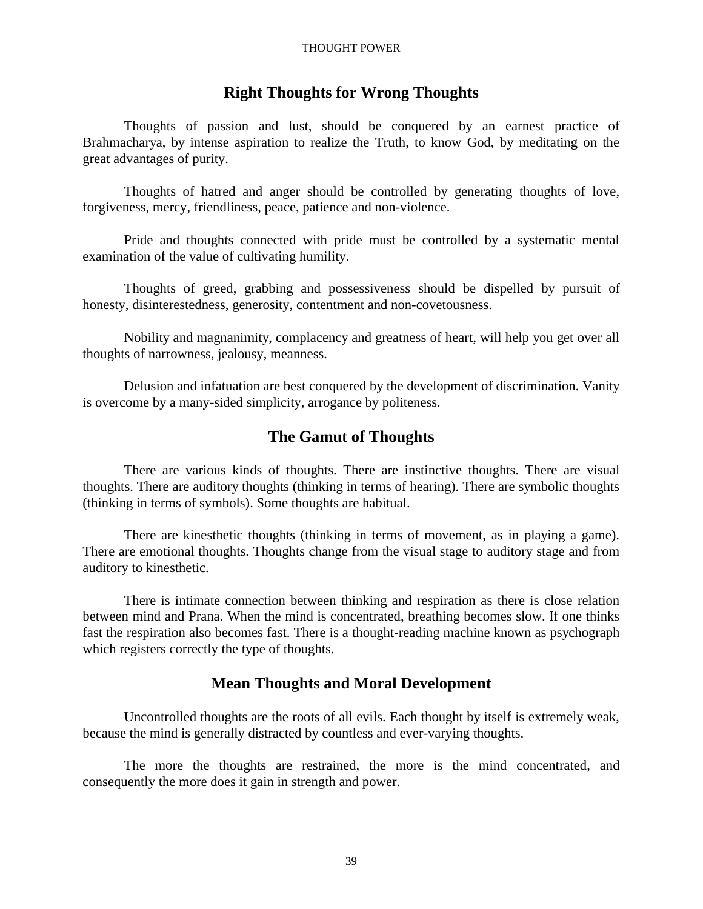## Right Thoughts for Wrong Thoughts

Thoughts of passion and lust, should be conquered by an earnest practice of Brahmacharya, by intense aspiration to realize the Truth, to know God, by meditating on the great advantages of purity.

Thoughts of hatred and anger should be controlled by generating thoughts of love, forgiveness, mercy, friendliness, peace, patience and non-violence.

Pride and thoughts connected with pride must be controlled by a systematic mental examination of the value of cultivating humility.

Thoughts of greed, grabbing and possessiveness should be dispelled by pursuit of honesty, disinterestedness, generosity, contentment and non-covetousness.

Nobility and magnanimity, complacency and greatness of heart, will help you get over all thoughts of narrowness, jealousy, meanness.

Delusion and infatuation are best conquered by the development of discrimination. Vanity is overcome by a many-sided simplicity, arrogance by politeness.

## The Gamut of Thoughts

There are various kinds of thoughts. There are instinctive thoughts. There are visual thoughts. There are auditory thoughts (thinking in terms of hearing). There are symbolic thoughts (thinking in terms of symbols). Some thoughts are habitual.

There are kinesthetic thoughts (thinking in terms of movement, as in playing a game). There are emotional thoughts. Thoughts change from the visual stage to auditory stage and from auditory to kinesthetic.

There is intimate connection between thinking and respiration as there is close relation between mind and Prana. When the mind is concentrated, breathing becomes slow. If one thinks fast the respiration also becomes fast. There is a thought-reading machine known as psychograph which registers correctly the type of thoughts.

## Mean Thoughts and Moral Development

Uncontrolled thoughts are the roots of all evils. Each thought by itself is extremely weak, because the mind is generally distracted by countless and ever-varying thoughts.

The more the thoughts are restrained, the more is the mind concentrated, and consequently the more does it gain in strength and power.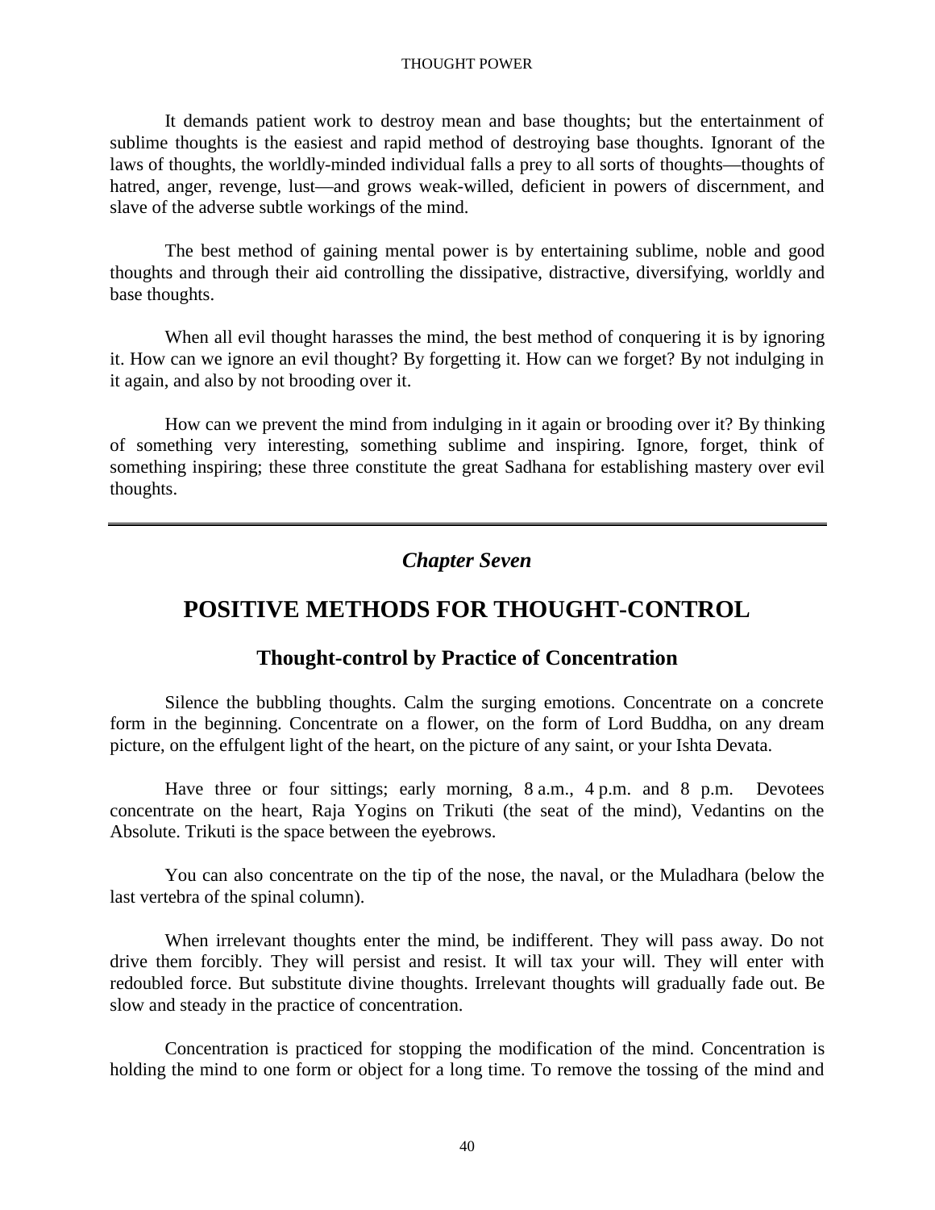It demands patient work to destroy mean and base thoughts; but the entertainment of sublime thoughts is the easiest and rapid method of destroying base thoughts. Ignorant of the laws of thoughts, the worldly-minded individual falls a prey to all sorts of thoughts—thoughts of hatred, anger, revenge, lust—and grows weak-willed, deficient in powers of discernment, and slave of the adverse subtle workings of the mind.

The best method of gaining mental power is by entertaining sublime, noble and good thoughts and through their aid controlling the dissipative, distractive, diversifying, worldly and base thoughts.

When all evil thought harasses the mind, the best method of conquering it is by ignoring it. How can we ignore an evil thought? By forgetting it. How can we forget? By not indulging in it again, and also by not brooding over it.

How can we prevent the mind from indulging in it again or brooding over it? By thinking of something very interesting, something sublime and inspiring. Ignore, forget, think of something inspiring; these three constitute the great Sadhana for establishing mastery over evil thoughts.

---

*Chapter Seven*

# POSITIVE METHODS FOR THOUGHT-CONTROL

## Thought-control by Practice of Concentration

Silence the bubbling thoughts. Calm the surging emotions. Concentrate on a concrete form in the beginning. Concentrate on a flower, on the form of Lord Buddha, on any dream picture, on the effulgent light of the heart, on the picture of any saint, or your Ishta Devata.

Have three or four sittings; early morning, 8 a.m., 4 p.m. and 8 p.m. Devotees concentrate on the heart, Raja Yogins on Trikuti (the seat of the mind), Vedantins on the Absolute. Trikuti is the space between the eyebrows.

You can also concentrate on the tip of the nose, the naval, or the Muladhara (below the last vertebra of the spinal column).

When irrelevant thoughts enter the mind, be indifferent. They will pass away. Do not drive them forcibly. They will persist and resist. It will tax your will. They will enter with redoubled force. But substitute divine thoughts. Irrelevant thoughts will gradually fade out. Be slow and steady in the practice of concentration.

Concentration is practiced for stopping the modification of the mind. Concentration is holding the mind to one form or object for a long time. To remove the tossing of the mind and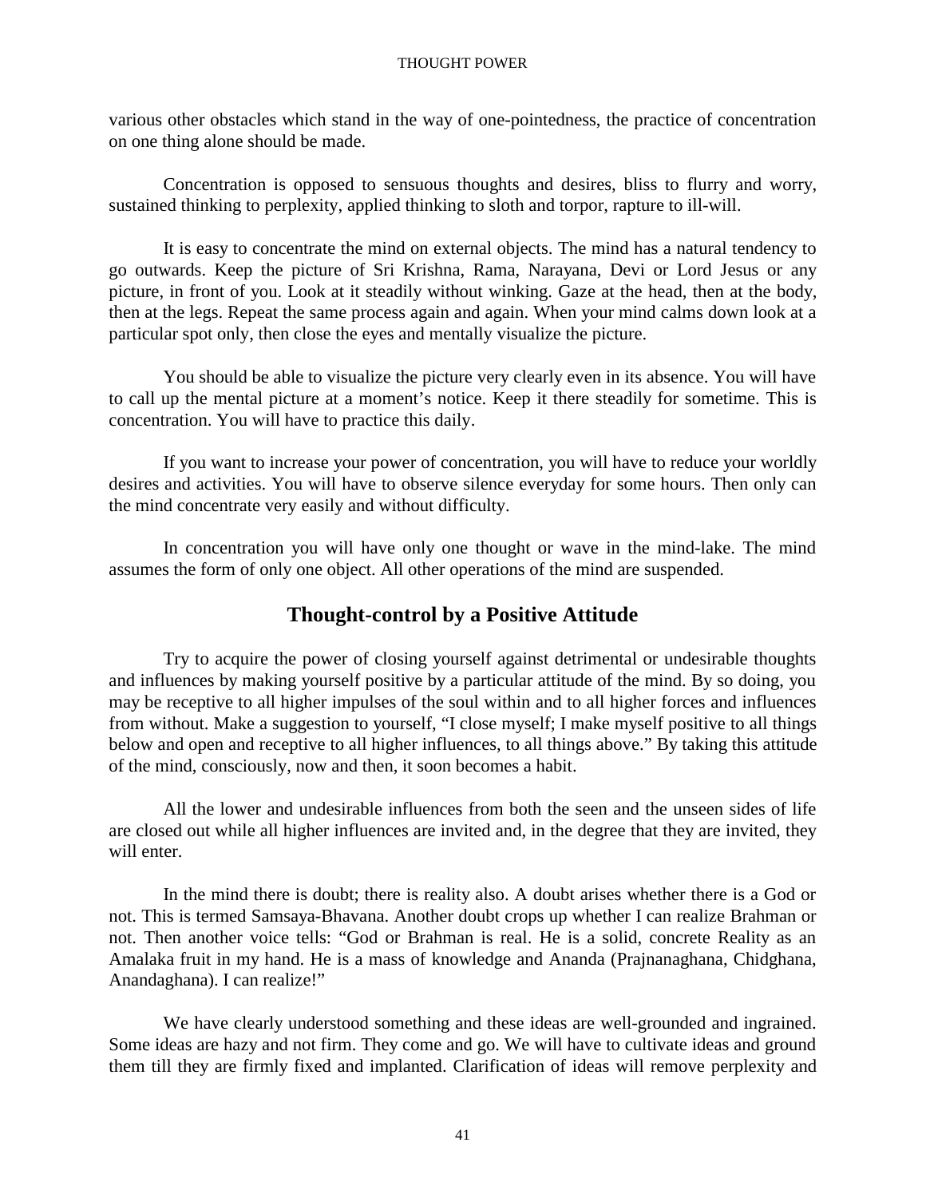various other obstacles which stand in the way of one-pointedness, the practice of concentration on one thing alone should be made.

Concentration is opposed to sensuous thoughts and desires, bliss to flurry and worry, sustained thinking to perplexity, applied thinking to sloth and torpor, rapture to ill-will.

It is easy to concentrate the mind on external objects. The mind has a natural tendency to go outwards. Keep the picture of Sri Krishna, Rama, Narayana, Devi or Lord Jesus or any picture, in front of you. Look at it steadily without winking. Gaze at the head, then at the body, then at the legs. Repeat the same process again and again. When your mind calms down look at a particular spot only, then close the eyes and mentally visualize the picture.

You should be able to visualize the picture very clearly even in its absence. You will have to call up the mental picture at a moment's notice. Keep it there steadily for sometime. This is concentration. You will have to practice this daily.

If you want to increase your power of concentration, you will have to reduce your worldly desires and activities. You will have to observe silence everyday for some hours. Then only can the mind concentrate very easily and without difficulty.

In concentration you will have only one thought or wave in the mind-lake. The mind assumes the form of only one object. All other operations of the mind are suspended.

## Thought-control by a Positive Attitude

Try to acquire the power of closing yourself against detrimental or undesirable thoughts and influences by making yourself positive by a particular attitude of the mind. By so doing, you may be receptive to all higher impulses of the soul within and to all higher forces and influences from without. Make a suggestion to yourself, "I close myself; I make myself positive to all things below and open and receptive to all higher influences, to all things above." By taking this attitude of the mind, consciously, now and then, it soon becomes a habit.

All the lower and undesirable influences from both the seen and the unseen sides of life are closed out while all higher influences are invited and, in the degree that they are invited, they will enter.

In the mind there is doubt; there is reality also. A doubt arises whether there is a God or not. This is termed Samsaya-Bhavana. Another doubt crops up whether I can realize Brahman or not. Then another voice tells: "God or Brahman is real. He is a solid, concrete Reality as an Amalaka fruit in my hand. He is a mass of knowledge and Ananda (Prajnanaghana, Chidghana, Anandaghana). I can realize!"

We have clearly understood something and these ideas are well-grounded and ingrained. Some ideas are hazy and not firm. They come and go. We will have to cultivate ideas and ground them till they are firmly fixed and implanted. Clarification of ideas will remove perplexity and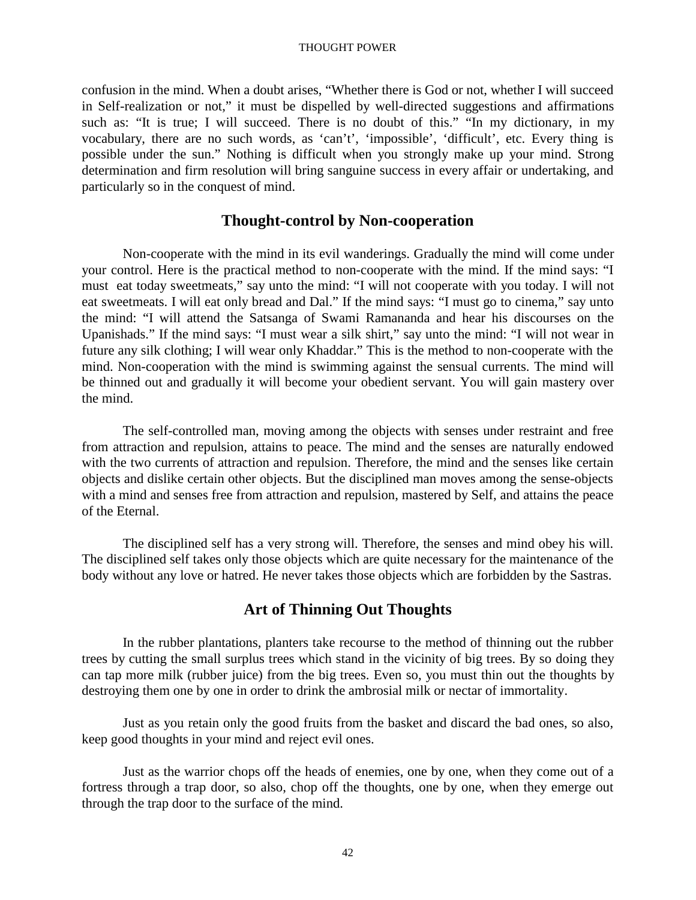confusion in the mind. When a doubt arises, "Whether there is God or not, whether I will succeed in Self-realization or not," it must be dispelled by well-directed suggestions and affirmations such as: "It is true; I will succeed. There is no doubt of this." "In my dictionary, in my vocabulary, there are no such words, as 'can't', 'impossible', 'difficult', etc. Every thing is possible under the sun." Nothing is difficult when you strongly make up your mind. Strong determination and firm resolution will bring sanguine success in every affair or undertaking, and particularly so in the conquest of mind.

## Thought-control by Non-cooperation

Non-cooperate with the mind in its evil wanderings. Gradually the mind will come under your control. Here is the practical method to non-cooperate with the mind. If the mind says: "I must eat today sweetmeats," say unto the mind: "I will not cooperate with you today. I will not eat sweetmeats. I will eat only bread and Dal." If the mind says: "I must go to cinema," say unto the mind: "I will attend the Satsanga of Swami Ramananda and hear his discourses on the Upanishads." If the mind says: "I must wear a silk shirt," say unto the mind: "I will not wear in future any silk clothing; I will wear only Khaddar." This is the method to non-cooperate with the mind. Non-cooperation with the mind is swimming against the sensual currents. The mind will be thinned out and gradually it will become your obedient servant. You will gain mastery over the mind.

The self-controlled man, moving among the objects with senses under restraint and free from attraction and repulsion, attains to peace. The mind and the senses are naturally endowed with the two currents of attraction and repulsion. Therefore, the mind and the senses like certain objects and dislike certain other objects. But the disciplined man moves among the sense-objects with a mind and senses free from attraction and repulsion, mastered by Self, and attains the peace of the Eternal.

The disciplined self has a very strong will. Therefore, the senses and mind obey his will. The disciplined self takes only those objects which are quite necessary for the maintenance of the body without any love or hatred. He never takes those objects which are forbidden by the Sastras.

## Art of Thinning Out Thoughts

In the rubber plantations, planters take recourse to the method of thinning out the rubber trees by cutting the small surplus trees which stand in the vicinity of big trees. By so doing they can tap more milk (rubber juice) from the big trees. Even so, you must thin out the thoughts by destroying them one by one in order to drink the ambrosial milk or nectar of immortality.

Just as you retain only the good fruits from the basket and discard the bad ones, so also, keep good thoughts in your mind and reject evil ones.

Just as the warrior chops off the heads of enemies, one by one, when they come out of a fortress through a trap door, so also, chop off the thoughts, one by one, when they emerge out through the trap door to the surface of the mind.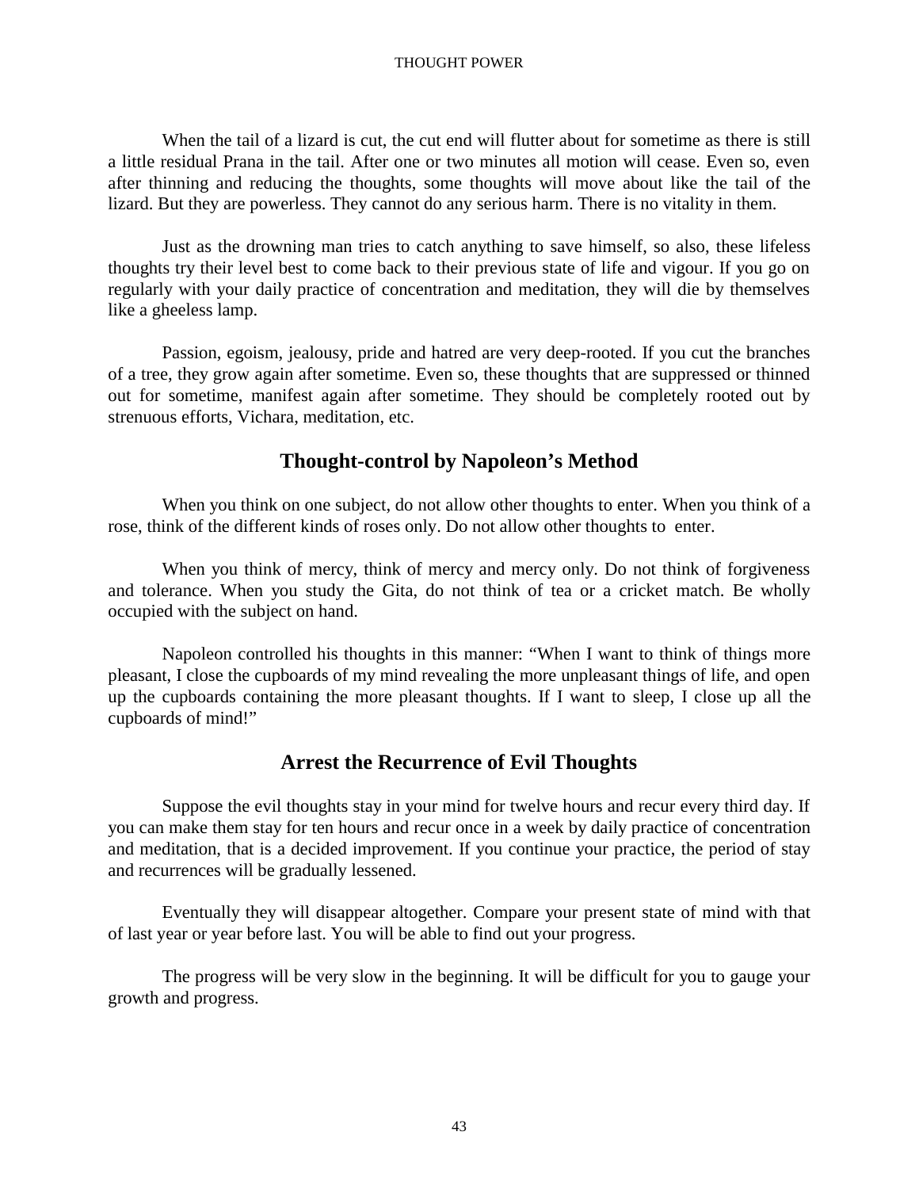When the tail of a lizard is cut, the cut end will flutter about for sometime as there is still a little residual Prana in the tail. After one or two minutes all motion will cease. Even so, even after thinning and reducing the thoughts, some thoughts will move about like the tail of the lizard. But they are powerless. They cannot do any serious harm. There is no vitality in them.

Just as the drowning man tries to catch anything to save himself, so also, these lifeless thoughts try their level best to come back to their previous state of life and vigour. If you go on regularly with your daily practice of concentration and meditation, they will die by themselves like a gheeless lamp.

Passion, egoism, jealousy, pride and hatred are very deep-rooted. If you cut the branches of a tree, they grow again after sometime. Even so, these thoughts that are suppressed or thinned out for sometime, manifest again after sometime. They should be completely rooted out by strenuous efforts, Vichara, meditation, etc.

## Thought-control by Napoleon's Method

When you think on one subject, do not allow other thoughts to enter. When you think of a rose, think of the different kinds of roses only. Do not allow other thoughts to enter.

When you think of mercy, think of mercy and mercy only. Do not think of forgiveness and tolerance. When you study the Gita, do not think of tea or a cricket match. Be wholly occupied with the subject on hand.

Napoleon controlled his thoughts in this manner: "When I want to think of things more pleasant, I close the cupboards of my mind revealing the more unpleasant things of life, and open up the cupboards containing the more pleasant thoughts. If I want to sleep, I close up all the cupboards of mind!"

## Arrest the Recurrence of Evil Thoughts

Suppose the evil thoughts stay in your mind for twelve hours and recur every third day. If you can make them stay for ten hours and recur once in a week by daily practice of concentration and meditation, that is a decided improvement. If you continue your practice, the period of stay and recurrences will be gradually lessened.

Eventually they will disappear altogether. Compare your present state of mind with that of last year or year before last. You will be able to find out your progress.

The progress will be very slow in the beginning. It will be difficult for you to gauge your growth and progress.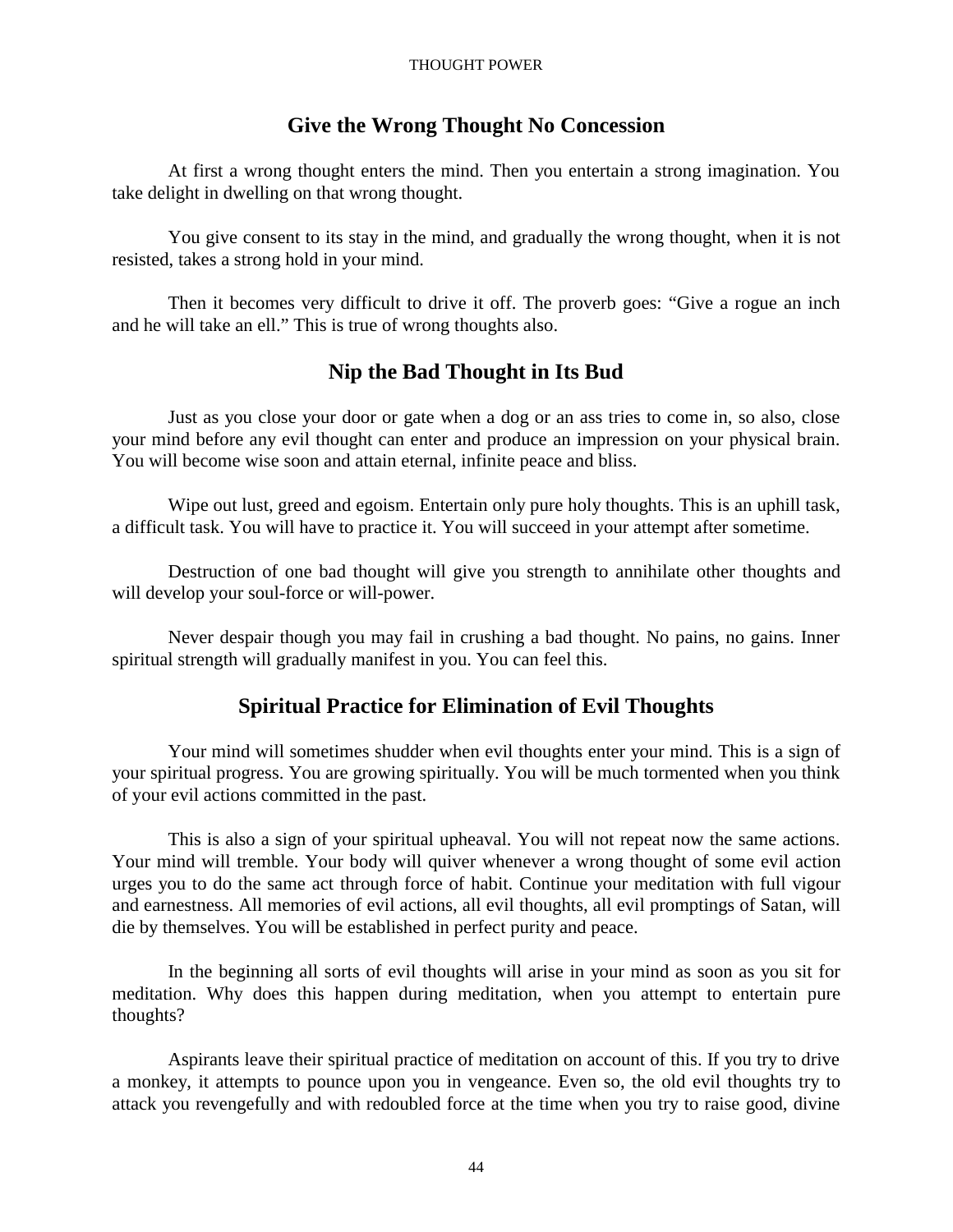## Give the Wrong Thought No Concession

At first a wrong thought enters the mind. Then you entertain a strong imagination. You take delight in dwelling on that wrong thought.

You give consent to its stay in the mind, and gradually the wrong thought, when it is not resisted, takes a strong hold in your mind.

Then it becomes very difficult to drive it off. The proverb goes: "Give a rogue an inch and he will take an ell." This is true of wrong thoughts also.

## Nip the Bad Thought in Its Bud

Just as you close your door or gate when a dog or an ass tries to come in, so also, close your mind before any evil thought can enter and produce an impression on your physical brain. You will become wise soon and attain eternal, infinite peace and bliss.

Wipe out lust, greed and egoism. Entertain only pure holy thoughts. This is an uphill task, a difficult task. You will have to practice it. You will succeed in your attempt after sometime.

Destruction of one bad thought will give you strength to annihilate other thoughts and will develop your soul-force or will-power.

Never despair though you may fail in crushing a bad thought. No pains, no gains. Inner spiritual strength will gradually manifest in you. You can feel this.

## Spiritual Practice for Elimination of Evil Thoughts

Your mind will sometimes shudder when evil thoughts enter your mind. This is a sign of your spiritual progress. You are growing spiritually. You will be much tormented when you think of your evil actions committed in the past.

This is also a sign of your spiritual upheaval. You will not repeat now the same actions. Your mind will tremble. Your body will quiver whenever a wrong thought of some evil action urges you to do the same act through force of habit. Continue your meditation with full vigour and earnestness. All memories of evil actions, all evil thoughts, all evil promptings of Satan, will die by themselves. You will be established in perfect purity and peace.

In the beginning all sorts of evil thoughts will arise in your mind as soon as you sit for meditation. Why does this happen during meditation, when you attempt to entertain pure thoughts?

Aspirants leave their spiritual practice of meditation on account of this. If you try to drive a monkey, it attempts to pounce upon you in vengeance. Even so, the old evil thoughts try to attack you revengefully and with redoubled force at the time when you try to raise good, divine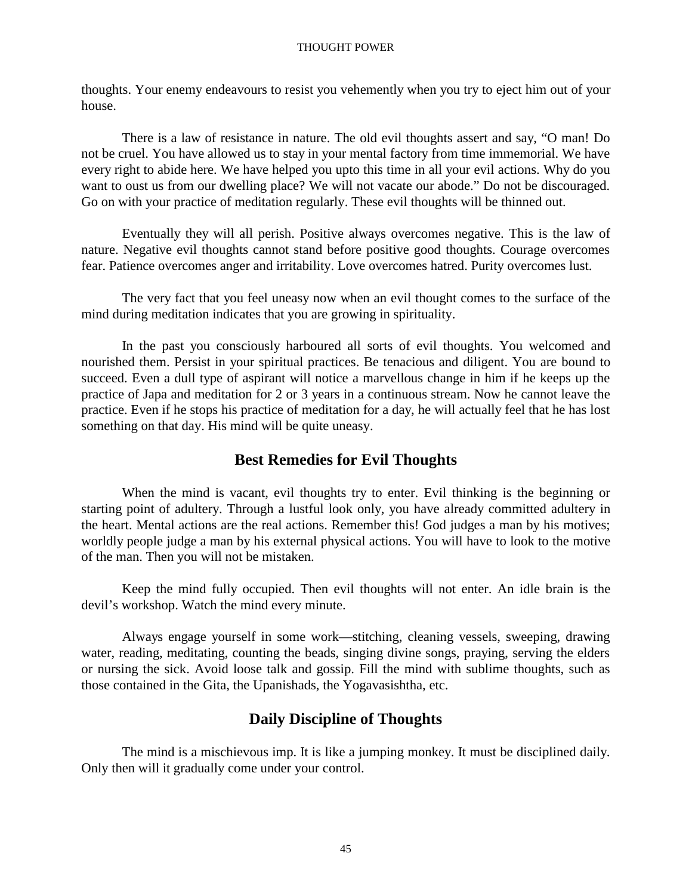thoughts. Your enemy endeavours to resist you vehemently when you try to eject him out of your house.

There is a law of resistance in nature. The old evil thoughts assert and say, “O man! Do not be cruel. You have allowed us to stay in your mental factory from time immemorial. We have every right to abide here. We have helped you upto this time in all your evil actions. Why do you want to oust us from our dwelling place? We will not vacate our abode.” Do not be discouraged. Go on with your practice of meditation regularly. These evil thoughts will be thinned out.

Eventually they will all perish. Positive always overcomes negative. This is the law of nature. Negative evil thoughts cannot stand before positive good thoughts. Courage overcomes fear. Patience overcomes anger and irritability. Love overcomes hatred. Purity overcomes lust.

The very fact that you feel uneasy now when an evil thought comes to the surface of the mind during meditation indicates that you are growing in spirituality.

In the past you consciously harboured all sorts of evil thoughts. You welcomed and nourished them. Persist in your spiritual practices. Be tenacious and diligent. You are bound to succeed. Even a dull type of aspirant will notice a marvellous change in him if he keeps up the practice of Japa and meditation for 2 or 3 years in a continuous stream. Now he cannot leave the practice. Even if he stops his practice of meditation for a day, he will actually feel that he has lost something on that day. His mind will be quite uneasy.

## Best Remedies for Evil Thoughts

When the mind is vacant, evil thoughts try to enter. Evil thinking is the beginning or starting point of adultery. Through a lustful look only, you have already committed adultery in the heart. Mental actions are the real actions. Remember this! God judges a man by his motives; worldly people judge a man by his external physical actions. You will have to look to the motive of the man. Then you will not be mistaken.

Keep the mind fully occupied. Then evil thoughts will not enter. An idle brain is the devil’s workshop. Watch the mind every minute.

Always engage yourself in some work—stitching, cleaning vessels, sweeping, drawing water, reading, meditating, counting the beads, singing divine songs, praying, serving the elders or nursing the sick. Avoid loose talk and gossip. Fill the mind with sublime thoughts, such as those contained in the Gita, the Upanishads, the Yogavasishtha, etc.

## Daily Discipline of Thoughts

The mind is a mischievous imp. It is like a jumping monkey. It must be disciplined daily. Only then will it gradually come under your control.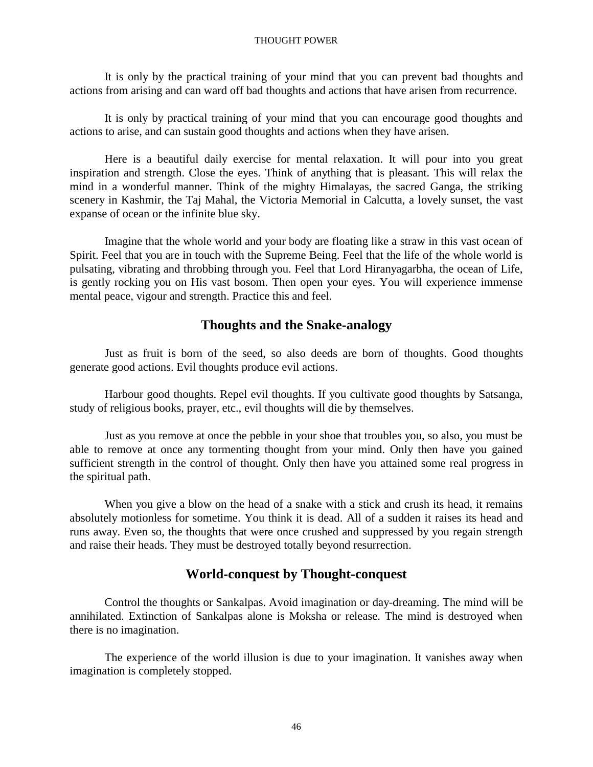It is only by the practical training of your mind that you can prevent bad thoughts and actions from arising and can ward off bad thoughts and actions that have arisen from recurrence.

It is only by practical training of your mind that you can encourage good thoughts and actions to arise, and can sustain good thoughts and actions when they have arisen.

Here is a beautiful daily exercise for mental relaxation. It will pour into you great inspiration and strength. Close the eyes. Think of anything that is pleasant. This will relax the mind in a wonderful manner. Think of the mighty Himalayas, the sacred Ganga, the striking scenery in Kashmir, the Taj Mahal, the Victoria Memorial in Calcutta, a lovely sunset, the vast expanse of ocean or the infinite blue sky.

Imagine that the whole world and your body are floating like a straw in this vast ocean of Spirit. Feel that you are in touch with the Supreme Being. Feel that the life of the whole world is pulsating, vibrating and throbbing through you. Feel that Lord Hiranyagarbha, the ocean of Life, is gently rocking you on His vast bosom. Then open your eyes. You will experience immense mental peace, vigour and strength. Practice this and feel.

## Thoughts and the Snake-analogy

Just as fruit is born of the seed, so also deeds are born of thoughts. Good thoughts generate good actions. Evil thoughts produce evil actions.

Harbour good thoughts. Repel evil thoughts. If you cultivate good thoughts by Satsanga, study of religious books, prayer, etc., evil thoughts will die by themselves.

Just as you remove at once the pebble in your shoe that troubles you, so also, you must be able to remove at once any tormenting thought from your mind. Only then have you gained sufficient strength in the control of thought. Only then have you attained some real progress in the spiritual path.

When you give a blow on the head of a snake with a stick and crush its head, it remains absolutely motionless for sometime. You think it is dead. All of a sudden it raises its head and runs away. Even so, the thoughts that were once crushed and suppressed by you regain strength and raise their heads. They must be destroyed totally beyond resurrection.

## World-conquest by Thought-conquest

Control the thoughts or Sankalpas. Avoid imagination or day-dreaming. The mind will be annihilated. Extinction of Sankalpas alone is Moksha or release. The mind is destroyed when there is no imagination.

The experience of the world illusion is due to your imagination. It vanishes away when imagination is completely stopped.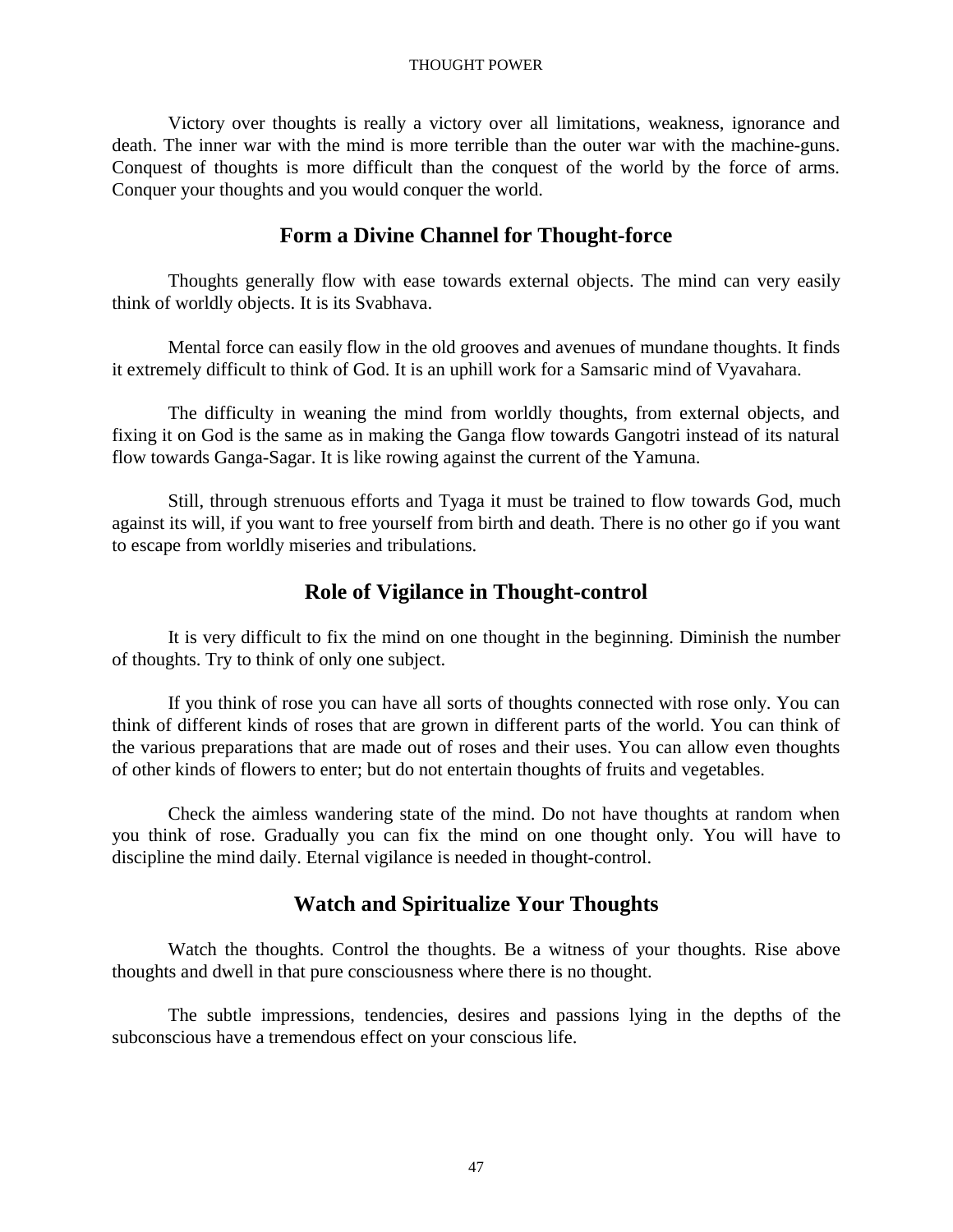Victory over thoughts is really a victory over all limitations, weakness, ignorance and death. The inner war with the mind is more terrible than the outer war with the machine-guns. Conquest of thoughts is more difficult than the conquest of the world by the force of arms. Conquer your thoughts and you would conquer the world.

## Form a Divine Channel for Thought-force

Thoughts generally flow with ease towards external objects. The mind can very easily think of worldly objects. It is its Svabhava.

Mental force can easily flow in the old grooves and avenues of mundane thoughts. It finds it extremely difficult to think of God. It is an uphill work for a Samsaric mind of Vyavahara.

The difficulty in weaning the mind from worldly thoughts, from external objects, and fixing it on God is the same as in making the Ganga flow towards Gangotri instead of its natural flow towards Ganga-Sagar. It is like rowing against the current of the Yamuna.

Still, through strenuous efforts and Tyaga it must be trained to flow towards God, much against its will, if you want to free yourself from birth and death. There is no other go if you want to escape from worldly miseries and tribulations.

## Role of Vigilance in Thought-control

It is very difficult to fix the mind on one thought in the beginning. Diminish the number of thoughts. Try to think of only one subject.

If you think of rose you can have all sorts of thoughts connected with rose only. You can think of different kinds of roses that are grown in different parts of the world. You can think of the various preparations that are made out of roses and their uses. You can allow even thoughts of other kinds of flowers to enter; but do not entertain thoughts of fruits and vegetables.

Check the aimless wandering state of the mind. Do not have thoughts at random when you think of rose. Gradually you can fix the mind on one thought only. You will have to discipline the mind daily. Eternal vigilance is needed in thought-control.

## Watch and Spiritualize Your Thoughts

Watch the thoughts. Control the thoughts. Be a witness of your thoughts. Rise above thoughts and dwell in that pure consciousness where there is no thought.

The subtle impressions, tendencies, desires and passions lying in the depths of the subconscious have a tremendous effect on your conscious life.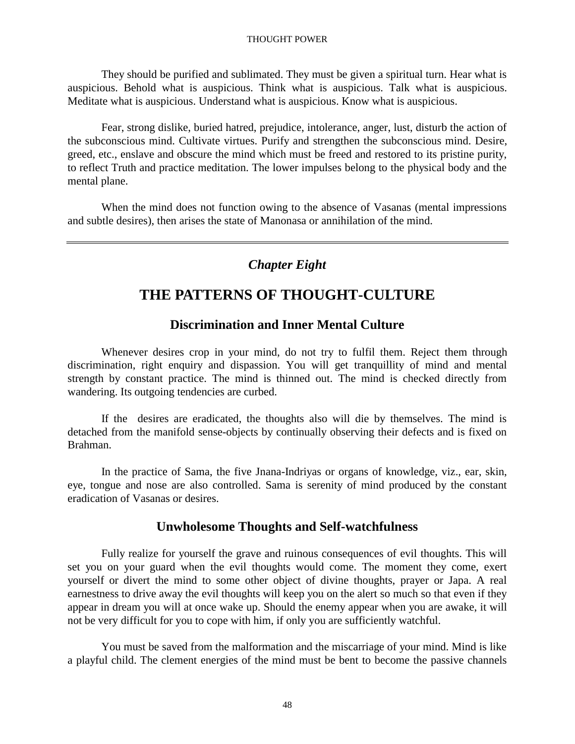They should be purified and sublimated. They must be given a spiritual turn. Hear what is auspicious. Behold what is auspicious. Think what is auspicious. Talk what is auspicious. Meditate what is auspicious. Understand what is auspicious. Know what is auspicious.

Fear, strong dislike, buried hatred, prejudice, intolerance, anger, lust, disturb the action of the subconscious mind. Cultivate virtues. Purify and strengthen the subconscious mind. Desire, greed, etc., enslave and obscure the mind which must be freed and restored to its pristine purity, to reflect Truth and practice meditation. The lower impulses belong to the physical body and the mental plane.

When the mind does not function owing to the absence of Vasanas (mental impressions and subtle desires), then arises the state of Manonasa or annihilation of the mind.

---

*Chapter Eight*

# THE PATTERNS OF THOUGHT-CULTURE

## Discrimination and Inner Mental Culture

Whenever desires crop in your mind, do not try to fulfil them. Reject them through discrimination, right enquiry and dispassion. You will get tranquillity of mind and mental strength by constant practice. The mind is thinned out. The mind is checked directly from wandering. Its outgoing tendencies are curbed.

If the desires are eradicated, the thoughts also will die by themselves. The mind is detached from the manifold sense-objects by continually observing their defects and is fixed on Brahman.

In the practice of Sama, the five Jnana-Indriyas or organs of knowledge, viz., ear, skin, eye, tongue and nose are also controlled. Sama is serenity of mind produced by the constant eradication of Vasanas or desires.

## Unwholesome Thoughts and Self-watchfulness

Fully realize for yourself the grave and ruinous consequences of evil thoughts. This will set you on your guard when the evil thoughts would come. The moment they come, exert yourself or divert the mind to some other object of divine thoughts, prayer or Japa. A real earnestness to drive away the evil thoughts will keep you on the alert so much so that even if they appear in dream you will at once wake up. Should the enemy appear when you are awake, it will not be very difficult for you to cope with him, if only you are sufficiently watchful.

You must be saved from the malformation and the miscarriage of your mind. Mind is like a playful child. The clement energies of the mind must be bent to become the passive channels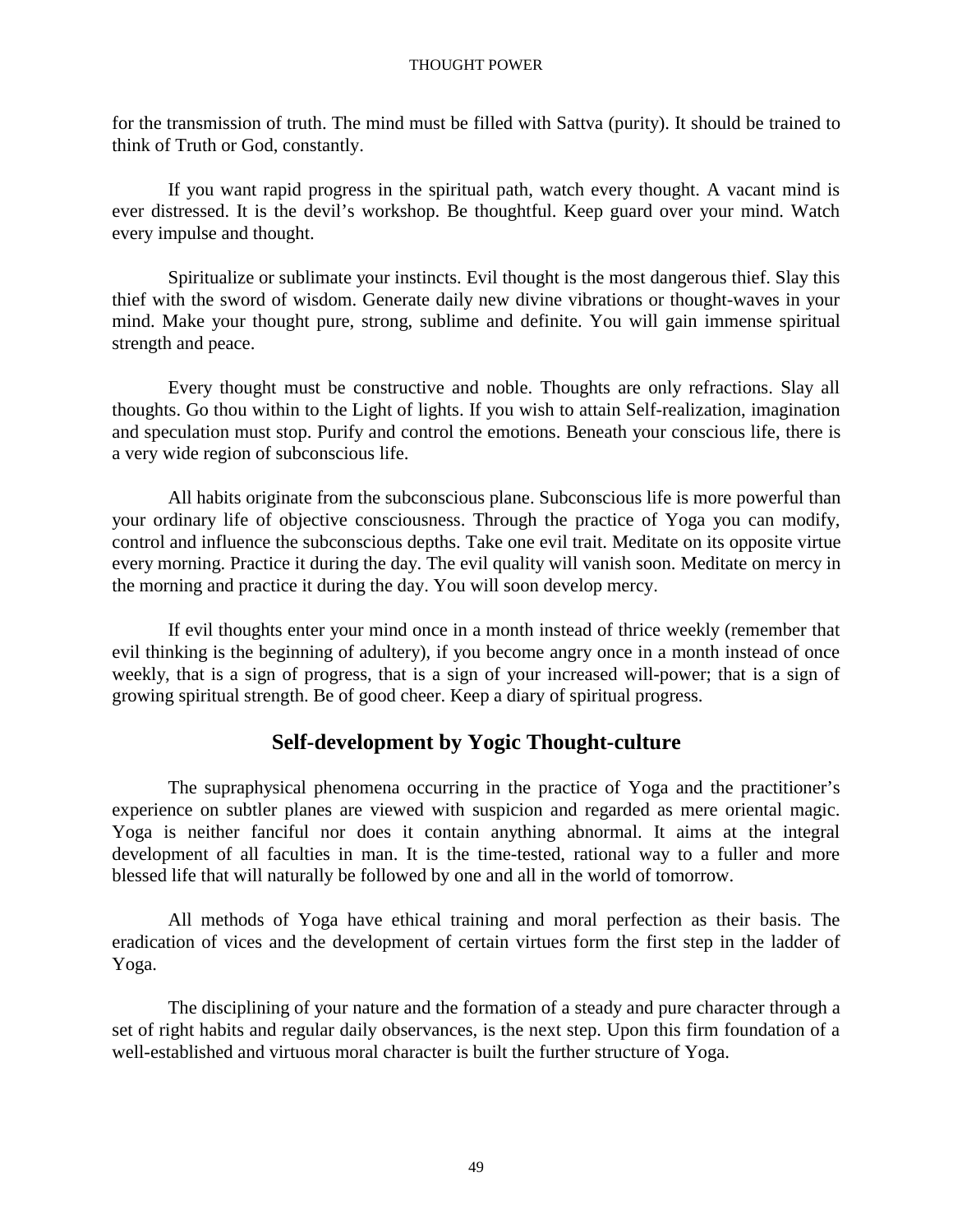for the transmission of truth. The mind must be filled with Sattva (purity). It should be trained to think of Truth or God, constantly.

If you want rapid progress in the spiritual path, watch every thought. A vacant mind is ever distressed. It is the devil's workshop. Be thoughtful. Keep guard over your mind. Watch every impulse and thought.

Spiritualize or sublimate your instincts. Evil thought is the most dangerous thief. Slay this thief with the sword of wisdom. Generate daily new divine vibrations or thought-waves in your mind. Make your thought pure, strong, sublime and definite. You will gain immense spiritual strength and peace.

Every thought must be constructive and noble. Thoughts are only refractions. Slay all thoughts. Go thou within to the Light of lights. If you wish to attain Self-realization, imagination and speculation must stop. Purify and control the emotions. Beneath your conscious life, there is a very wide region of subconscious life.

All habits originate from the subconscious plane. Subconscious life is more powerful than your ordinary life of objective consciousness. Through the practice of Yoga you can modify, control and influence the subconscious depths. Take one evil trait. Meditate on its opposite virtue every morning. Practice it during the day. The evil quality will vanish soon. Meditate on mercy in the morning and practice it during the day. You will soon develop mercy.

If evil thoughts enter your mind once in a month instead of thrice weekly (remember that evil thinking is the beginning of adultery), if you become angry once in a month instead of once weekly, that is a sign of progress, that is a sign of your increased will-power; that is a sign of growing spiritual strength. Be of good cheer. Keep a diary of spiritual progress.

## Self-development by Yogic Thought-culture

The supraphysical phenomena occurring in the practice of Yoga and the practitioner's experience on subtler planes are viewed with suspicion and regarded as mere oriental magic. Yoga is neither fanciful nor does it contain anything abnormal. It aims at the integral development of all faculties in man. It is the time-tested, rational way to a fuller and more blessed life that will naturally be followed by one and all in the world of tomorrow.

All methods of Yoga have ethical training and moral perfection as their basis. The eradication of vices and the development of certain virtues form the first step in the ladder of Yoga.

The disciplining of your nature and the formation of a steady and pure character through a set of right habits and regular daily observances, is the next step. Upon this firm foundation of a well-established and virtuous moral character is built the further structure of Yoga.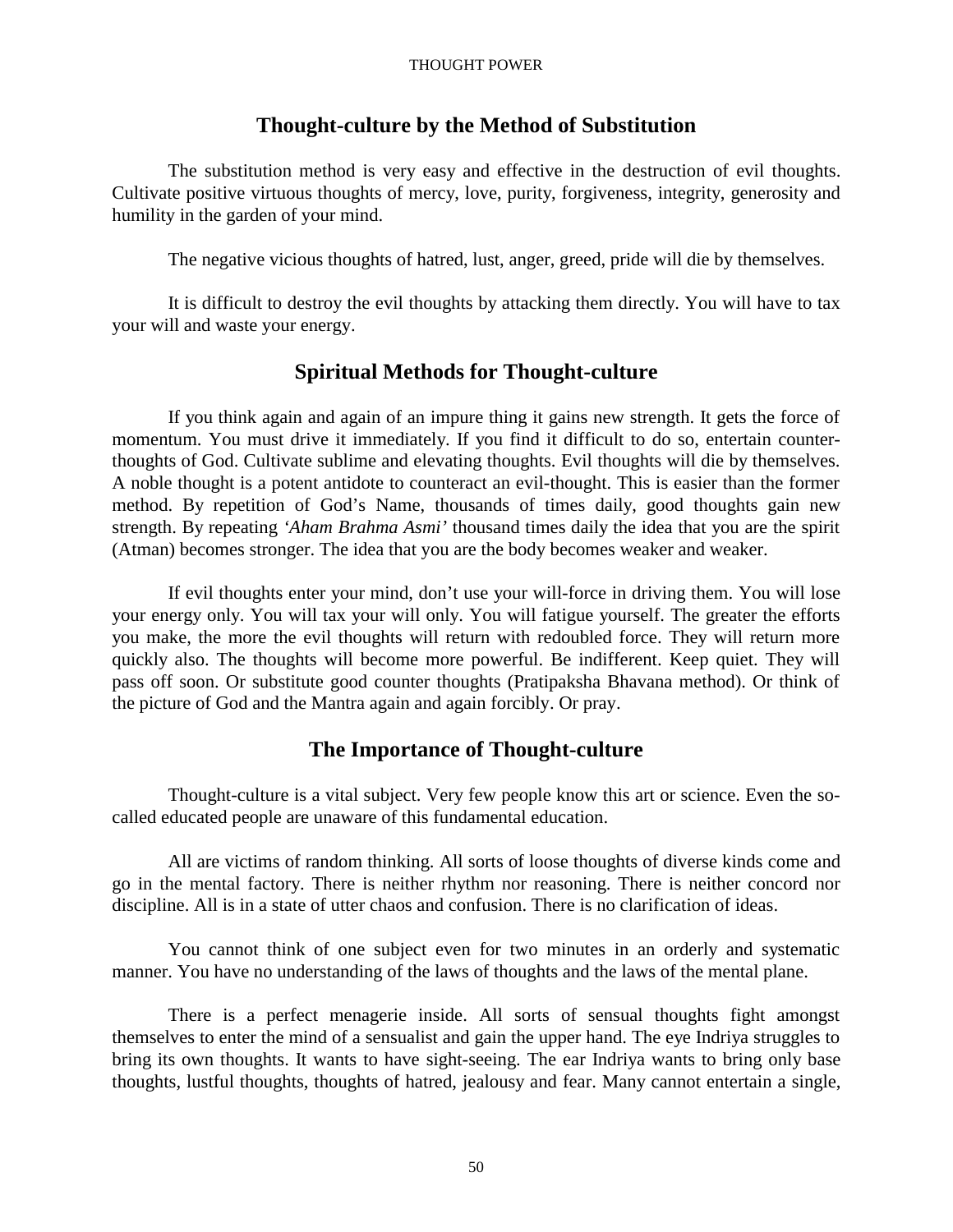## Thought-culture by the Method of Substitution

The substitution method is very easy and effective in the destruction of evil thoughts. Cultivate positive virtuous thoughts of mercy, love, purity, forgiveness, integrity, generosity and humility in the garden of your mind.

The negative vicious thoughts of hatred, lust, anger, greed, pride will die by themselves.

It is difficult to destroy the evil thoughts by attacking them directly. You will have to tax your will and waste your energy.

## Spiritual Methods for Thought-culture

If you think again and again of an impure thing it gains new strength. It gets the force of momentum. You must drive it immediately. If you find it difficult to do so, entertain counter-thoughts of God. Cultivate sublime and elevating thoughts. Evil thoughts will die by themselves. A noble thought is a potent antidote to counteract an evil-thought. This is easier than the former method. By repetition of God's Name, thousands of times daily, good thoughts gain new strength. By repeating *'Aham Brahma Asmi'* thousand times daily the idea that you are the spirit (Atman) becomes stronger. The idea that you are the body becomes weaker and weaker.

If evil thoughts enter your mind, don't use your will-force in driving them. You will lose your energy only. You will tax your will only. You will fatigue yourself. The greater the efforts you make, the more the evil thoughts will return with redoubled force. They will return more quickly also. The thoughts will become more powerful. Be indifferent. Keep quiet. They will pass off soon. Or substitute good counter thoughts (Pratipaksha Bhavana method). Or think of the picture of God and the Mantra again and again forcibly. Or pray.

## The Importance of Thought-culture

Thought-culture is a vital subject. Very few people know this art or science. Even the so-called educated people are unaware of this fundamental education.

All are victims of random thinking. All sorts of loose thoughts of diverse kinds come and go in the mental factory. There is neither rhythm nor reasoning. There is neither concord nor discipline. All is in a state of utter chaos and confusion. There is no clarification of ideas.

You cannot think of one subject even for two minutes in an orderly and systematic manner. You have no understanding of the laws of thoughts and the laws of the mental plane.

There is a perfect menagerie inside. All sorts of sensual thoughts fight amongst themselves to enter the mind of a sensualist and gain the upper hand. The eye Indriya struggles to bring its own thoughts. It wants to have sight-seeing. The ear Indriya wants to bring only base thoughts, lustful thoughts, thoughts of hatred, jealousy and fear. Many cannot entertain a single,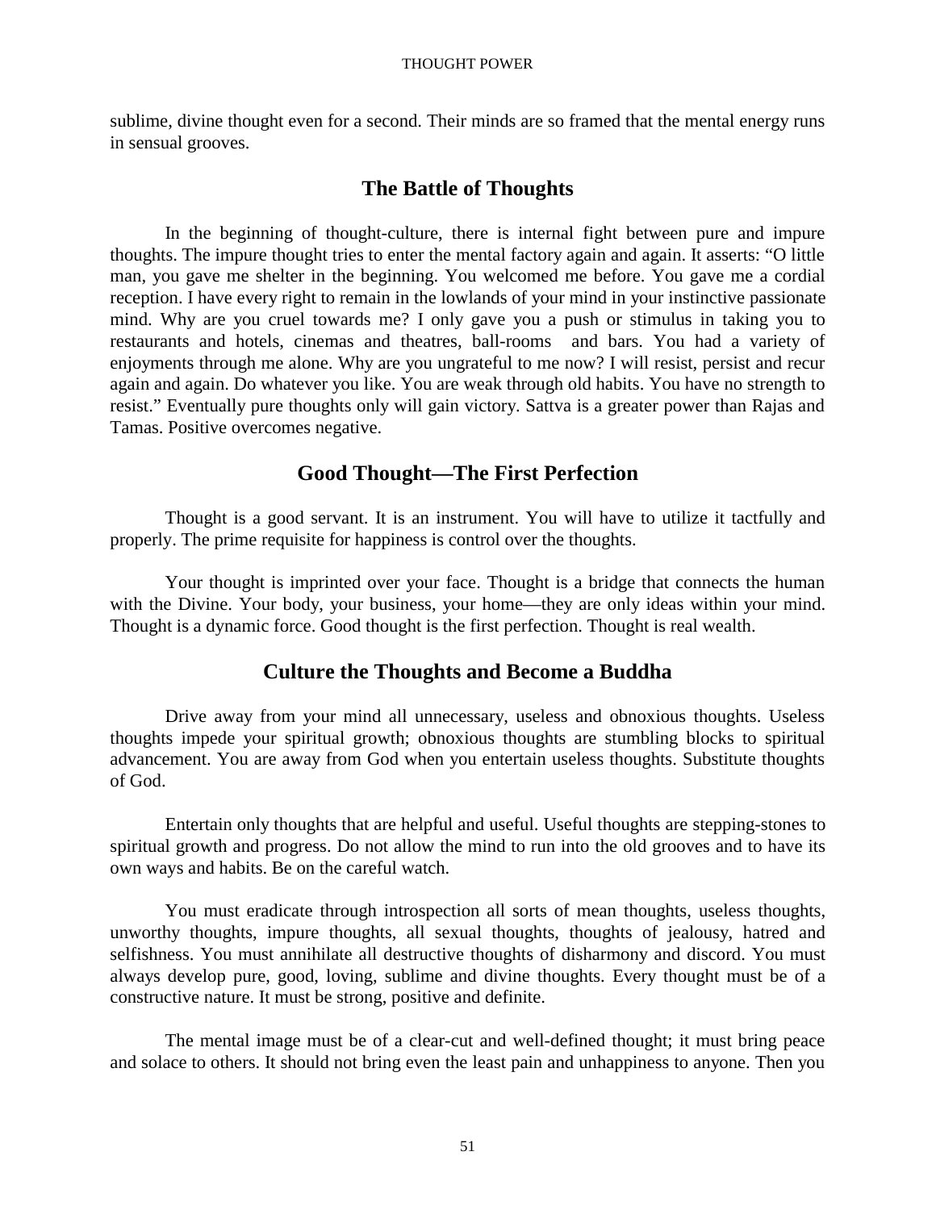sublime, divine thought even for a second. Their minds are so framed that the mental energy runs in sensual grooves.

## The Battle of Thoughts

In the beginning of thought-culture, there is internal fight between pure and impure thoughts. The impure thought tries to enter the mental factory again and again. It asserts: "O little man, you gave me shelter in the beginning. You welcomed me before. You gave me a cordial reception. I have every right to remain in the lowlands of your mind in your instinctive passionate mind. Why are you cruel towards me? I only gave you a push or stimulus in taking you to restaurants and hotels, cinemas and theatres, ball-rooms and bars. You had a variety of enjoyments through me alone. Why are you ungrateful to me now? I will resist, persist and recur again and again. Do whatever you like. You are weak through old habits. You have no strength to resist." Eventually pure thoughts only will gain victory. Sattva is a greater power than Rajas and Tamas. Positive overcomes negative.

## Good Thought—The First Perfection

Thought is a good servant. It is an instrument. You will have to utilize it tactfully and properly. The prime requisite for happiness is control over the thoughts.

Your thought is imprinted over your face. Thought is a bridge that connects the human with the Divine. Your body, your business, your home—they are only ideas within your mind. Thought is a dynamic force. Good thought is the first perfection. Thought is real wealth.

## Culture the Thoughts and Become a Buddha

Drive away from your mind all unnecessary, useless and obnoxious thoughts. Useless thoughts impede your spiritual growth; obnoxious thoughts are stumbling blocks to spiritual advancement. You are away from God when you entertain useless thoughts. Substitute thoughts of God.

Entertain only thoughts that are helpful and useful. Useful thoughts are stepping-stones to spiritual growth and progress. Do not allow the mind to run into the old grooves and to have its own ways and habits. Be on the careful watch.

You must eradicate through introspection all sorts of mean thoughts, useless thoughts, unworthy thoughts, impure thoughts, all sexual thoughts, thoughts of jealousy, hatred and selfishness. You must annihilate all destructive thoughts of disharmony and discord. You must always develop pure, good, loving, sublime and divine thoughts. Every thought must be of a constructive nature. It must be strong, positive and definite.

The mental image must be of a clear-cut and well-defined thought; it must bring peace and solace to others. It should not bring even the least pain and unhappiness to anyone. Then you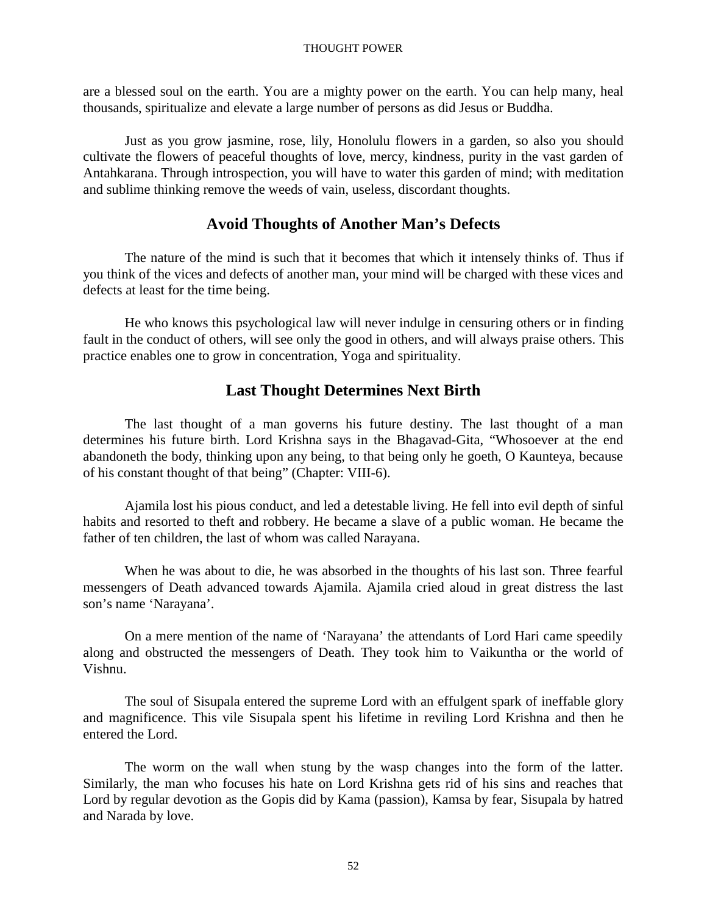are a blessed soul on the earth. You are a mighty power on the earth. You can help many, heal thousands, spiritualize and elevate a large number of persons as did Jesus or Buddha.

Just as you grow jasmine, rose, lily, Honolulu flowers in a garden, so also you should cultivate the flowers of peaceful thoughts of love, mercy, kindness, purity in the vast garden of Antahkarana. Through introspection, you will have to water this garden of mind; with meditation and sublime thinking remove the weeds of vain, useless, discordant thoughts.

## Avoid Thoughts of Another Man's Defects

The nature of the mind is such that it becomes that which it intensely thinks of. Thus if you think of the vices and defects of another man, your mind will be charged with these vices and defects at least for the time being.

He who knows this psychological law will never indulge in censuring others or in finding fault in the conduct of others, will see only the good in others, and will always praise others. This practice enables one to grow in concentration, Yoga and spirituality.

## Last Thought Determines Next Birth

The last thought of a man governs his future destiny. The last thought of a man determines his future birth. Lord Krishna says in the Bhagavad-Gita, "Whosoever at the end abandoneth the body, thinking upon any being, to that being only he goeth, O Kaunteya, because of his constant thought of that being" (Chapter: VIII-6).

Ajamila lost his pious conduct, and led a detestable living. He fell into evil depth of sinful habits and resorted to theft and robbery. He became a slave of a public woman. He became the father of ten children, the last of whom was called Narayana.

When he was about to die, he was absorbed in the thoughts of his last son. Three fearful messengers of Death advanced towards Ajamila. Ajamila cried aloud in great distress the last son's name 'Narayana'.

On a mere mention of the name of 'Narayana' the attendants of Lord Hari came speedily along and obstructed the messengers of Death. They took him to Vaikuntha or the world of Vishnu.

The soul of Sisupala entered the supreme Lord with an effulgent spark of ineffable glory and magnificence. This vile Sisupala spent his lifetime in reviling Lord Krishna and then he entered the Lord.

The worm on the wall when stung by the wasp changes into the form of the latter. Similarly, the man who focuses his hate on Lord Krishna gets rid of his sins and reaches that Lord by regular devotion as the Gopis did by Kama (passion), Kamsa by fear, Sisupala by hatred and Narada by love.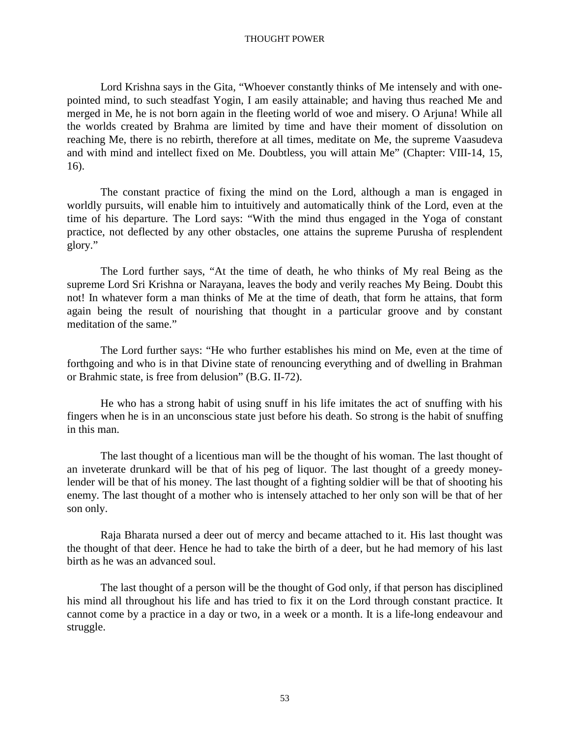Lord Krishna says in the Gita, "Whoever constantly thinks of Me intensely and with one-pointed mind, to such steadfast Yogin, I am easily attainable; and having thus reached Me and merged in Me, he is not born again in the fleeting world of woe and misery. O Arjuna! While all the worlds created by Brahma are limited by time and have their moment of dissolution on reaching Me, there is no rebirth, therefore at all times, meditate on Me, the supreme Vaasudeva and with mind and intellect fixed on Me. Doubtless, you will attain Me" (Chapter: VIII-14, 15, 16).

The constant practice of fixing the mind on the Lord, although a man is engaged in worldly pursuits, will enable him to intuitively and automatically think of the Lord, even at the time of his departure. The Lord says: "With the mind thus engaged in the Yoga of constant practice, not deflected by any other obstacles, one attains the supreme Purusha of resplendent glory."

The Lord further says, "At the time of death, he who thinks of My real Being as the supreme Lord Sri Krishna or Narayana, leaves the body and verily reaches My Being. Doubt this not! In whatever form a man thinks of Me at the time of death, that form he attains, that form again being the result of nourishing that thought in a particular groove and by constant meditation of the same."

The Lord further says: "He who further establishes his mind on Me, even at the time of forthgoing and who is in that Divine state of renouncing everything and of dwelling in Brahman or Brahmic state, is free from delusion" (B.G. II-72).

He who has a strong habit of using snuff in his life imitates the act of snuffing with his fingers when he is in an unconscious state just before his death. So strong is the habit of snuffing in this man.

The last thought of a licentious man will be the thought of his woman. The last thought of an inveterate drunkard will be that of his peg of liquor. The last thought of a greedy money-lender will be that of his money. The last thought of a fighting soldier will be that of shooting his enemy. The last thought of a mother who is intensely attached to her only son will be that of her son only.

Raja Bharata nursed a deer out of mercy and became attached to it. His last thought was the thought of that deer. Hence he had to take the birth of a deer, but he had memory of his last birth as he was an advanced soul.

The last thought of a person will be the thought of God only, if that person has disciplined his mind all throughout his life and has tried to fix it on the Lord through constant practice. It cannot come by a practice in a day or two, in a week or a month. It is a life-long endeavour and struggle.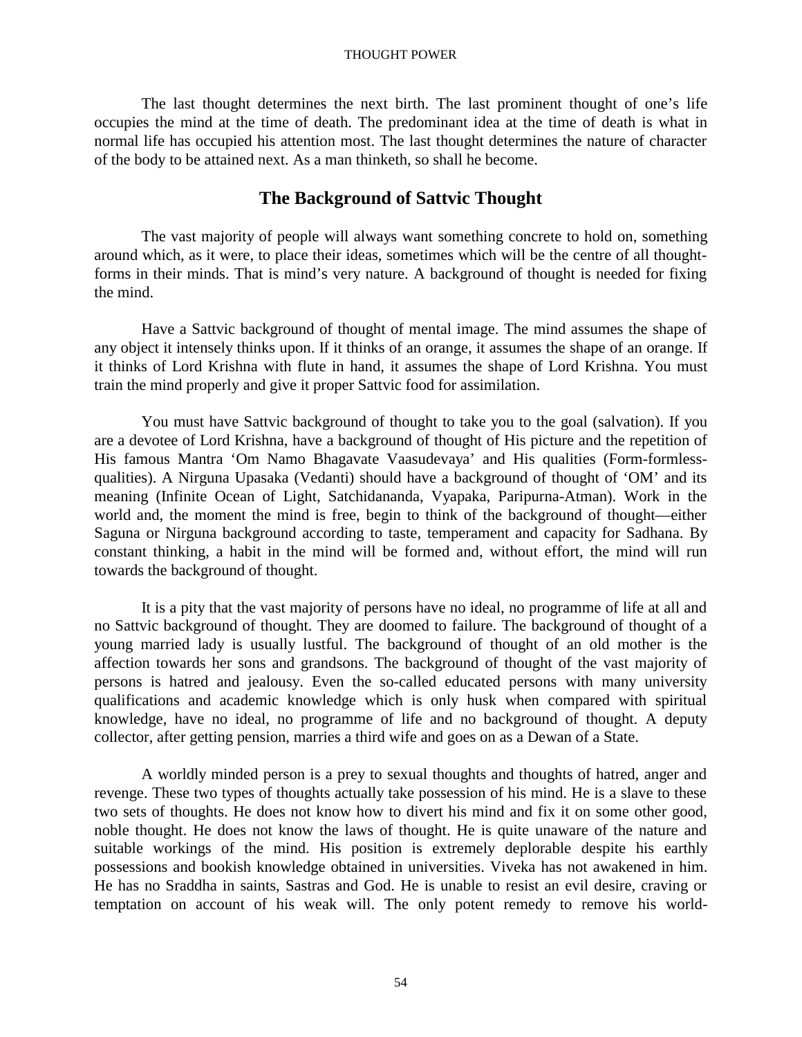The last thought determines the next birth. The last prominent thought of one's life occupies the mind at the time of death. The predominant idea at the time of death is what in normal life has occupied his attention most. The last thought determines the nature of character of the body to be attained next. As a man thinketh, so shall he become.

## The Background of Sattvic Thought

The vast majority of people will always want something concrete to hold on, something around which, as it were, to place their ideas, sometimes which will be the centre of all thought-forms in their minds. That is mind's very nature. A background of thought is needed for fixing the mind.

Have a Sattvic background of thought of mental image. The mind assumes the shape of any object it intensely thinks upon. If it thinks of an orange, it assumes the shape of an orange. If it thinks of Lord Krishna with flute in hand, it assumes the shape of Lord Krishna. You must train the mind properly and give it proper Sattvic food for assimilation.

You must have Sattvic background of thought to take you to the goal (salvation). If you are a devotee of Lord Krishna, have a background of thought of His picture and the repetition of His famous Mantra 'Om Namo Bhagavate Vaasudevaya' and His qualities (Form-formless-qualities). A Nirguna Upasaka (Vedanti) should have a background of thought of 'OM' and its meaning (Infinite Ocean of Light, Satchidananda, Vyapaka, Paripurna-Atman). Work in the world and, the moment the mind is free, begin to think of the background of thought—either Saguna or Nirguna background according to taste, temperament and capacity for Sadhana. By constant thinking, a habit in the mind will be formed and, without effort, the mind will run towards the background of thought.

It is a pity that the vast majority of persons have no ideal, no programme of life at all and no Sattvic background of thought. They are doomed to failure. The background of thought of a young married lady is usually lustful. The background of thought of an old mother is the affection towards her sons and grandsons. The background of thought of the vast majority of persons is hatred and jealousy. Even the so-called educated persons with many university qualifications and academic knowledge which is only husk when compared with spiritual knowledge, have no ideal, no programme of life and no background of thought. A deputy collector, after getting pension, marries a third wife and goes on as a Dewan of a State.

A worldly minded person is a prey to sexual thoughts and thoughts of hatred, anger and revenge. These two types of thoughts actually take possession of his mind. He is a slave to these two sets of thoughts. He does not know how to divert his mind and fix it on some other good, noble thought. He does not know the laws of thought. He is quite unaware of the nature and suitable workings of the mind. His position is extremely deplorable despite his earthly possessions and bookish knowledge obtained in universities. Viveka has not awakened in him. He has no Sraddha in saints, Sastras and God. He is unable to resist an evil desire, craving or temptation on account of his weak will. The only potent remedy to remove his world-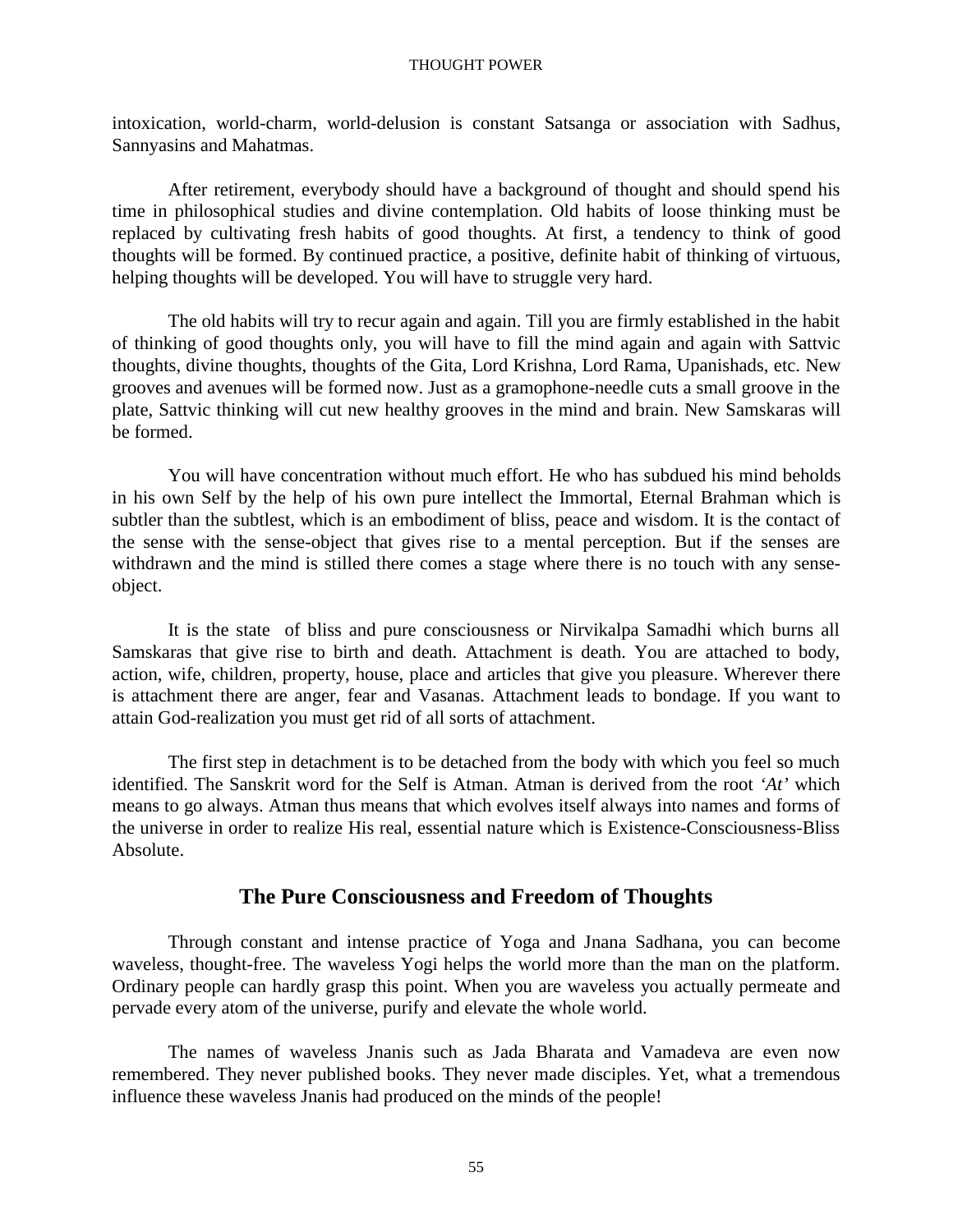intoxication, world-charm, world-delusion is constant Satsanga or association with Sadhus, Sannyasins and Mahatmas.

After retirement, everybody should have a background of thought and should spend his time in philosophical studies and divine contemplation. Old habits of loose thinking must be replaced by cultivating fresh habits of good thoughts. At first, a tendency to think of good thoughts will be formed. By continued practice, a positive, definite habit of thinking of virtuous, helping thoughts will be developed. You will have to struggle very hard.

The old habits will try to recur again and again. Till you are firmly established in the habit of thinking of good thoughts only, you will have to fill the mind again and again with Sattvic thoughts, divine thoughts, thoughts of the Gita, Lord Krishna, Lord Rama, Upanishads, etc. New grooves and avenues will be formed now. Just as a gramophone-needle cuts a small groove in the plate, Sattvic thinking will cut new healthy grooves in the mind and brain. New Samskaras will be formed.

You will have concentration without much effort. He who has subdued his mind beholds in his own Self by the help of his own pure intellect the Immortal, Eternal Brahman which is subtler than the subtlest, which is an embodiment of bliss, peace and wisdom. It is the contact of the sense with the sense-object that gives rise to a mental perception. But if the senses are withdrawn and the mind is stilled there comes a stage where there is no touch with any sense-object.

It is the state of bliss and pure consciousness or Nirvikalpa Samadhi which burns all Samskaras that give rise to birth and death. Attachment is death. You are attached to body, action, wife, children, property, house, place and articles that give you pleasure. Wherever there is attachment there are anger, fear and Vasanas. Attachment leads to bondage. If you want to attain God-realization you must get rid of all sorts of attachment.

The first step in detachment is to be detached from the body with which you feel so much identified. The Sanskrit word for the Self is Atman. Atman is derived from the root *'At'* which means to go always. Atman thus means that which evolves itself always into names and forms of the universe in order to realize His real, essential nature which is Existence-Consciousness-Bliss Absolute.

## The Pure Consciousness and Freedom of Thoughts

Through constant and intense practice of Yoga and Jnana Sadhana, you can become waveless, thought-free. The waveless Yogi helps the world more than the man on the platform. Ordinary people can hardly grasp this point. When you are waveless you actually permeate and pervade every atom of the universe, purify and elevate the whole world.

The names of waveless Jnanis such as Jada Bharata and Vamadeva are even now remembered. They never published books. They never made disciples. Yet, what a tremendous influence these waveless Jnanis had produced on the minds of the people!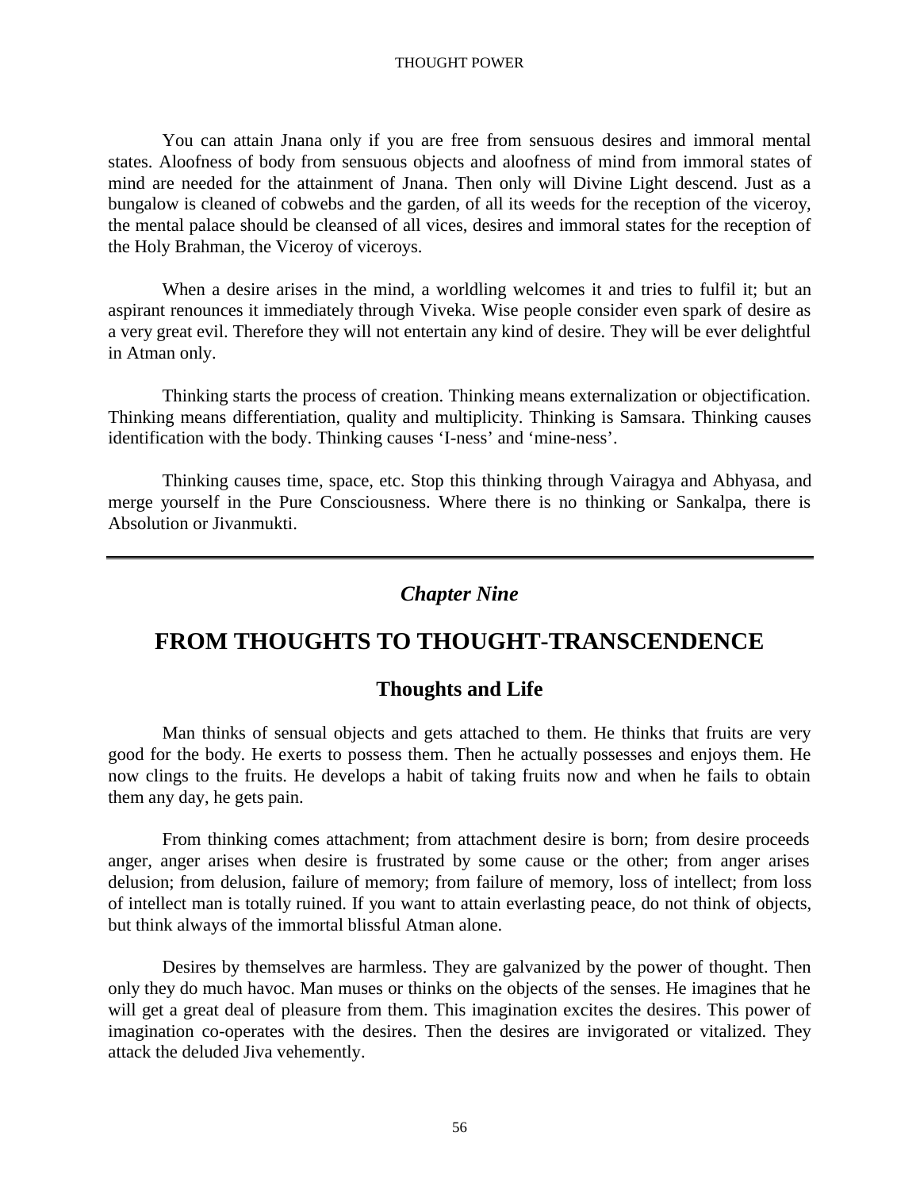You can attain Jnana only if you are free from sensuous desires and immoral mental states. Aloofness of body from sensuous objects and aloofness of mind from immoral states of mind are needed for the attainment of Jnana. Then only will Divine Light descend. Just as a bungalow is cleaned of cobwebs and the garden, of all its weeds for the reception of the viceroy, the mental palace should be cleansed of all vices, desires and immoral states for the reception of the Holy Brahman, the Viceroy of viceroys.

When a desire arises in the mind, a worldling welcomes it and tries to fulfil it; but an aspirant renounces it immediately through Viveka. Wise people consider even spark of desire as a very great evil. Therefore they will not entertain any kind of desire. They will be ever delightful in Atman only.

Thinking starts the process of creation. Thinking means externalization or objectification. Thinking means differentiation, quality and multiplicity. Thinking is Samsara. Thinking causes identification with the body. Thinking causes ‘I-ness’ and ‘mine-ness’.

Thinking causes time, space, etc. Stop this thinking through Vairagya and Abhyasa, and merge yourself in the Pure Consciousness. Where there is no thinking or Sankalpa, there is Absolution or Jivanmukti.

---

*Chapter Nine*

# FROM THOUGHTS TO THOUGHT-TRANSCENDENCE

## Thoughts and Life

Man thinks of sensual objects and gets attached to them. He thinks that fruits are very good for the body. He exerts to possess them. Then he actually possesses and enjoys them. He now clings to the fruits. He develops a habit of taking fruits now and when he fails to obtain them any day, he gets pain.

From thinking comes attachment; from attachment desire is born; from desire proceeds anger, anger arises when desire is frustrated by some cause or the other; from anger arises delusion; from delusion, failure of memory; from failure of memory, loss of intellect; from loss of intellect man is totally ruined. If you want to attain everlasting peace, do not think of objects, but think always of the immortal blissful Atman alone.

Desires by themselves are harmless. They are galvanized by the power of thought. Then only they do much havoc. Man muses or thinks on the objects of the senses. He imagines that he will get a great deal of pleasure from them. This imagination excites the desires. This power of imagination co-operates with the desires. Then the desires are invigorated or vitalized. They attack the deluded Jiva vehemently.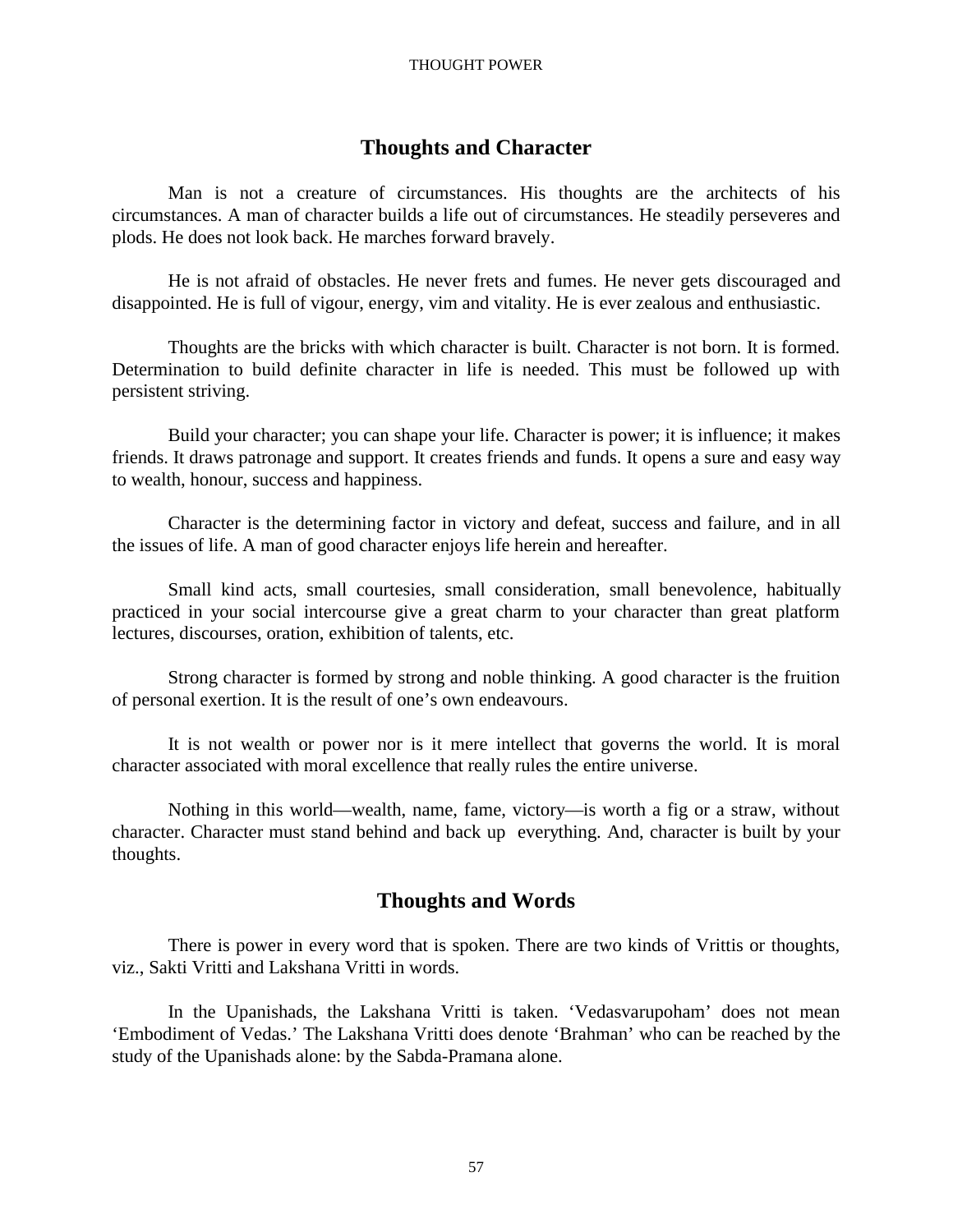## Thoughts and Character

Man is not a creature of circumstances. His thoughts are the architects of his circumstances. A man of character builds a life out of circumstances. He steadily perseveres and plods. He does not look back. He marches forward bravely.

He is not afraid of obstacles. He never frets and fumes. He never gets discouraged and disappointed. He is full of vigour, energy, vim and vitality. He is ever zealous and enthusiastic.

Thoughts are the bricks with which character is built. Character is not born. It is formed. Determination to build definite character in life is needed. This must be followed up with persistent striving.

Build your character; you can shape your life. Character is power; it is influence; it makes friends. It draws patronage and support. It creates friends and funds. It opens a sure and easy way to wealth, honour, success and happiness.

Character is the determining factor in victory and defeat, success and failure, and in all the issues of life. A man of good character enjoys life herein and hereafter.

Small kind acts, small courtesies, small consideration, small benevolence, habitually practiced in your social intercourse give a great charm to your character than great platform lectures, discourses, oration, exhibition of talents, etc.

Strong character is formed by strong and noble thinking. A good character is the fruition of personal exertion. It is the result of one's own endeavours.

It is not wealth or power nor is it mere intellect that governs the world. It is moral character associated with moral excellence that really rules the entire universe.

Nothing in this world—wealth, name, fame, victory—is worth a fig or a straw, without character. Character must stand behind and back up everything. And, character is built by your thoughts.

## Thoughts and Words

There is power in every word that is spoken. There are two kinds of Vrittis or thoughts, viz., Sakti Vritti and Lakshana Vritti in words.

In the Upanishads, the Lakshana Vritti is taken. 'Vedasvarupoham' does not mean 'Embodiment of Vedas.' The Lakshana Vritti does denote 'Brahman' who can be reached by the study of the Upanishads alone: by the Sabda-Pramana alone.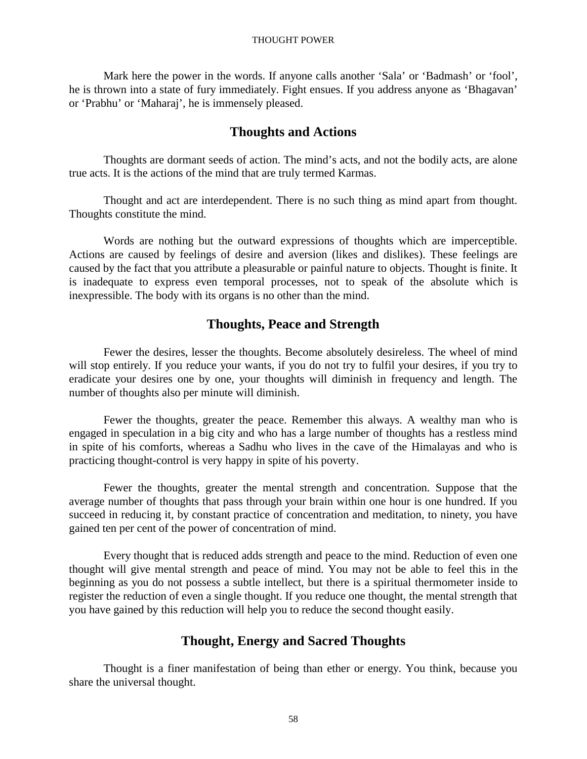Mark here the power in the words. If anyone calls another 'Sala' or 'Badmash' or 'fool', he is thrown into a state of fury immediately. Fight ensues. If you address anyone as 'Bhagavan' or 'Prabhu' or 'Maharaj', he is immensely pleased.

## Thoughts and Actions

Thoughts are dormant seeds of action. The mind's acts, and not the bodily acts, are alone true acts. It is the actions of the mind that are truly termed Karmas.

Thought and act are interdependent. There is no such thing as mind apart from thought. Thoughts constitute the mind.

Words are nothing but the outward expressions of thoughts which are imperceptible. Actions are caused by feelings of desire and aversion (likes and dislikes). These feelings are caused by the fact that you attribute a pleasurable or painful nature to objects. Thought is finite. It is inadequate to express even temporal processes, not to speak of the absolute which is inexpressible. The body with its organs is no other than the mind.

## Thoughts, Peace and Strength

Fewer the desires, lesser the thoughts. Become absolutely desireless. The wheel of mind will stop entirely. If you reduce your wants, if you do not try to fulfil your desires, if you try to eradicate your desires one by one, your thoughts will diminish in frequency and length. The number of thoughts also per minute will diminish.

Fewer the thoughts, greater the peace. Remember this always. A wealthy man who is engaged in speculation in a big city and who has a large number of thoughts has a restless mind in spite of his comforts, whereas a Sadhu who lives in the cave of the Himalayas and who is practicing thought-control is very happy in spite of his poverty.

Fewer the thoughts, greater the mental strength and concentration. Suppose that the average number of thoughts that pass through your brain within one hour is one hundred. If you succeed in reducing it, by constant practice of concentration and meditation, to ninety, you have gained ten per cent of the power of concentration of mind.

Every thought that is reduced adds strength and peace to the mind. Reduction of even one thought will give mental strength and peace of mind. You may not be able to feel this in the beginning as you do not possess a subtle intellect, but there is a spiritual thermometer inside to register the reduction of even a single thought. If you reduce one thought, the mental strength that you have gained by this reduction will help you to reduce the second thought easily.

## Thought, Energy and Sacred Thoughts

Thought is a finer manifestation of being than ether or energy. You think, because you share the universal thought.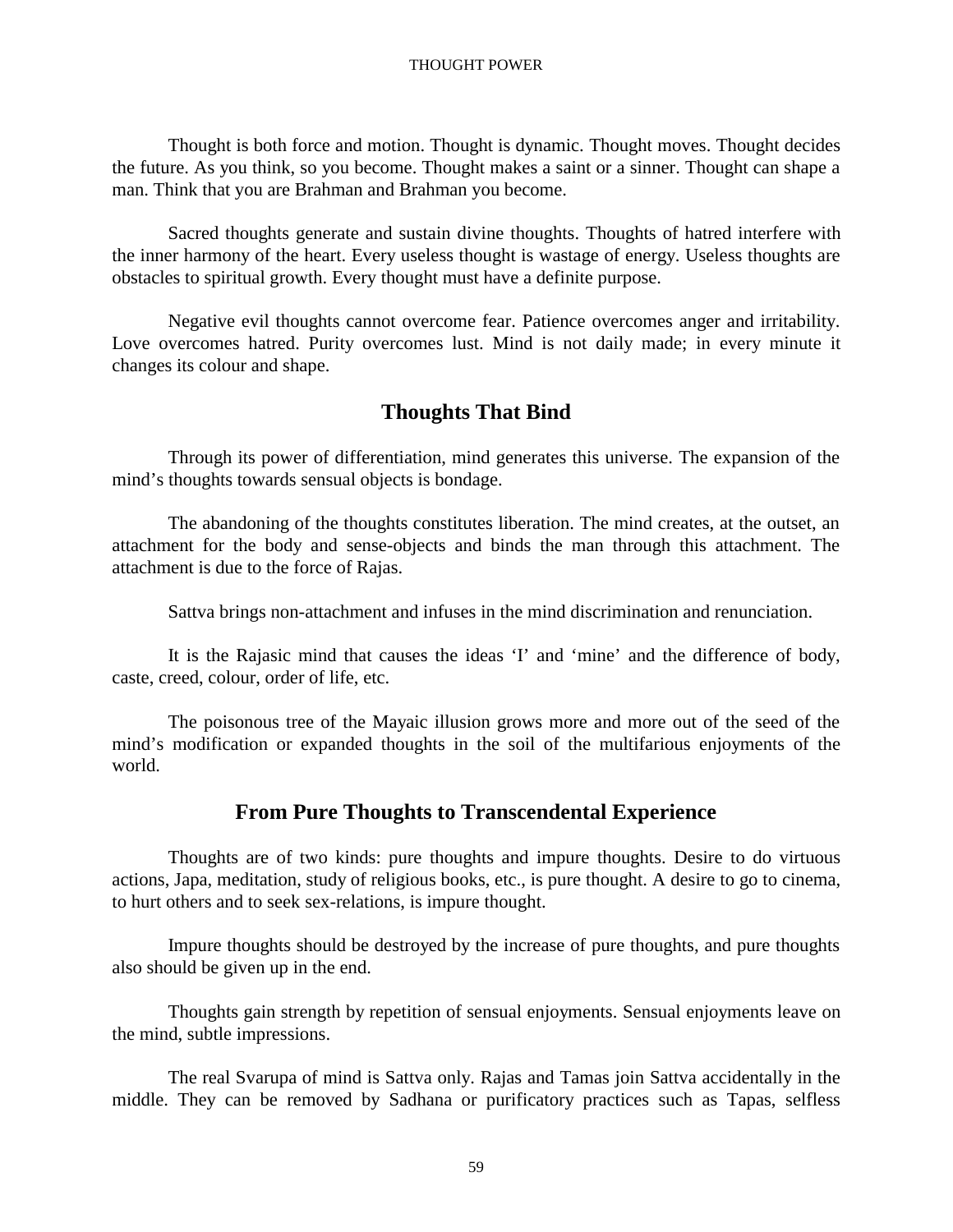Thought is both force and motion. Thought is dynamic. Thought moves. Thought decides the future. As you think, so you become. Thought makes a saint or a sinner. Thought can shape a man. Think that you are Brahman and Brahman you become.

Sacred thoughts generate and sustain divine thoughts. Thoughts of hatred interfere with the inner harmony of the heart. Every useless thought is wastage of energy. Useless thoughts are obstacles to spiritual growth. Every thought must have a definite purpose.

Negative evil thoughts cannot overcome fear. Patience overcomes anger and irritability. Love overcomes hatred. Purity overcomes lust. Mind is not daily made; in every minute it changes its colour and shape.

## Thoughts That Bind

Through its power of differentiation, mind generates this universe. The expansion of the mind's thoughts towards sensual objects is bondage.

The abandoning of the thoughts constitutes liberation. The mind creates, at the outset, an attachment for the body and sense-objects and binds the man through this attachment. The attachment is due to the force of Rajas.

Sattva brings non-attachment and infuses in the mind discrimination and renunciation.

It is the Rajasic mind that causes the ideas 'I' and 'mine' and the difference of body, caste, creed, colour, order of life, etc.

The poisonous tree of the Mayaic illusion grows more and more out of the seed of the mind's modification or expanded thoughts in the soil of the multifarious enjoyments of the world.

## From Pure Thoughts to Transcendental Experience

Thoughts are of two kinds: pure thoughts and impure thoughts. Desire to do virtuous actions, Japa, meditation, study of religious books, etc., is pure thought. A desire to go to cinema, to hurt others and to seek sex-relations, is impure thought.

Impure thoughts should be destroyed by the increase of pure thoughts, and pure thoughts also should be given up in the end.

Thoughts gain strength by repetition of sensual enjoyments. Sensual enjoyments leave on the mind, subtle impressions.

The real Svarupa of mind is Sattva only. Rajas and Tamas join Sattva accidentally in the middle. They can be removed by Sadhana or purificatory practices such as Tapas, selfless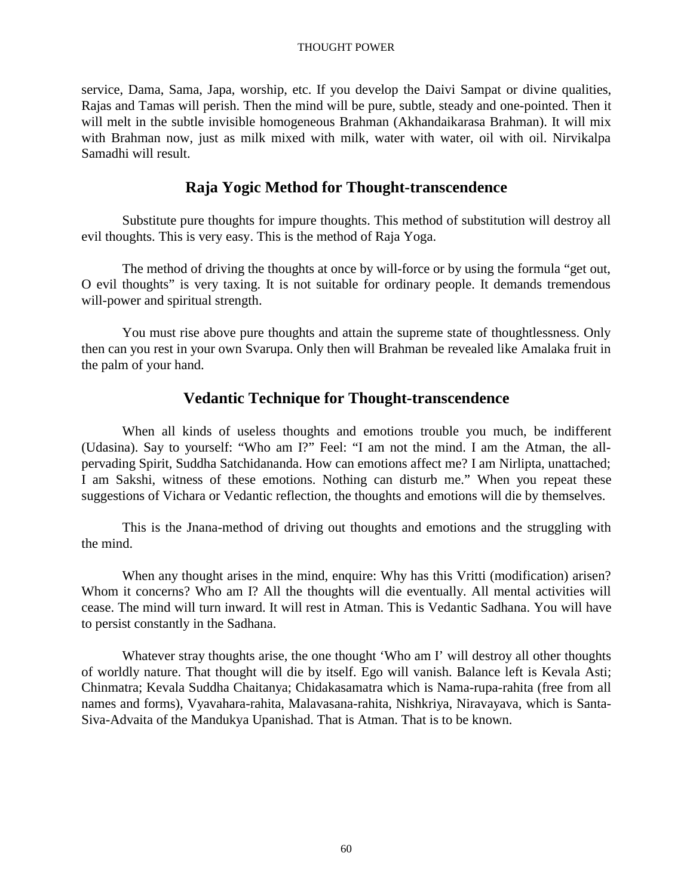service, Dama, Sama, Japa, worship, etc. If you develop the Daivi Sampat or divine qualities, Rajas and Tamas will perish. Then the mind will be pure, subtle, steady and one-pointed. Then it will melt in the subtle invisible homogeneous Brahman (Akhandaikarasa Brahman). It will mix with Brahman now, just as milk mixed with milk, water with water, oil with oil. Nirvikalpa Samadhi will result.

## Raja Yogic Method for Thought-transcendence

Substitute pure thoughts for impure thoughts. This method of substitution will destroy all evil thoughts. This is very easy. This is the method of Raja Yoga.

The method of driving the thoughts at once by will-force or by using the formula "get out, O evil thoughts" is very taxing. It is not suitable for ordinary people. It demands tremendous will-power and spiritual strength.

You must rise above pure thoughts and attain the supreme state of thoughtlessness. Only then can you rest in your own Svarupa. Only then will Brahman be revealed like Amalaka fruit in the palm of your hand.

## Vedantic Technique for Thought-transcendence

When all kinds of useless thoughts and emotions trouble you much, be indifferent (Udasina). Say to yourself: "Who am I?" Feel: "I am not the mind. I am the Atman, the all-pervading Spirit, Suddha Satchidananda. How can emotions affect me? I am Nirlipta, unattached; I am Sakshi, witness of these emotions. Nothing can disturb me." When you repeat these suggestions of Vichara or Vedantic reflection, the thoughts and emotions will die by themselves.

This is the Jnana-method of driving out thoughts and emotions and the struggling with the mind.

When any thought arises in the mind, enquire: Why has this Vritti (modification) arisen? Whom it concerns? Who am I? All the thoughts will die eventually. All mental activities will cease. The mind will turn inward. It will rest in Atman. This is Vedantic Sadhana. You will have to persist constantly in the Sadhana.

Whatever stray thoughts arise, the one thought 'Who am I' will destroy all other thoughts of worldly nature. That thought will die by itself. Ego will vanish. Balance left is Kevala Asti; Chinmatra; Kevala Suddha Chaitanya; Chidakasamatra which is Nama-rupa-rahita (free from all names and forms), Vyavahara-rahita, Malavasana-rahita, Nishkriya, Niravayava, which is Santa-Siva-Advaita of the Mandukya Upanishad. That is Atman. That is to be known.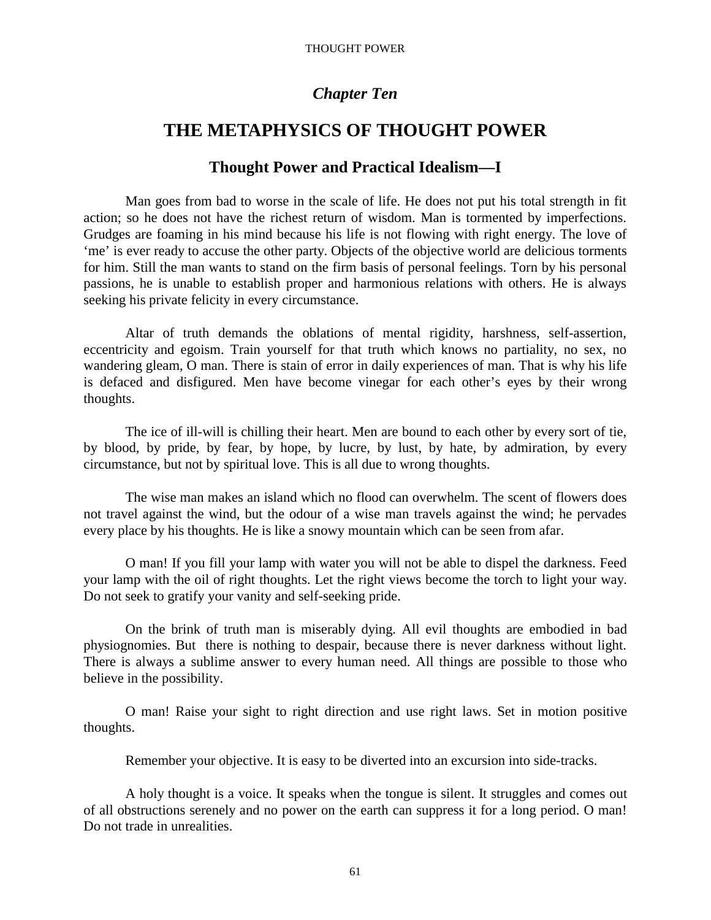*Chapter Ten*

# THE METAPHYSICS OF THOUGHT POWER

## Thought Power and Practical Idealism—I

Man goes from bad to worse in the scale of life. He does not put his total strength in fit action; so he does not have the richest return of wisdom. Man is tormented by imperfections. Grudges are foaming in his mind because his life is not flowing with right energy. The love of 'me' is ever ready to accuse the other party. Objects of the objective world are delicious torments for him. Still the man wants to stand on the firm basis of personal feelings. Torn by his personal passions, he is unable to establish proper and harmonious relations with others. He is always seeking his private felicity in every circumstance.

Altar of truth demands the oblations of mental rigidity, harshness, self-assertion, eccentricity and egoism. Train yourself for that truth which knows no partiality, no sex, no wandering gleam, O man. There is stain of error in daily experiences of man. That is why his life is defaced and disfigured. Men have become vinegar for each other's eyes by their wrong thoughts.

The ice of ill-will is chilling their heart. Men are bound to each other by every sort of tie, by blood, by pride, by fear, by hope, by lucre, by lust, by hate, by admiration, by every circumstance, but not by spiritual love. This is all due to wrong thoughts.

The wise man makes an island which no flood can overwhelm. The scent of flowers does not travel against the wind, but the odour of a wise man travels against the wind; he pervades every place by his thoughts. He is like a snowy mountain which can be seen from afar.

O man! If you fill your lamp with water you will not be able to dispel the darkness. Feed your lamp with the oil of right thoughts. Let the right views become the torch to light your way. Do not seek to gratify your vanity and self-seeking pride.

On the brink of truth man is miserably dying. All evil thoughts are embodied in bad physiognomies. But there is nothing to despair, because there is never darkness without light. There is always a sublime answer to every human need. All things are possible to those who believe in the possibility.

O man! Raise your sight to right direction and use right laws. Set in motion positive thoughts.

Remember your objective. It is easy to be diverted into an excursion into side-tracks.

A holy thought is a voice. It speaks when the tongue is silent. It struggles and comes out of all obstructions serenely and no power on the earth can suppress it for a long period. O man! Do not trade in unrealities.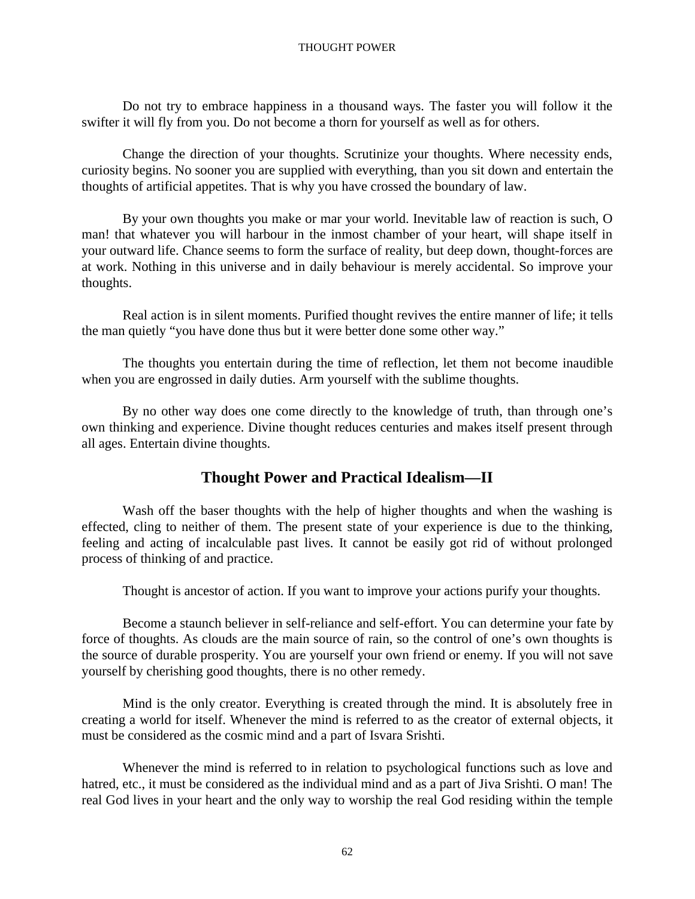Do not try to embrace happiness in a thousand ways. The faster you will follow it the swifter it will fly from you. Do not become a thorn for yourself as well as for others.

Change the direction of your thoughts. Scrutinize your thoughts. Where necessity ends, curiosity begins. No sooner you are supplied with everything, than you sit down and entertain the thoughts of artificial appetites. That is why you have crossed the boundary of law.

By your own thoughts you make or mar your world. Inevitable law of reaction is such, O man! that whatever you will harbour in the inmost chamber of your heart, will shape itself in your outward life. Chance seems to form the surface of reality, but deep down, thought-forces are at work. Nothing in this universe and in daily behaviour is merely accidental. So improve your thoughts.

Real action is in silent moments. Purified thought revives the entire manner of life; it tells the man quietly "you have done thus but it were better done some other way."

The thoughts you entertain during the time of reflection, let them not become inaudible when you are engrossed in daily duties. Arm yourself with the sublime thoughts.

By no other way does one come directly to the knowledge of truth, than through one's own thinking and experience. Divine thought reduces centuries and makes itself present through all ages. Entertain divine thoughts.

## Thought Power and Practical Idealism—II

Wash off the baser thoughts with the help of higher thoughts and when the washing is effected, cling to neither of them. The present state of your experience is due to the thinking, feeling and acting of incalculable past lives. It cannot be easily got rid of without prolonged process of thinking of and practice.

Thought is ancestor of action. If you want to improve your actions purify your thoughts.

Become a staunch believer in self-reliance and self-effort. You can determine your fate by force of thoughts. As clouds are the main source of rain, so the control of one's own thoughts is the source of durable prosperity. You are yourself your own friend or enemy. If you will not save yourself by cherishing good thoughts, there is no other remedy.

Mind is the only creator. Everything is created through the mind. It is absolutely free in creating a world for itself. Whenever the mind is referred to as the creator of external objects, it must be considered as the cosmic mind and a part of Isvara Srishti.

Whenever the mind is referred to in relation to psychological functions such as love and hatred, etc., it must be considered as the individual mind and as a part of Jiva Srishti. O man! The real God lives in your heart and the only way to worship the real God residing within the temple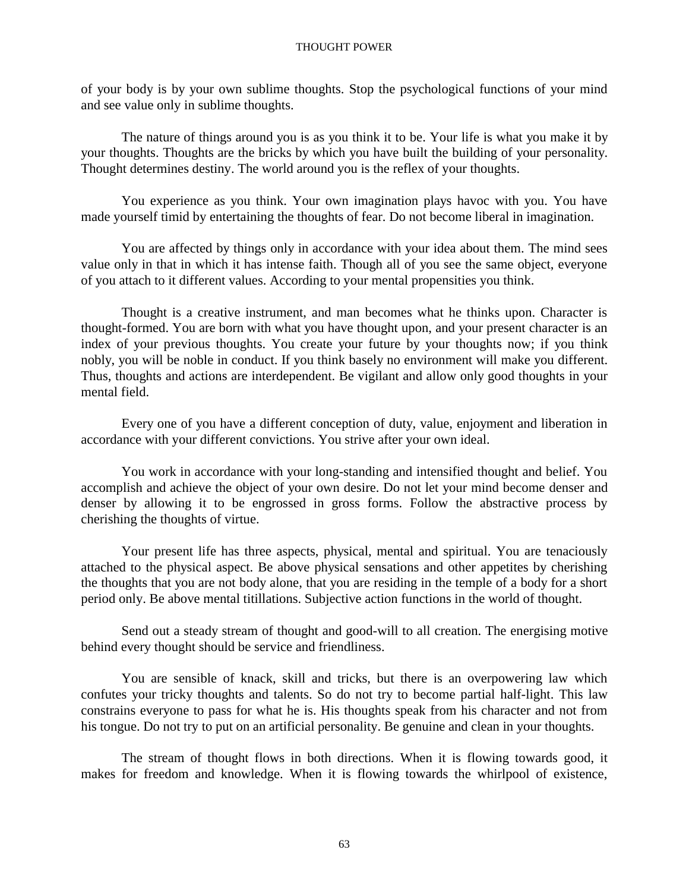of your body is by your own sublime thoughts. Stop the psychological functions of your mind and see value only in sublime thoughts.

The nature of things around you is as you think it to be. Your life is what you make it by your thoughts. Thoughts are the bricks by which you have built the building of your personality. Thought determines destiny. The world around you is the reflex of your thoughts.

You experience as you think. Your own imagination plays havoc with you. You have made yourself timid by entertaining the thoughts of fear. Do not become liberal in imagination.

You are affected by things only in accordance with your idea about them. The mind sees value only in that in which it has intense faith. Though all of you see the same object, everyone of you attach to it different values. According to your mental propensities you think.

Thought is a creative instrument, and man becomes what he thinks upon. Character is thought-formed. You are born with what you have thought upon, and your present character is an index of your previous thoughts. You create your future by your thoughts now; if you think nobly, you will be noble in conduct. If you think basely no environment will make you different. Thus, thoughts and actions are interdependent. Be vigilant and allow only good thoughts in your mental field.

Every one of you have a different conception of duty, value, enjoyment and liberation in accordance with your different convictions. You strive after your own ideal.

You work in accordance with your long-standing and intensified thought and belief. You accomplish and achieve the object of your own desire. Do not let your mind become denser and denser by allowing it to be engrossed in gross forms. Follow the abstractive process by cherishing the thoughts of virtue.

Your present life has three aspects, physical, mental and spiritual. You are tenaciously attached to the physical aspect. Be above physical sensations and other appetites by cherishing the thoughts that you are not body alone, that you are residing in the temple of a body for a short period only. Be above mental titillations. Subjective action functions in the world of thought.

Send out a steady stream of thought and good-will to all creation. The energising motive behind every thought should be service and friendliness.

You are sensible of knack, skill and tricks, but there is an overpowering law which confutes your tricky thoughts and talents. So do not try to become partial half-light. This law constrains everyone to pass for what he is. His thoughts speak from his character and not from his tongue. Do not try to put on an artificial personality. Be genuine and clean in your thoughts.

The stream of thought flows in both directions. When it is flowing towards good, it makes for freedom and knowledge. When it is flowing towards the whirlpool of existence,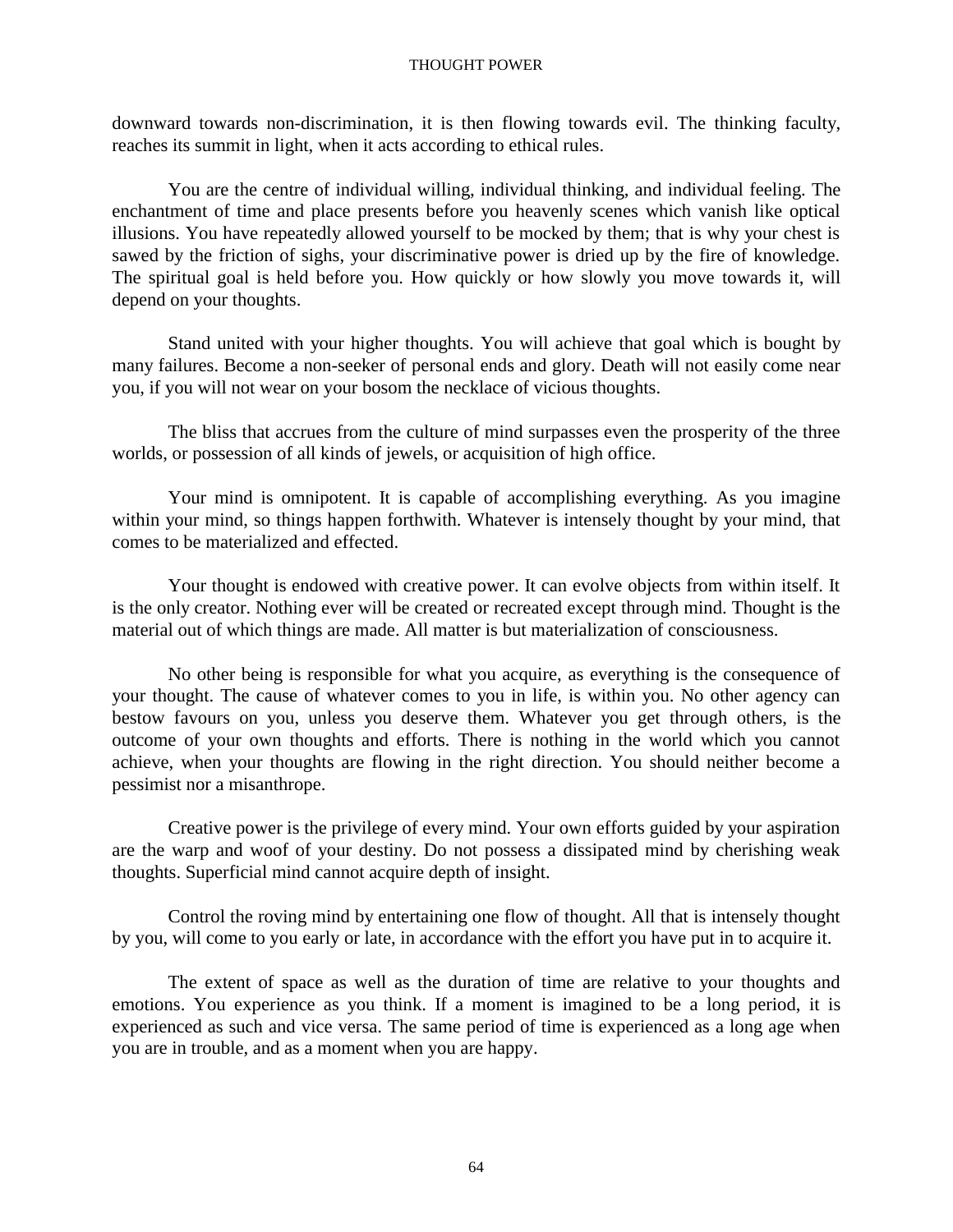downward towards non-discrimination, it is then flowing towards evil. The thinking faculty, reaches its summit in light, when it acts according to ethical rules.

You are the centre of individual willing, individual thinking, and individual feeling. The enchantment of time and place presents before you heavenly scenes which vanish like optical illusions. You have repeatedly allowed yourself to be mocked by them; that is why your chest is sawed by the friction of sighs, your discriminative power is dried up by the fire of knowledge. The spiritual goal is held before you. How quickly or how slowly you move towards it, will depend on your thoughts.

Stand united with your higher thoughts. You will achieve that goal which is bought by many failures. Become a non-seeker of personal ends and glory. Death will not easily come near you, if you will not wear on your bosom the necklace of vicious thoughts.

The bliss that accrues from the culture of mind surpasses even the prosperity of the three worlds, or possession of all kinds of jewels, or acquisition of high office.

Your mind is omnipotent. It is capable of accomplishing everything. As you imagine within your mind, so things happen forthwith. Whatever is intensely thought by your mind, that comes to be materialized and effected.

Your thought is endowed with creative power. It can evolve objects from within itself. It is the only creator. Nothing ever will be created or recreated except through mind. Thought is the material out of which things are made. All matter is but materialization of consciousness.

No other being is responsible for what you acquire, as everything is the consequence of your thought. The cause of whatever comes to you in life, is within you. No other agency can bestow favours on you, unless you deserve them. Whatever you get through others, is the outcome of your own thoughts and efforts. There is nothing in the world which you cannot achieve, when your thoughts are flowing in the right direction. You should neither become a pessimist nor a misanthrope.

Creative power is the privilege of every mind. Your own efforts guided by your aspiration are the warp and woof of your destiny. Do not possess a dissipated mind by cherishing weak thoughts. Superficial mind cannot acquire depth of insight.

Control the roving mind by entertaining one flow of thought. All that is intensely thought by you, will come to you early or late, in accordance with the effort you have put in to acquire it.

The extent of space as well as the duration of time are relative to your thoughts and emotions. You experience as you think. If a moment is imagined to be a long period, it is experienced as such and vice versa. The same period of time is experienced as a long age when you are in trouble, and as a moment when you are happy.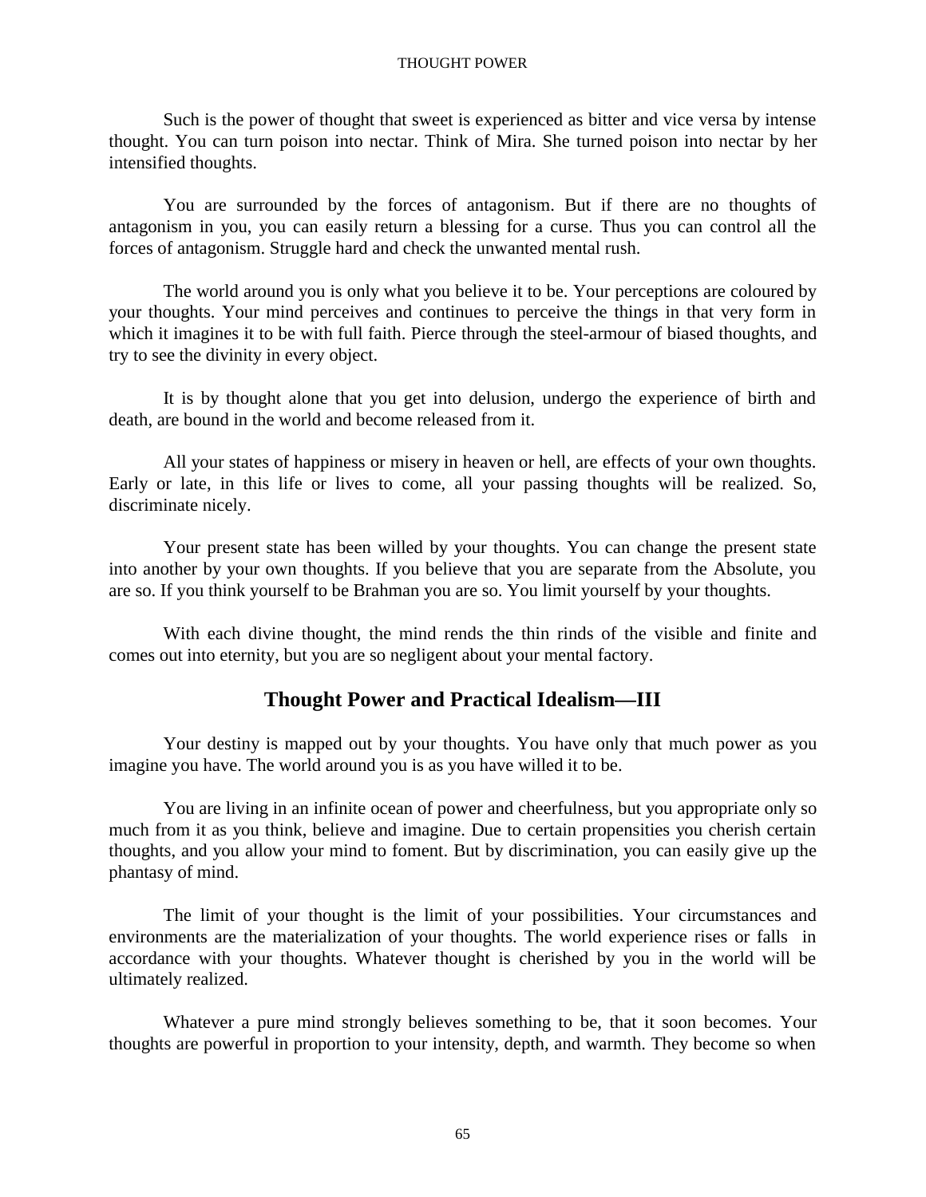Such is the power of thought that sweet is experienced as bitter and vice versa by intense thought. You can turn poison into nectar. Think of Mira. She turned poison into nectar by her intensified thoughts.

You are surrounded by the forces of antagonism. But if there are no thoughts of antagonism in you, you can easily return a blessing for a curse. Thus you can control all the forces of antagonism. Struggle hard and check the unwanted mental rush.

The world around you is only what you believe it to be. Your perceptions are coloured by your thoughts. Your mind perceives and continues to perceive the things in that very form in which it imagines it to be with full faith. Pierce through the steel-armour of biased thoughts, and try to see the divinity in every object.

It is by thought alone that you get into delusion, undergo the experience of birth and death, are bound in the world and become released from it.

All your states of happiness or misery in heaven or hell, are effects of your own thoughts. Early or late, in this life or lives to come, all your passing thoughts will be realized. So, discriminate nicely.

Your present state has been willed by your thoughts. You can change the present state into another by your own thoughts. If you believe that you are separate from the Absolute, you are so. If you think yourself to be Brahman you are so. You limit yourself by your thoughts.

With each divine thought, the mind rends the thin rinds of the visible and finite and comes out into eternity, but you are so negligent about your mental factory.

## Thought Power and Practical Idealism—III

Your destiny is mapped out by your thoughts. You have only that much power as you imagine you have. The world around you is as you have willed it to be.

You are living in an infinite ocean of power and cheerfulness, but you appropriate only so much from it as you think, believe and imagine. Due to certain propensities you cherish certain thoughts, and you allow your mind to foment. But by discrimination, you can easily give up the phantasy of mind.

The limit of your thought is the limit of your possibilities. Your circumstances and environments are the materialization of your thoughts. The world experience rises or falls in accordance with your thoughts. Whatever thought is cherished by you in the world will be ultimately realized.

Whatever a pure mind strongly believes something to be, that it soon becomes. Your thoughts are powerful in proportion to your intensity, depth, and warmth. They become so when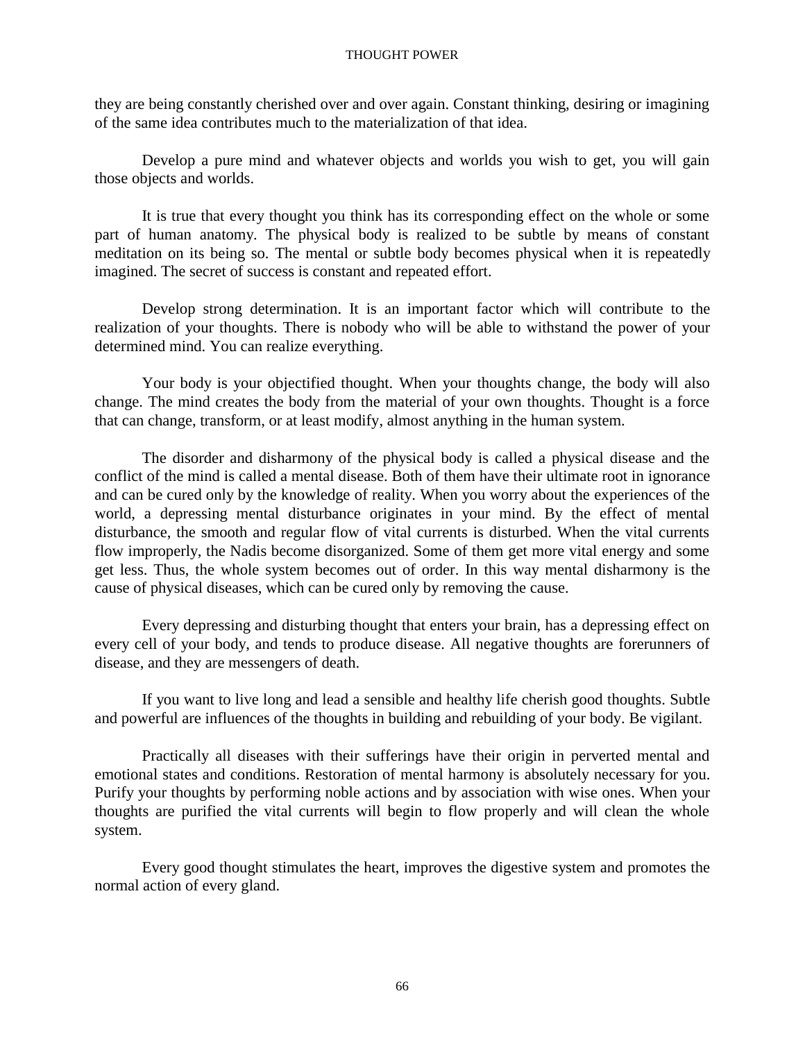they are being constantly cherished over and over again. Constant thinking, desiring or imagining of the same idea contributes much to the materialization of that idea.

Develop a pure mind and whatever objects and worlds you wish to get, you will gain those objects and worlds.

It is true that every thought you think has its corresponding effect on the whole or some part of human anatomy. The physical body is realized to be subtle by means of constant meditation on its being so. The mental or subtle body becomes physical when it is repeatedly imagined. The secret of success is constant and repeated effort.

Develop strong determination. It is an important factor which will contribute to the realization of your thoughts. There is nobody who will be able to withstand the power of your determined mind. You can realize everything.

Your body is your objectified thought. When your thoughts change, the body will also change. The mind creates the body from the material of your own thoughts. Thought is a force that can change, transform, or at least modify, almost anything in the human system.

The disorder and disharmony of the physical body is called a physical disease and the conflict of the mind is called a mental disease. Both of them have their ultimate root in ignorance and can be cured only by the knowledge of reality. When you worry about the experiences of the world, a depressing mental disturbance originates in your mind. By the effect of mental disturbance, the smooth and regular flow of vital currents is disturbed. When the vital currents flow improperly, the Nadis become disorganized. Some of them get more vital energy and some get less. Thus, the whole system becomes out of order. In this way mental disharmony is the cause of physical diseases, which can be cured only by removing the cause.

Every depressing and disturbing thought that enters your brain, has a depressing effect on every cell of your body, and tends to produce disease. All negative thoughts are forerunners of disease, and they are messengers of death.

If you want to live long and lead a sensible and healthy life cherish good thoughts. Subtle and powerful are influences of the thoughts in building and rebuilding of your body. Be vigilant.

Practically all diseases with their sufferings have their origin in perverted mental and emotional states and conditions. Restoration of mental harmony is absolutely necessary for you. Purify your thoughts by performing noble actions and by association with wise ones. When your thoughts are purified the vital currents will begin to flow properly and will clean the whole system.

Every good thought stimulates the heart, improves the digestive system and promotes the normal action of every gland.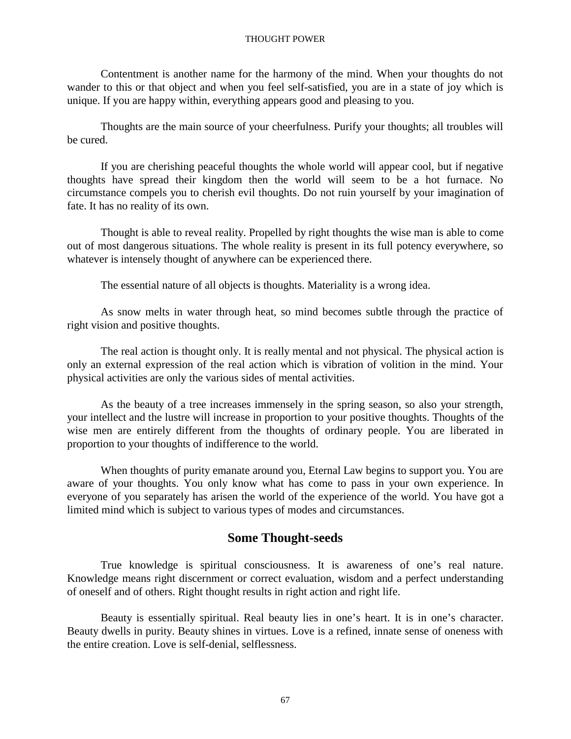Contentment is another name for the harmony of the mind. When your thoughts do not wander to this or that object and when you feel self-satisfied, you are in a state of joy which is unique. If you are happy within, everything appears good and pleasing to you.

Thoughts are the main source of your cheerfulness. Purify your thoughts; all troubles will be cured.

If you are cherishing peaceful thoughts the whole world will appear cool, but if negative thoughts have spread their kingdom then the world will seem to be a hot furnace. No circumstance compels you to cherish evil thoughts. Do not ruin yourself by your imagination of fate. It has no reality of its own.

Thought is able to reveal reality. Propelled by right thoughts the wise man is able to come out of most dangerous situations. The whole reality is present in its full potency everywhere, so whatever is intensely thought of anywhere can be experienced there.

The essential nature of all objects is thoughts. Materiality is a wrong idea.

As snow melts in water through heat, so mind becomes subtle through the practice of right vision and positive thoughts.

The real action is thought only. It is really mental and not physical. The physical action is only an external expression of the real action which is vibration of volition in the mind. Your physical activities are only the various sides of mental activities.

As the beauty of a tree increases immensely in the spring season, so also your strength, your intellect and the lustre will increase in proportion to your positive thoughts. Thoughts of the wise men are entirely different from the thoughts of ordinary people. You are liberated in proportion to your thoughts of indifference to the world.

When thoughts of purity emanate around you, Eternal Law begins to support you. You are aware of your thoughts. You only know what has come to pass in your own experience. In everyone of you separately has arisen the world of the experience of the world. You have got a limited mind which is subject to various types of modes and circumstances.

## Some Thought-seeds

True knowledge is spiritual consciousness. It is awareness of one's real nature. Knowledge means right discernment or correct evaluation, wisdom and a perfect understanding of oneself and of others. Right thought results in right action and right life.

Beauty is essentially spiritual. Real beauty lies in one's heart. It is in one's character. Beauty dwells in purity. Beauty shines in virtues. Love is a refined, innate sense of oneness with the entire creation. Love is self-denial, selflessness.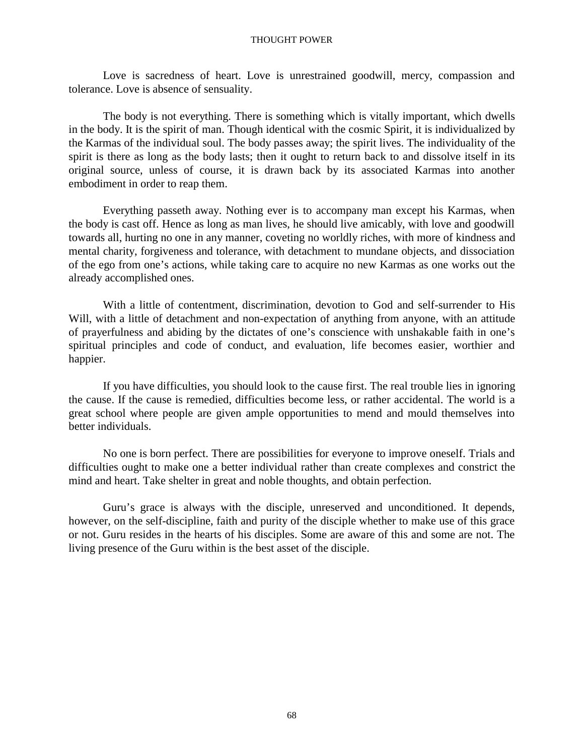Love is sacredness of heart. Love is unrestrained goodwill, mercy, compassion and tolerance. Love is absence of sensuality.

The body is not everything. There is something which is vitally important, which dwells in the body. It is the spirit of man. Though identical with the cosmic Spirit, it is individualized by the Karmas of the individual soul. The body passes away; the spirit lives. The individuality of the spirit is there as long as the body lasts; then it ought to return back to and dissolve itself in its original source, unless of course, it is drawn back by its associated Karmas into another embodiment in order to reap them.

Everything passeth away. Nothing ever is to accompany man except his Karmas, when the body is cast off. Hence as long as man lives, he should live amicably, with love and goodwill towards all, hurting no one in any manner, coveting no worldly riches, with more of kindness and mental charity, forgiveness and tolerance, with detachment to mundane objects, and dissociation of the ego from one's actions, while taking care to acquire no new Karmas as one works out the already accomplished ones.

With a little of contentment, discrimination, devotion to God and self-surrender to His Will, with a little of detachment and non-expectation of anything from anyone, with an attitude of prayerfulness and abiding by the dictates of one's conscience with unshakable faith in one's spiritual principles and code of conduct, and evaluation, life becomes easier, worthier and happier.

If you have difficulties, you should look to the cause first. The real trouble lies in ignoring the cause. If the cause is remedied, difficulties become less, or rather accidental. The world is a great school where people are given ample opportunities to mend and mould themselves into better individuals.

No one is born perfect. There are possibilities for everyone to improve oneself. Trials and difficulties ought to make one a better individual rather than create complexes and constrict the mind and heart. Take shelter in great and noble thoughts, and obtain perfection.

Guru's grace is always with the disciple, unreserved and unconditioned. It depends, however, on the self-discipline, faith and purity of the disciple whether to make use of this grace or not. Guru resides in the hearts of his disciples. Some are aware of this and some are not. The living presence of the Guru within is the best asset of the disciple.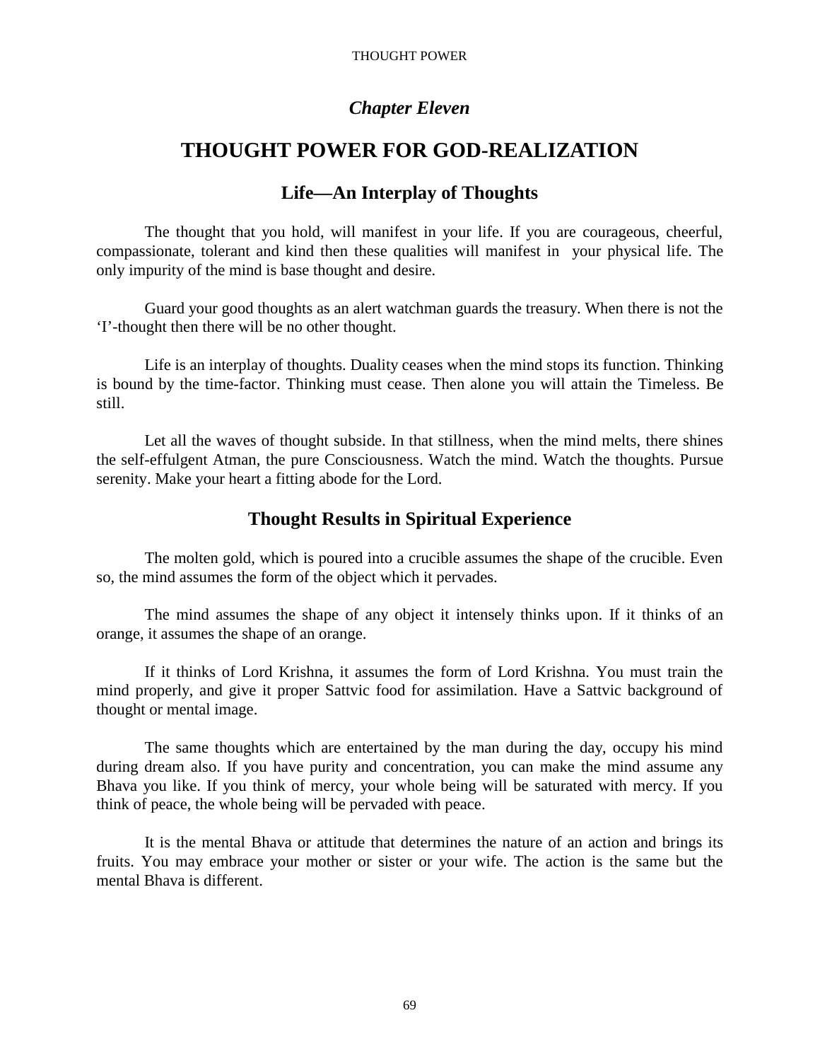*Chapter Eleven*

# THOUGHT POWER FOR GOD-REALIZATION

## Life—An Interplay of Thoughts

The thought that you hold, will manifest in your life. If you are courageous, cheerful, compassionate, tolerant and kind then these qualities will manifest in your physical life. The only impurity of the mind is base thought and desire.

Guard your good thoughts as an alert watchman guards the treasury. When there is not the 'I'-thought then there will be no other thought.

Life is an interplay of thoughts. Duality ceases when the mind stops its function. Thinking is bound by the time-factor. Thinking must cease. Then alone you will attain the Timeless. Be still.

Let all the waves of thought subside. In that stillness, when the mind melts, there shines the self-effulgent Atman, the pure Consciousness. Watch the mind. Watch the thoughts. Pursue serenity. Make your heart a fitting abode for the Lord.

## Thought Results in Spiritual Experience

The molten gold, which is poured into a crucible assumes the shape of the crucible. Even so, the mind assumes the form of the object which it pervades.

The mind assumes the shape of any object it intensely thinks upon. If it thinks of an orange, it assumes the shape of an orange.

If it thinks of Lord Krishna, it assumes the form of Lord Krishna. You must train the mind properly, and give it proper Sattvic food for assimilation. Have a Sattvic background of thought or mental image.

The same thoughts which are entertained by the man during the day, occupy his mind during dream also. If you have purity and concentration, you can make the mind assume any Bhava you like. If you think of mercy, your whole being will be saturated with mercy. If you think of peace, the whole being will be pervaded with peace.

It is the mental Bhava or attitude that determines the nature of an action and brings its fruits. You may embrace your mother or sister or your wife. The action is the same but the mental Bhava is different.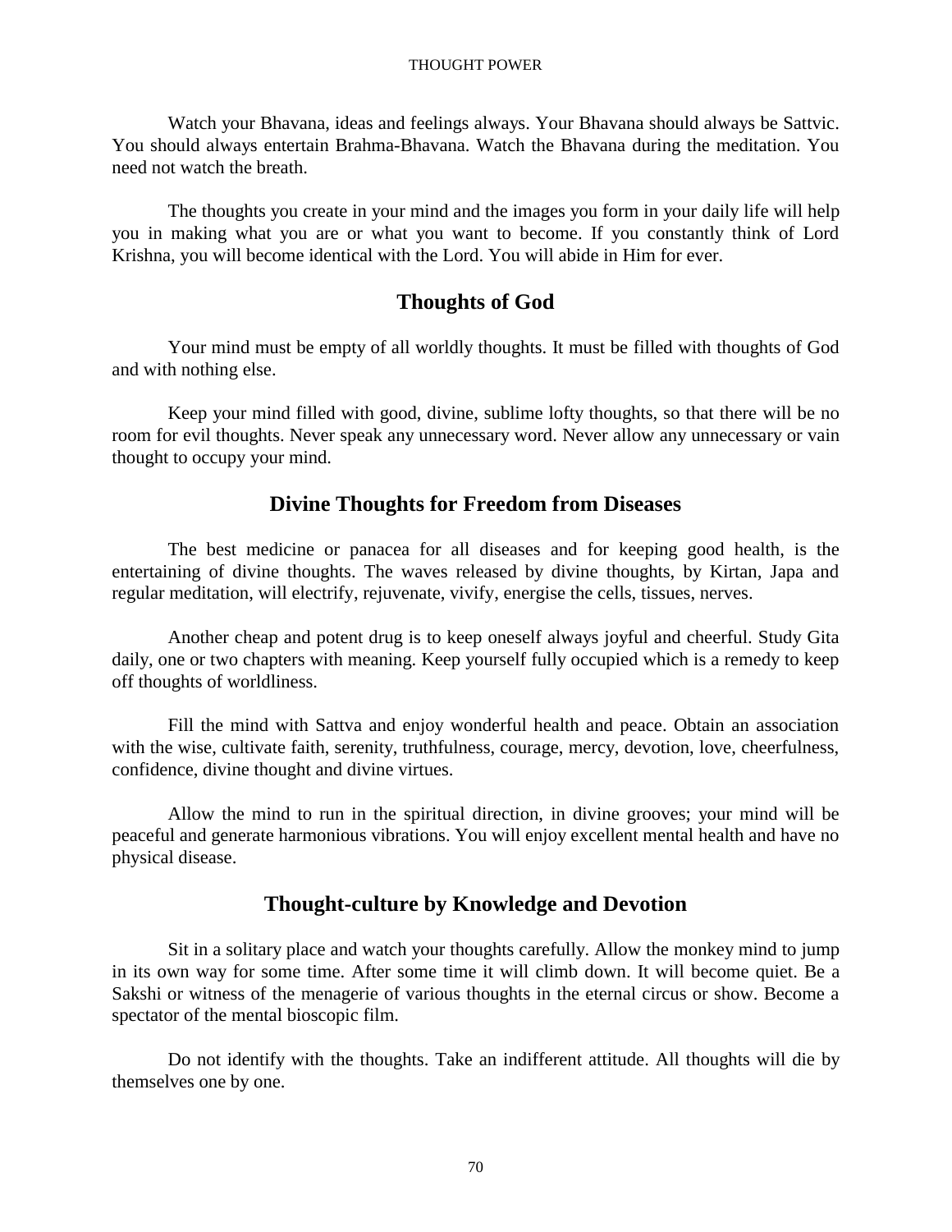Watch your Bhavana, ideas and feelings always. Your Bhavana should always be Sattvic. You should always entertain Brahma-Bhavana. Watch the Bhavana during the meditation. You need not watch the breath.

The thoughts you create in your mind and the images you form in your daily life will help you in making what you are or what you want to become. If you constantly think of Lord Krishna, you will become identical with the Lord. You will abide in Him for ever.

## Thoughts of God

Your mind must be empty of all worldly thoughts. It must be filled with thoughts of God and with nothing else.

Keep your mind filled with good, divine, sublime lofty thoughts, so that there will be no room for evil thoughts. Never speak any unnecessary word. Never allow any unnecessary or vain thought to occupy your mind.

## Divine Thoughts for Freedom from Diseases

The best medicine or panacea for all diseases and for keeping good health, is the entertaining of divine thoughts. The waves released by divine thoughts, by Kirtan, Japa and regular meditation, will electrify, rejuvenate, vivify, energise the cells, tissues, nerves.

Another cheap and potent drug is to keep oneself always joyful and cheerful. Study Gita daily, one or two chapters with meaning. Keep yourself fully occupied which is a remedy to keep off thoughts of worldliness.

Fill the mind with Sattva and enjoy wonderful health and peace. Obtain an association with the wise, cultivate faith, serenity, truthfulness, courage, mercy, devotion, love, cheerfulness, confidence, divine thought and divine virtues.

Allow the mind to run in the spiritual direction, in divine grooves; your mind will be peaceful and generate harmonious vibrations. You will enjoy excellent mental health and have no physical disease.

## Thought-culture by Knowledge and Devotion

Sit in a solitary place and watch your thoughts carefully. Allow the monkey mind to jump in its own way for some time. After some time it will climb down. It will become quiet. Be a Sakshi or witness of the menagerie of various thoughts in the eternal circus or show. Become a spectator of the mental bioscopic film.

Do not identify with the thoughts. Take an indifferent attitude. All thoughts will die by themselves one by one.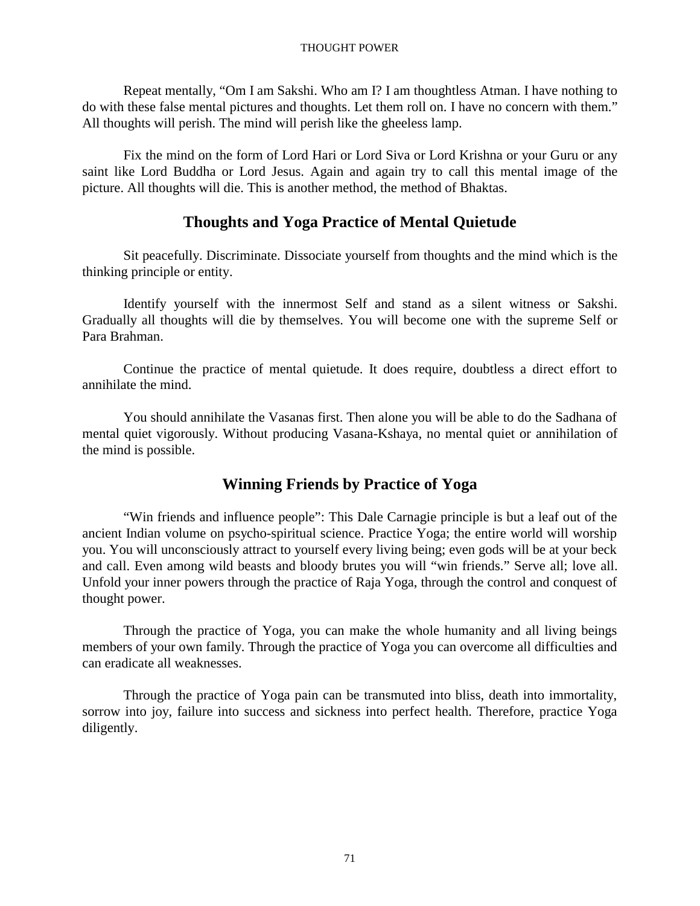Repeat mentally, "Om I am Sakshi. Who am I? I am thoughtless Atman. I have nothing to do with these false mental pictures and thoughts. Let them roll on. I have no concern with them." All thoughts will perish. The mind will perish like the gheeless lamp.

Fix the mind on the form of Lord Hari or Lord Siva or Lord Krishna or your Guru or any saint like Lord Buddha or Lord Jesus. Again and again try to call this mental image of the picture. All thoughts will die. This is another method, the method of Bhaktas.

## Thoughts and Yoga Practice of Mental Quietude

Sit peacefully. Discriminate. Dissociate yourself from thoughts and the mind which is the thinking principle or entity.

Identify yourself with the innermost Self and stand as a silent witness or Sakshi. Gradually all thoughts will die by themselves. You will become one with the supreme Self or Para Brahman.

Continue the practice of mental quietude. It does require, doubtless a direct effort to annihilate the mind.

You should annihilate the Vasanas first. Then alone you will be able to do the Sadhana of mental quiet vigorously. Without producing Vasana-Kshaya, no mental quiet or annihilation of the mind is possible.

## Winning Friends by Practice of Yoga

"Win friends and influence people": This Dale Carnagie principle is but a leaf out of the ancient Indian volume on psycho-spiritual science. Practice Yoga; the entire world will worship you. You will unconsciously attract to yourself every living being; even gods will be at your beck and call. Even among wild beasts and bloody brutes you will "win friends." Serve all; love all. Unfold your inner powers through the practice of Raja Yoga, through the control and conquest of thought power.

Through the practice of Yoga, you can make the whole humanity and all living beings members of your own family. Through the practice of Yoga you can overcome all difficulties and can eradicate all weaknesses.

Through the practice of Yoga pain can be transmuted into bliss, death into immortality, sorrow into joy, failure into success and sickness into perfect health. Therefore, practice Yoga diligently.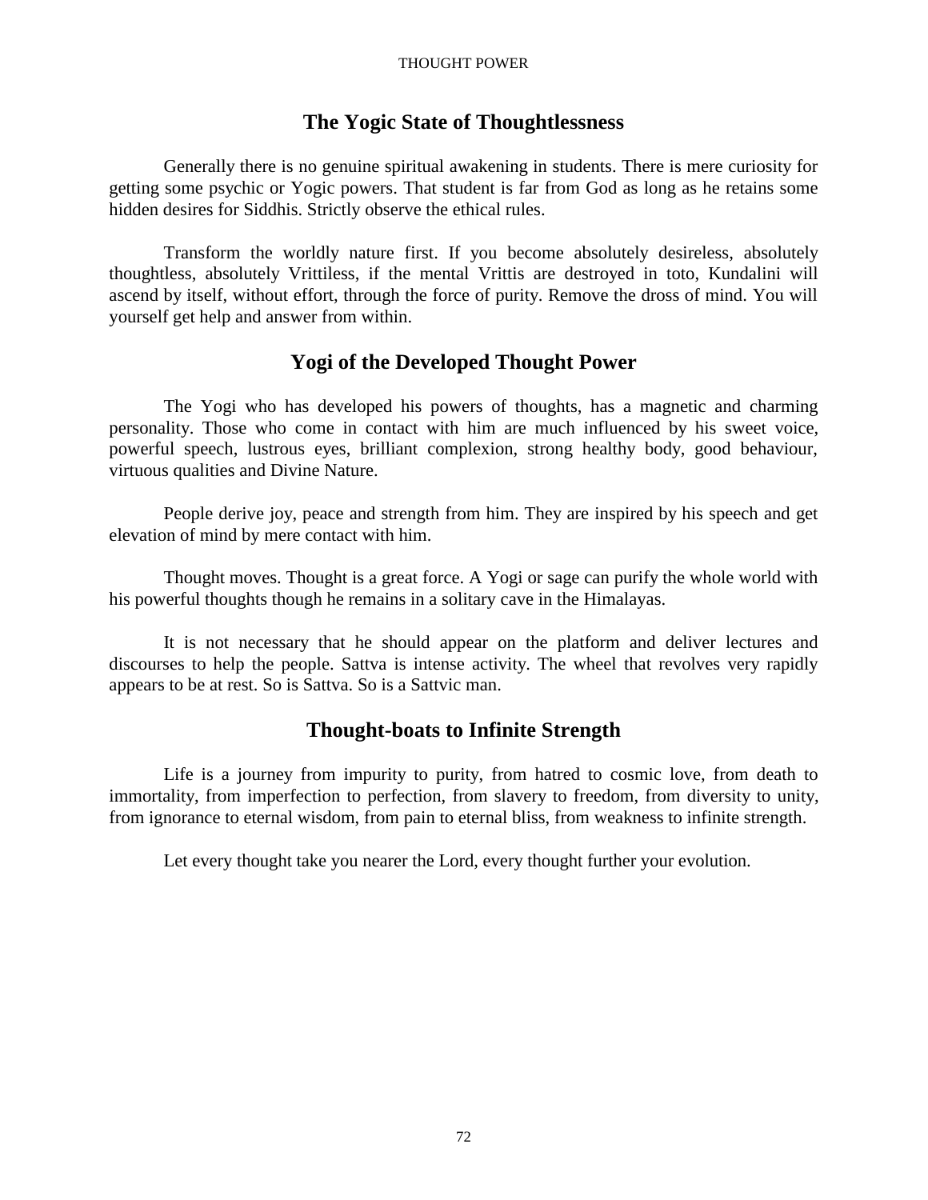## The Yogic State of Thoughtlessness

Generally there is no genuine spiritual awakening in students. There is mere curiosity for getting some psychic or Yogic powers. That student is far from God as long as he retains some hidden desires for Siddhis. Strictly observe the ethical rules.

Transform the worldly nature first. If you become absolutely desireless, absolutely thoughtless, absolutely Vrittiless, if the mental Vrittis are destroyed in toto, Kundalini will ascend by itself, without effort, through the force of purity. Remove the dross of mind. You will yourself get help and answer from within.

## Yogi of the Developed Thought Power

The Yogi who has developed his powers of thoughts, has a magnetic and charming personality. Those who come in contact with him are much influenced by his sweet voice, powerful speech, lustrous eyes, brilliant complexion, strong healthy body, good behaviour, virtuous qualities and Divine Nature.

People derive joy, peace and strength from him. They are inspired by his speech and get elevation of mind by mere contact with him.

Thought moves. Thought is a great force. A Yogi or sage can purify the whole world with his powerful thoughts though he remains in a solitary cave in the Himalayas.

It is not necessary that he should appear on the platform and deliver lectures and discourses to help the people. Sattva is intense activity. The wheel that revolves very rapidly appears to be at rest. So is Sattva. So is a Sattvic man.

## Thought-boats to Infinite Strength

Life is a journey from impurity to purity, from hatred to cosmic love, from death to immortality, from imperfection to perfection, from slavery to freedom, from diversity to unity, from ignorance to eternal wisdom, from pain to eternal bliss, from weakness to infinite strength.

Let every thought take you nearer the Lord, every thought further your evolution.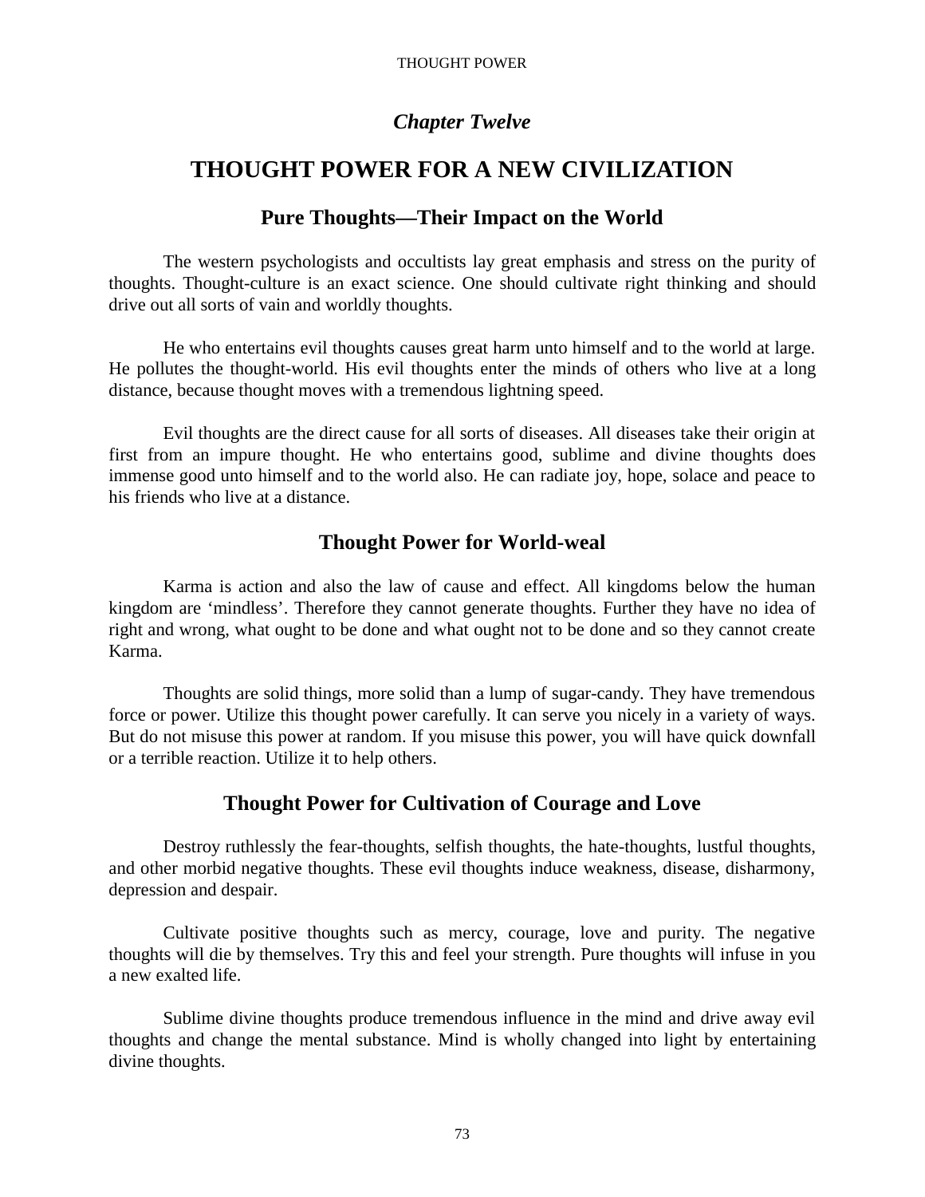*Chapter Twelve*

# THOUGHT POWER FOR A NEW CIVILIZATION

## Pure Thoughts—Their Impact on the World

The western psychologists and occultists lay great emphasis and stress on the purity of thoughts. Thought-culture is an exact science. One should cultivate right thinking and should drive out all sorts of vain and worldly thoughts.

He who entertains evil thoughts causes great harm unto himself and to the world at large. He pollutes the thought-world. His evil thoughts enter the minds of others who live at a long distance, because thought moves with a tremendous lightning speed.

Evil thoughts are the direct cause for all sorts of diseases. All diseases take their origin at first from an impure thought. He who entertains good, sublime and divine thoughts does immense good unto himself and to the world also. He can radiate joy, hope, solace and peace to his friends who live at a distance.

## Thought Power for World-weal

Karma is action and also the law of cause and effect. All kingdoms below the human kingdom are 'mindless'. Therefore they cannot generate thoughts. Further they have no idea of right and wrong, what ought to be done and what ought not to be done and so they cannot create Karma.

Thoughts are solid things, more solid than a lump of sugar-candy. They have tremendous force or power. Utilize this thought power carefully. It can serve you nicely in a variety of ways. But do not misuse this power at random. If you misuse this power, you will have quick downfall or a terrible reaction. Utilize it to help others.

## Thought Power for Cultivation of Courage and Love

Destroy ruthlessly the fear-thoughts, selfish thoughts, the hate-thoughts, lustful thoughts, and other morbid negative thoughts. These evil thoughts induce weakness, disease, disharmony, depression and despair.

Cultivate positive thoughts such as mercy, courage, love and purity. The negative thoughts will die by themselves. Try this and feel your strength. Pure thoughts will infuse in you a new exalted life.

Sublime divine thoughts produce tremendous influence in the mind and drive away evil thoughts and change the mental substance. Mind is wholly changed into light by entertaining divine thoughts.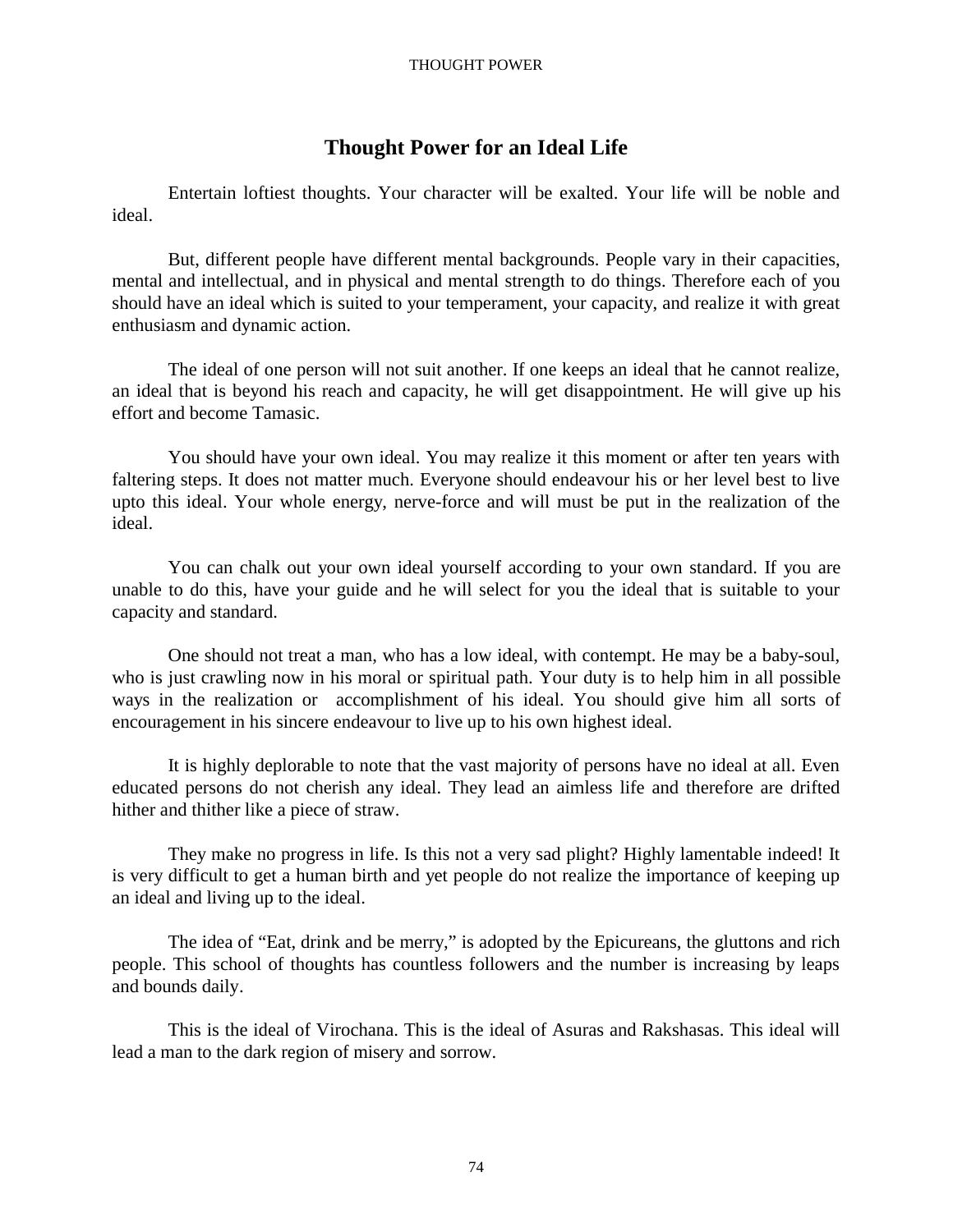## Thought Power for an Ideal Life

Entertain loftiest thoughts. Your character will be exalted. Your life will be noble and ideal.

But, different people have different mental backgrounds. People vary in their capacities, mental and intellectual, and in physical and mental strength to do things. Therefore each of you should have an ideal which is suited to your temperament, your capacity, and realize it with great enthusiasm and dynamic action.

The ideal of one person will not suit another. If one keeps an ideal that he cannot realize, an ideal that is beyond his reach and capacity, he will get disappointment. He will give up his effort and become Tamasic.

You should have your own ideal. You may realize it this moment or after ten years with faltering steps. It does not matter much. Everyone should endeavour his or her level best to live upto this ideal. Your whole energy, nerve-force and will must be put in the realization of the ideal.

You can chalk out your own ideal yourself according to your own standard. If you are unable to do this, have your guide and he will select for you the ideal that is suitable to your capacity and standard.

One should not treat a man, who has a low ideal, with contempt. He may be a baby-soul, who is just crawling now in his moral or spiritual path. Your duty is to help him in all possible ways in the realization or accomplishment of his ideal. You should give him all sorts of encouragement in his sincere endeavour to live up to his own highest ideal.

It is highly deplorable to note that the vast majority of persons have no ideal at all. Even educated persons do not cherish any ideal. They lead an aimless life and therefore are drifted hither and thither like a piece of straw.

They make no progress in life. Is this not a very sad plight? Highly lamentable indeed! It is very difficult to get a human birth and yet people do not realize the importance of keeping up an ideal and living up to the ideal.

The idea of "Eat, drink and be merry," is adopted by the Epicureans, the gluttons and rich people. This school of thoughts has countless followers and the number is increasing by leaps and bounds daily.

This is the ideal of Virochana. This is the ideal of Asuras and Rakshasas. This ideal will lead a man to the dark region of misery and sorrow.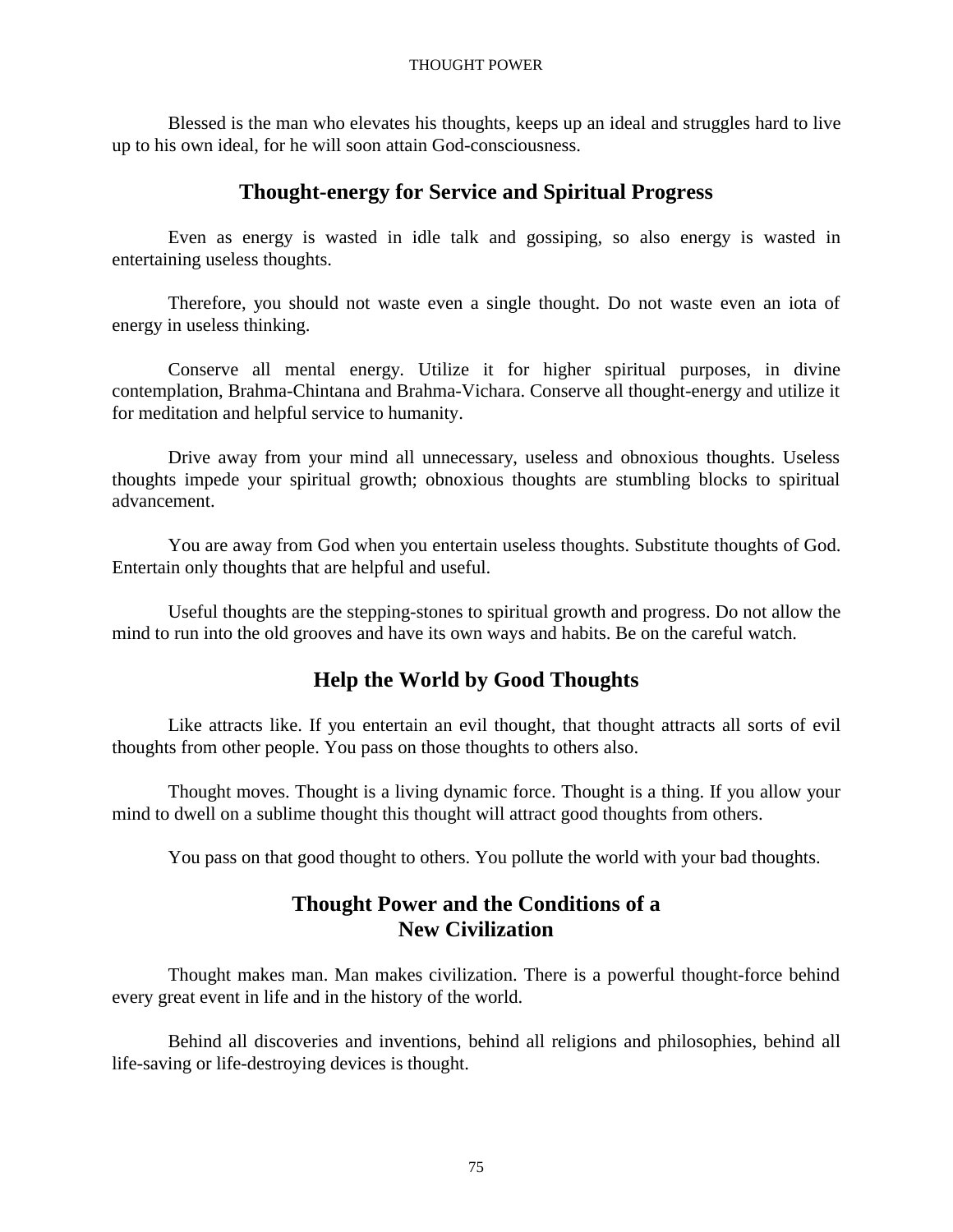Blessed is the man who elevates his thoughts, keeps up an ideal and struggles hard to live up to his own ideal, for he will soon attain God-consciousness.

## Thought-energy for Service and Spiritual Progress

Even as energy is wasted in idle talk and gossiping, so also energy is wasted in entertaining useless thoughts.

Therefore, you should not waste even a single thought. Do not waste even an iota of energy in useless thinking.

Conserve all mental energy. Utilize it for higher spiritual purposes, in divine contemplation, Brahma-Chintana and Brahma-Vichara. Conserve all thought-energy and utilize it for meditation and helpful service to humanity.

Drive away from your mind all unnecessary, useless and obnoxious thoughts. Useless thoughts impede your spiritual growth; obnoxious thoughts are stumbling blocks to spiritual advancement.

You are away from God when you entertain useless thoughts. Substitute thoughts of God. Entertain only thoughts that are helpful and useful.

Useful thoughts are the stepping-stones to spiritual growth and progress. Do not allow the mind to run into the old grooves and have its own ways and habits. Be on the careful watch.

## Help the World by Good Thoughts

Like attracts like. If you entertain an evil thought, that thought attracts all sorts of evil thoughts from other people. You pass on those thoughts to others also.

Thought moves. Thought is a living dynamic force. Thought is a thing. If you allow your mind to dwell on a sublime thought this thought will attract good thoughts from others.

You pass on that good thought to others. You pollute the world with your bad thoughts.

## Thought Power and the Conditions of a New Civilization

Thought makes man. Man makes civilization. There is a powerful thought-force behind every great event in life and in the history of the world.

Behind all discoveries and inventions, behind all religions and philosophies, behind all life-saving or life-destroying devices is thought.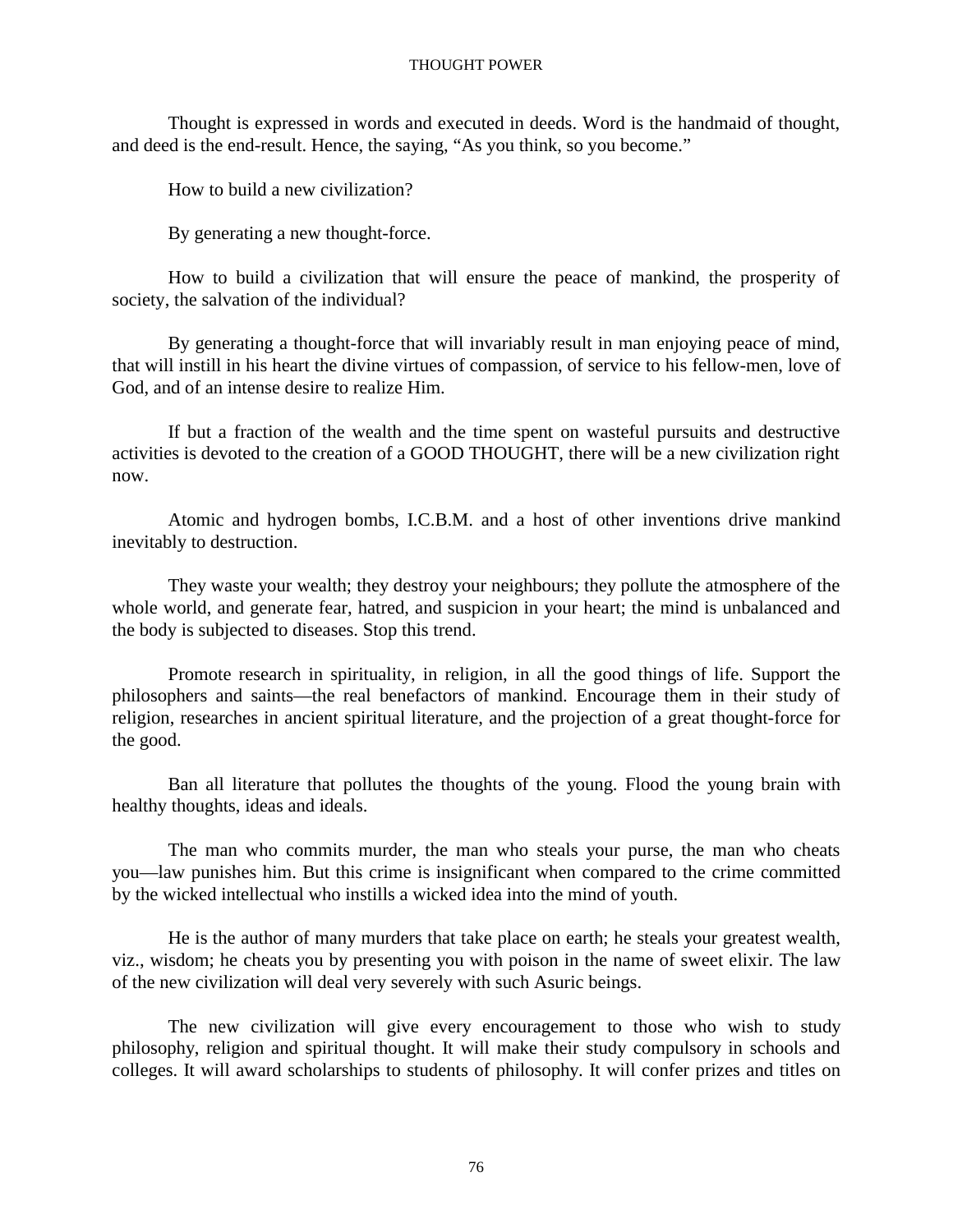Thought is expressed in words and executed in deeds. Word is the handmaid of thought, and deed is the end-result. Hence, the saying, "As you think, so you become."

How to build a new civilization?

By generating a new thought-force.

How to build a civilization that will ensure the peace of mankind, the prosperity of society, the salvation of the individual?

By generating a thought-force that will invariably result in man enjoying peace of mind, that will instill in his heart the divine virtues of compassion, of service to his fellow-men, love of God, and of an intense desire to realize Him.

If but a fraction of the wealth and the time spent on wasteful pursuits and destructive activities is devoted to the creation of a GOOD THOUGHT, there will be a new civilization right now.

Atomic and hydrogen bombs, I.C.B.M. and a host of other inventions drive mankind inevitably to destruction.

They waste your wealth; they destroy your neighbours; they pollute the atmosphere of the whole world, and generate fear, hatred, and suspicion in your heart; the mind is unbalanced and the body is subjected to diseases. Stop this trend.

Promote research in spirituality, in religion, in all the good things of life. Support the philosophers and saints—the real benefactors of mankind. Encourage them in their study of religion, researches in ancient spiritual literature, and the projection of a great thought-force for the good.

Ban all literature that pollutes the thoughts of the young. Flood the young brain with healthy thoughts, ideas and ideals.

The man who commits murder, the man who steals your purse, the man who cheats you—law punishes him. But this crime is insignificant when compared to the crime committed by the wicked intellectual who instills a wicked idea into the mind of youth.

He is the author of many murders that take place on earth; he steals your greatest wealth, viz., wisdom; he cheats you by presenting you with poison in the name of sweet elixir. The law of the new civilization will deal very severely with such Asuric beings.

The new civilization will give every encouragement to those who wish to study philosophy, religion and spiritual thought. It will make their study compulsory in schools and colleges. It will award scholarships to students of philosophy. It will confer prizes and titles on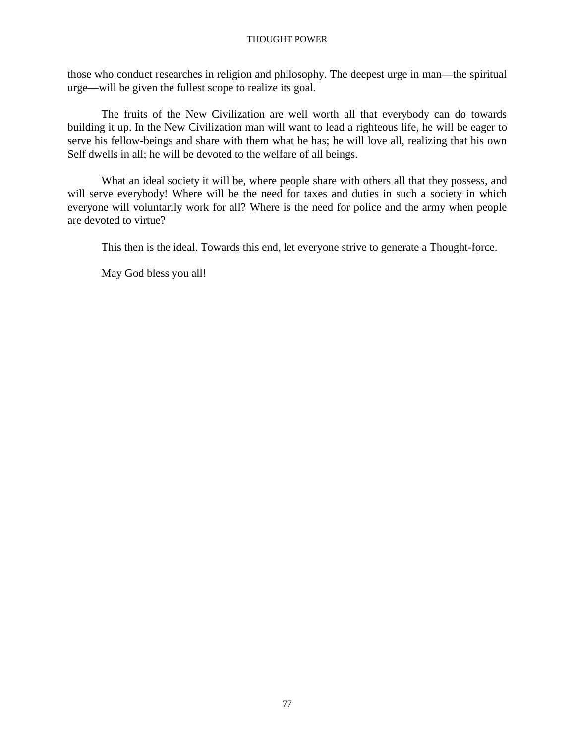those who conduct researches in religion and philosophy. The deepest urge in man—the spiritual urge—will be given the fullest scope to realize its goal.

The fruits of the New Civilization are well worth all that everybody can do towards building it up. In the New Civilization man will want to lead a righteous life, he will be eager to serve his fellow-beings and share with them what he has; he will love all, realizing that his own Self dwells in all; he will be devoted to the welfare of all beings.

What an ideal society it will be, where people share with others all that they possess, and will serve everybody! Where will be the need for taxes and duties in such a society in which everyone will voluntarily work for all? Where is the need for police and the army when people are devoted to virtue?

This then is the ideal. Towards this end, let everyone strive to generate a Thought-force.

May God bless you all!